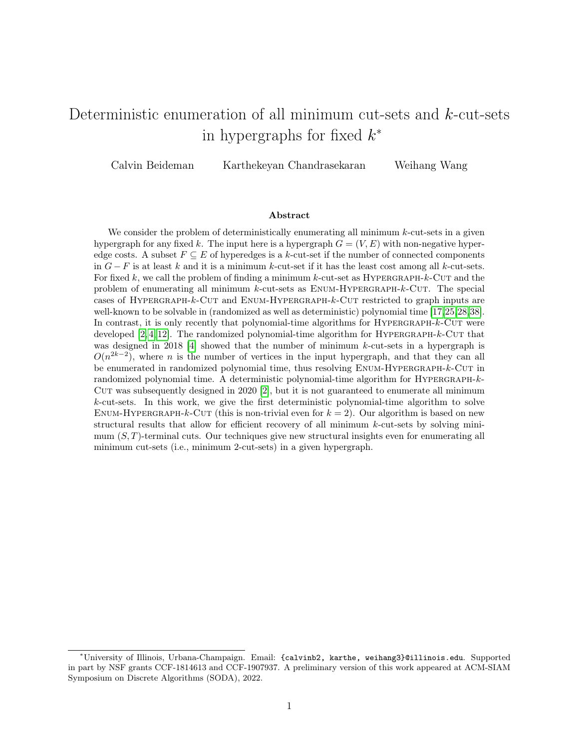# Deterministic enumeration of all minimum cut-sets and $k$-cut-sets in hypergraphs for fixed $k$*

Calvin Beideman  Karthekeyan Chandrasekaran  Weihang Wang

### Abstract

We consider the problem of deterministically enumerating all minimum $k$-cut-sets in a given hypergraph for any fixed $k$. The input here is a hypergraph $G = (V, E)$ with non-negative hyperedge costs. A subset $F \subseteq E$ of hyperedges is a $k$-cut-set if the number of connected components in $G - F$ is at least $k$ and it is a minimum $k$-cut-set if it has the least cost among all $k$-cut-sets. For fixed $k$, we call the problem of finding a minimum $k$-cut-set as Hypergraph-$k$-Cut and the problem of enumerating all minimum $k$-cut-sets as Enum-Hypergraph-$k$-Cut. The special cases of Hypergraph-$k$-Cut and Enum-Hypergraph-$k$-Cut restricted to graph inputs are well-known to be solvable in (randomized as well as deterministic) polynomial time [17,25,28,38]. In contrast, it is only recently that polynomial-time algorithms for Hypergraph-$k$-Cut were developed [2,4,12]. The randomized polynomial-time algorithm for Hypergraph-$k$-Cut that was designed in 2018 [4] showed that the number of minimum $k$-cut-sets in a hypergraph is $O(n^{2k-2})$, where $n$ is the number of vertices in the input hypergraph, and that they can all be enumerated in randomized polynomial time, thus resolving Enum-Hypergraph-$k$-Cut in randomized polynomial time. A deterministic polynomial-time algorithm for Hypergraph-$k$-Cut was subsequently designed in 2020 [2], but it is not guaranteed to enumerate all minimum $k$-cut-sets. In this work, we give the first deterministic polynomial-time algorithm to solve Enum-Hypergraph-$k$-Cut (this is non-trivial even for $k = 2$). Our algorithm is based on new structural results that allow for efficient recovery of all minimum $k$-cut-sets by solving minimum $(S, T)$-terminal cuts. Our techniques give new structural insights even for enumerating all minimum cut-sets (i.e., minimum 2-cut-sets) in a given hypergraph.

---

*University of Illinois, Urbana-Champaign. Email: `{calvinb2, karthe, weihang3}@illinois.edu`. Supported in part by NSF grants CCF-1814613 and CCF-1907937. A preliminary version of this work appeared at ACM-SIAM Symposium on Discrete Algorithms (SODA), 2022.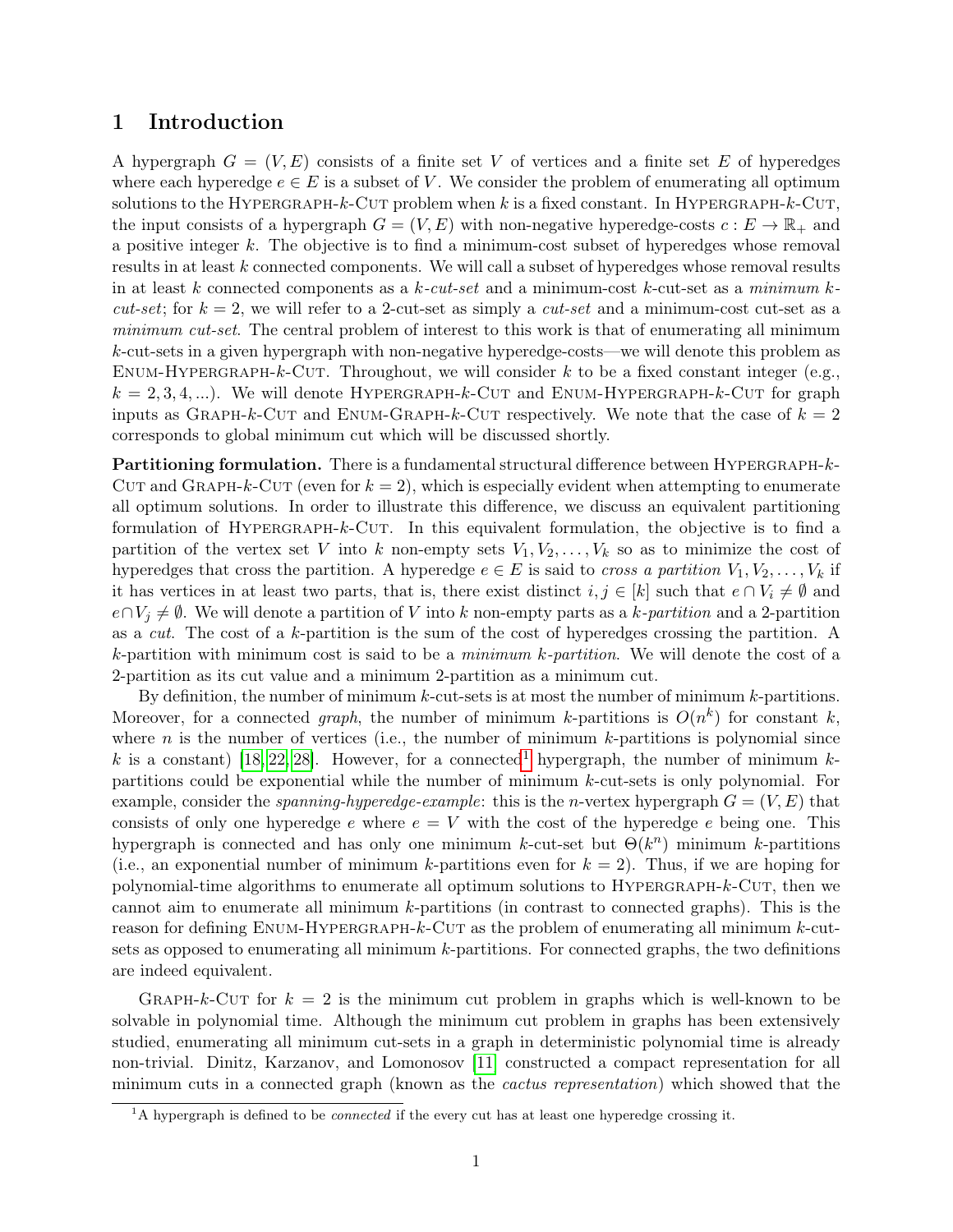## 1 Introduction

A hypergraph $G = (V, E)$ consists of a finite set $V$ of vertices and a finite set $E$ of hyperedges where each hyperedge $e \in E$ is a subset of $V$. We consider the problem of enumerating all optimum solutions to the Hypergraph-$k$-Cut problem when $k$ is a fixed constant. In Hypergraph-$k$-Cut, the input consists of a hypergraph $G = (V, E)$ with non-negative hyperedge-costs $c : E \to \mathbb{R}_+$ and a positive integer $k$. The objective is to find a minimum-cost subset of hyperedges whose removal results in at least $k$ connected components. We will call a subset of hyperedges whose removal results in at least $k$ connected components as a *$k$-cut-set* and a minimum-cost $k$-cut-set as a *minimum $k$-cut-set*; for $k = 2$, we will refer to a 2-cut-set as simply a *cut-set* and a minimum-cost cut-set as a *minimum cut-set*. The central problem of interest to this work is that of enumerating all minimum $k$-cut-sets in a given hypergraph with non-negative hyperedge-costs—we will denote this problem as Enum-Hypergraph-$k$-Cut. Throughout, we will consider $k$ to be a fixed constant integer (e.g., $k = 2, 3, 4, \ldots$). We will denote Hypergraph-$k$-Cut and Enum-Hypergraph-$k$-Cut for graph inputs as Graph-$k$-Cut and Enum-Graph-$k$-Cut respectively. We note that the case of $k = 2$ corresponds to global minimum cut which will be discussed shortly.

**Partitioning formulation.** There is a fundamental structural difference between Hypergraph-$k$-Cut and Graph-$k$-Cut (even for $k = 2$), which is especially evident when attempting to enumerate all optimum solutions. In order to illustrate this difference, we discuss an equivalent partitioning formulation of Hypergraph-$k$-Cut. In this equivalent formulation, the objective is to find a partition of the vertex set $V$ into $k$ non-empty sets $V_1, V_2, \ldots, V_k$ so as to minimize the cost of hyperedges that cross the partition. A hyperedge $e \in E$ is said to *cross a partition* $V_1, V_2, \ldots, V_k$ if it has vertices in at least two parts, that is, there exist distinct $i, j \in [k]$ such that $e \cap V_i \neq \emptyset$ and $e \cap V_j \neq \emptyset$. We will denote a partition of $V$ into $k$ non-empty parts as a *$k$-partition* and a 2-partition as a *cut*. The cost of a $k$-partition is the sum of the cost of hyperedges crossing the partition. A $k$-partition with minimum cost is said to be a *minimum $k$-partition*. We will denote the cost of a 2-partition as its cut value and a minimum 2-partition as a minimum cut.

By definition, the number of minimum $k$-cut-sets is at most the number of minimum $k$-partitions. Moreover, for a connected *graph*, the number of minimum $k$-partitions is $O(n^k)$ for constant $k$, where $n$ is the number of vertices (i.e., the number of minimum $k$-partitions is polynomial since $k$ is a constant) [18, 22, 28]. However, for a connected[1] hypergraph, the number of minimum $k$-partitions could be exponential while the number of minimum $k$-cut-sets is only polynomial. For example, consider the *spanning-hyperedge-example*: this is the $n$-vertex hypergraph $G = (V, E)$ that consists of only one hyperedge $e$ where $e = V$ with the cost of the hyperedge $e$ being one. This hypergraph is connected and has only one minimum $k$-cut-set but $\Theta(k^n)$ minimum $k$-partitions (i.e., an exponential number of minimum $k$-partitions even for $k = 2$). Thus, if we are hoping for polynomial-time algorithms to enumerate all optimum solutions to Hypergraph-$k$-Cut, then we cannot aim to enumerate all minimum $k$-partitions (in contrast to connected graphs). This is the reason for defining Enum-Hypergraph-$k$-Cut as the problem of enumerating all minimum $k$-cut-sets as opposed to enumerating all minimum $k$-partitions. For connected graphs, the two definitions are indeed equivalent.

Graph-$k$-Cut for $k = 2$ is the minimum cut problem in graphs which is well-known to be solvable in polynomial time. Although the minimum cut problem in graphs has been extensively studied, enumerating all minimum cut-sets in a graph in deterministic polynomial time is already non-trivial. Dinitz, Karzanov, and Lomonosov [11] constructed a compact representation for all minimum cuts in a connected graph (known as the *cactus representation*) which showed that the

[1] A hypergraph is defined to be *connected* if the every cut has at least one hyperedge crossing it.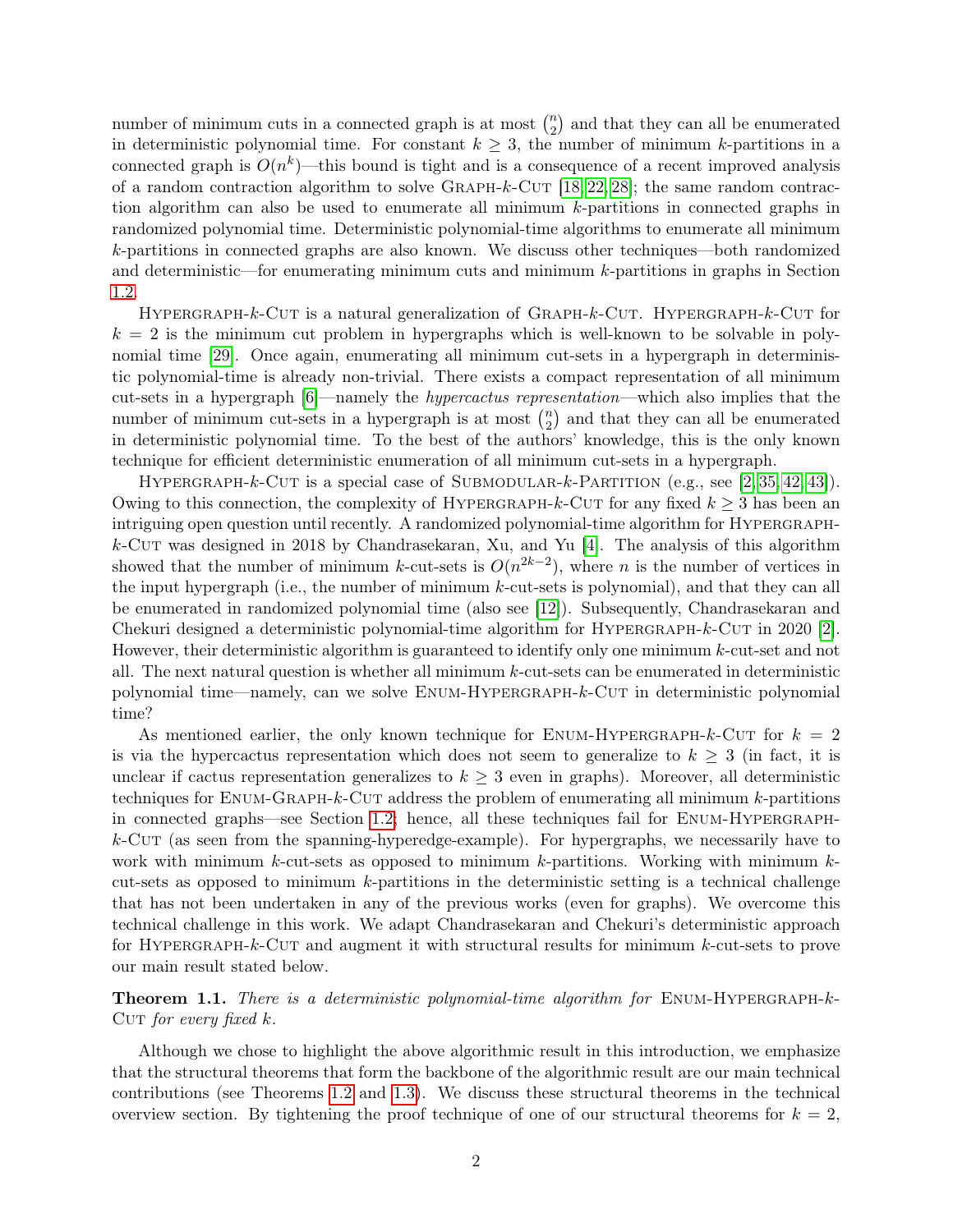number of minimum cuts in a connected graph is at most $\binom{n}{2}$ and that they can all be enumerated in deterministic polynomial time. For constant $k \geq 3$, the number of minimum $k$-partitions in a connected graph is $O(n^k)$—this bound is tight and is a consequence of a recent improved analysis of a random contraction algorithm to solve GRAPH-$k$-CUT [18, 22, 28]; the same random contraction algorithm can also be used to enumerate all minimum $k$-partitions in connected graphs in randomized polynomial time. Deterministic polynomial-time algorithms to enumerate all minimum $k$-partitions in connected graphs are also known. We discuss other techniques—both randomized and deterministic—for enumerating minimum cuts and minimum $k$-partitions in graphs in Section 1.2.

HYPERGRAPH-$k$-CUT is a natural generalization of GRAPH-$k$-CUT. HYPERGRAPH-$k$-CUT for $k = 2$ is the minimum cut problem in hypergraphs which is well-known to be solvable in polynomial time [29]. Once again, enumerating all minimum cut-sets in a hypergraph in deterministic polynomial-time is already non-trivial. There exists a compact representation of all minimum cut-sets in a hypergraph [6]—namely the *hypercactus representation*—which also implies that the number of minimum cut-sets in a hypergraph is at most $\binom{n}{2}$ and that they can all be enumerated in deterministic polynomial time. To the best of the authors' knowledge, this is the only known technique for efficient deterministic enumeration of all minimum cut-sets in a hypergraph.

HYPERGRAPH-$k$-CUT is a special case of SUBMODULAR-$k$-PARTITION (e.g., see [2, 35, 42, 43]). Owing to this connection, the complexity of HYPERGRAPH-$k$-CUT for any fixed $k \geq 3$ has been an intriguing open question until recently. A randomized polynomial-time algorithm for HYPERGRAPH-$k$-CUT was designed in 2018 by Chandrasekaran, Xu, and Yu [4]. The analysis of this algorithm showed that the number of minimum $k$-cut-sets is $O(n^{2k-2})$, where $n$ is the number of vertices in the input hypergraph (i.e., the number of minimum $k$-cut-sets is polynomial), and that they can all be enumerated in randomized polynomial time (also see [12]). Subsequently, Chandrasekaran and Chekuri designed a deterministic polynomial-time algorithm for HYPERGRAPH-$k$-CUT in 2020 [2]. However, their deterministic algorithm is guaranteed to identify only one minimum $k$-cut-set and not all. The next natural question is whether all minimum $k$-cut-sets can be enumerated in deterministic polynomial time—namely, can we solve ENUM-HYPERGRAPH-$k$-CUT in deterministic polynomial time?

As mentioned earlier, the only known technique for ENUM-HYPERGRAPH-$k$-CUT for $k = 2$ is via the hypercactus representation which does not seem to generalize to $k \geq 3$ (in fact, it is unclear if cactus representation generalizes to $k \geq 3$ even in graphs). Moreover, all deterministic techniques for ENUM-GRAPH-$k$-CUT address the problem of enumerating all minimum $k$-partitions in connected graphs—see Section 1.2; hence, all these techniques fail for ENUM-HYPERGRAPH-$k$-CUT (as seen from the spanning-hyperedge-example). For hypergraphs, we necessarily have to work with minimum $k$-cut-sets as opposed to minimum $k$-partitions. Working with minimum $k$-cut-sets as opposed to minimum $k$-partitions in the deterministic setting is a technical challenge that has not been undertaken in any of the previous works (even for graphs). We overcome this technical challenge in this work. We adapt Chandrasekaran and Chekuri's deterministic approach for HYPERGRAPH-$k$-CUT and augment it with structural results for minimum $k$-cut-sets to prove our main result stated below.

**Theorem 1.1.** *There is a deterministic polynomial-time algorithm for* ENUM-HYPERGRAPH-$k$-CUT *for every fixed* $k$.

Although we chose to highlight the above algorithmic result in this introduction, we emphasize that the structural theorems that form the backbone of the algorithmic result are our main technical contributions (see Theorems 1.2 and 1.3). We discuss these structural theorems in the technical overview section. By tightening the proof technique of one of our structural theorems for $k = 2$,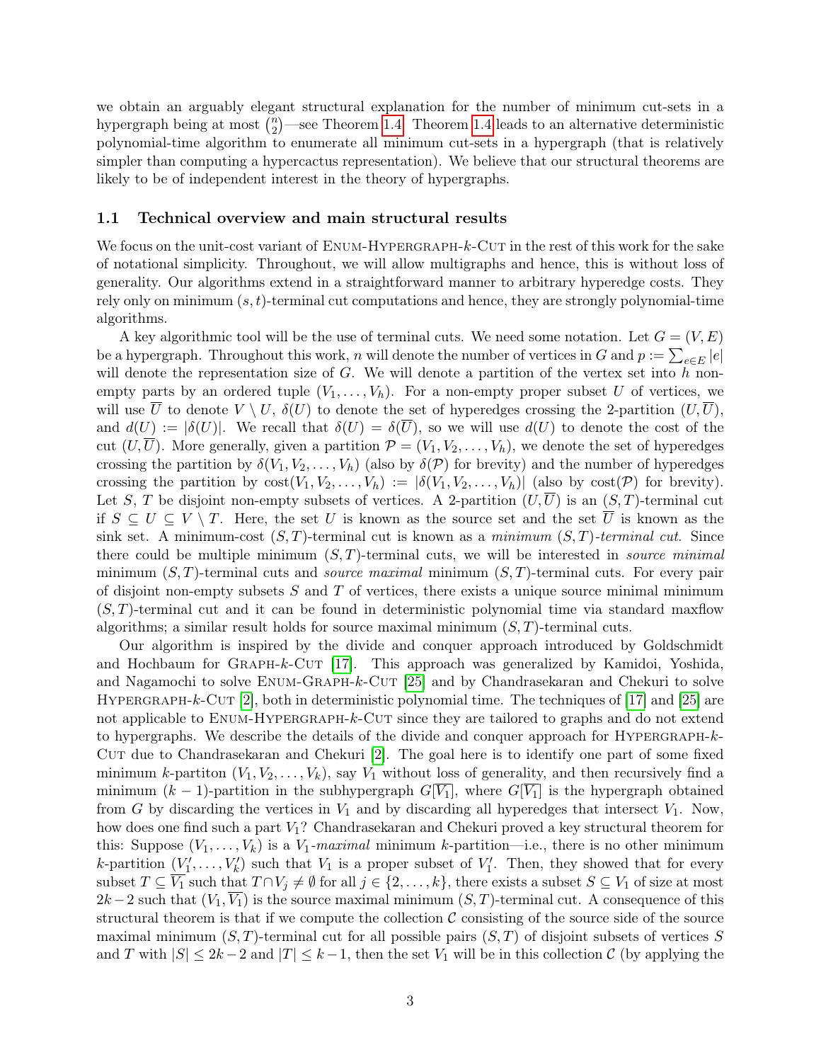we obtain an arguably elegant structural explanation for the number of minimum cut-sets in a hypergraph being at most $\binom{n}{2}$—see Theorem 1.4. Theorem 1.4 leads to an alternative deterministic polynomial-time algorithm to enumerate all minimum cut-sets in a hypergraph (that is relatively simpler than computing a hypercactus representation). We believe that our structural theorems are likely to be of independent interest in the theory of hypergraphs.

### 1.1 Technical overview and main structural results

We focus on the unit-cost variant of Enum-Hypergraph-$k$-Cut in the rest of this work for the sake of notational simplicity. Throughout, we will allow multigraphs and hence, this is without loss of generality. Our algorithms extend in a straightforward manner to arbitrary hyperedge costs. They rely only on minimum $(s,t)$-terminal cut computations and hence, they are strongly polynomial-time algorithms.

A key algorithmic tool will be the use of terminal cuts. We need some notation. Let $G = (V, E)$ be a hypergraph. Throughout this work, $n$ will denote the number of vertices in $G$ and $p := \sum_{e \in E} |e|$ will denote the representation size of $G$. We will denote a partition of the vertex set into $h$ non-empty parts by an ordered tuple $(V_1, \ldots, V_h)$. For a non-empty proper subset $U$ of vertices, we will use $\overline{U}$ to denote $V \setminus U$, $\delta(U)$ to denote the set of hyperedges crossing the 2-partition $(U, \overline{U})$, and $d(U) := |\delta(U)|$. We recall that $\delta(U) = \delta(\overline{U})$, so we will use $d(U)$ to denote the cost of the cut $(U, \overline{U})$. More generally, given a partition $\mathcal{P} = (V_1, V_2, \ldots, V_h)$, we denote the set of hyperedges crossing the partition by $\delta(V_1, V_2, \ldots, V_h)$ (also by $\delta(\mathcal{P})$ for brevity) and the number of hyperedges crossing the partition by $\text{cost}(V_1, V_2, \ldots, V_h) := |\delta(V_1, V_2, \ldots, V_h)|$ (also by $\text{cost}(\mathcal{P})$ for brevity). Let $S$, $T$ be disjoint non-empty subsets of vertices. A 2-partition $(U, \overline{U})$ is an $(S,T)$-terminal cut if $S \subseteq U \subseteq V \setminus T$. Here, the set $U$ is known as the source set and the set $\overline{U}$ is known as the sink set. A minimum-cost $(S,T)$-terminal cut is known as a *minimum $(S,T)$-terminal cut*. Since there could be multiple minimum $(S,T)$-terminal cuts, we will be interested in *source minimal* minimum $(S,T)$-terminal cuts and *source maximal* minimum $(S,T)$-terminal cuts. For every pair of disjoint non-empty subsets $S$ and $T$ of vertices, there exists a unique source minimal minimum $(S,T)$-terminal cut and it can be found in deterministic polynomial time via standard maxflow algorithms; a similar result holds for source maximal minimum $(S,T)$-terminal cuts.

Our algorithm is inspired by the divide and conquer approach introduced by Goldschmidt and Hochbaum for Graph-$k$-Cut [17]. This approach was generalized by Kamidoi, Yoshida, and Nagamochi to solve Enum-Graph-$k$-Cut [25] and by Chandrasekaran and Chekuri to solve Hypergraph-$k$-Cut [2], both in deterministic polynomial time. The techniques of [17] and [25] are not applicable to Enum-Hypergraph-$k$-Cut since they are tailored to graphs and do not extend to hypergraphs. We describe the details of the divide and conquer approach for Hypergraph-$k$-Cut due to Chandrasekaran and Chekuri [2]. The goal here is to identify one part of some fixed minimum $k$-partiton $(V_1, V_2, \ldots, V_k)$, say $V_1$ without loss of generality, and then recursively find a minimum $(k-1)$-partition in the subhypergraph $G[\overline{V_1}]$, where $G[\overline{V_1}]$ is the hypergraph obtained from $G$ by discarding the vertices in $V_1$ and by discarding all hyperedges that intersect $V_1$. Now, how does one find such a part $V_1$? Chandrasekaran and Chekuri proved a key structural theorem for this: Suppose $(V_1, \ldots, V_k)$ is a $V_1$-*maximal* minimum $k$-partition—i.e., there is no other minimum $k$-partition $(V_1', \ldots, V_k')$ such that $V_1$ is a proper subset of $V_1'$. Then, they showed that for every subset $T \subseteq \overline{V_1}$ such that $T \cap V_j \neq \emptyset$ for all $j \in \{2, \ldots, k\}$, there exists a subset $S \subseteq V_1$ of size at most $2k-2$ such that $(V_1, \overline{V_1})$ is the source maximal minimum $(S,T)$-terminal cut. A consequence of this structural theorem is that if we compute the collection $\mathcal{C}$ consisting of the source side of the source maximal minimum $(S,T)$-terminal cut for all possible pairs $(S,T)$ of disjoint subsets of vertices $S$ and $T$ with $|S| \leq 2k-2$ and $|T| \leq k-1$, then the set $V_1$ will be in this collection $\mathcal{C}$ (by applying the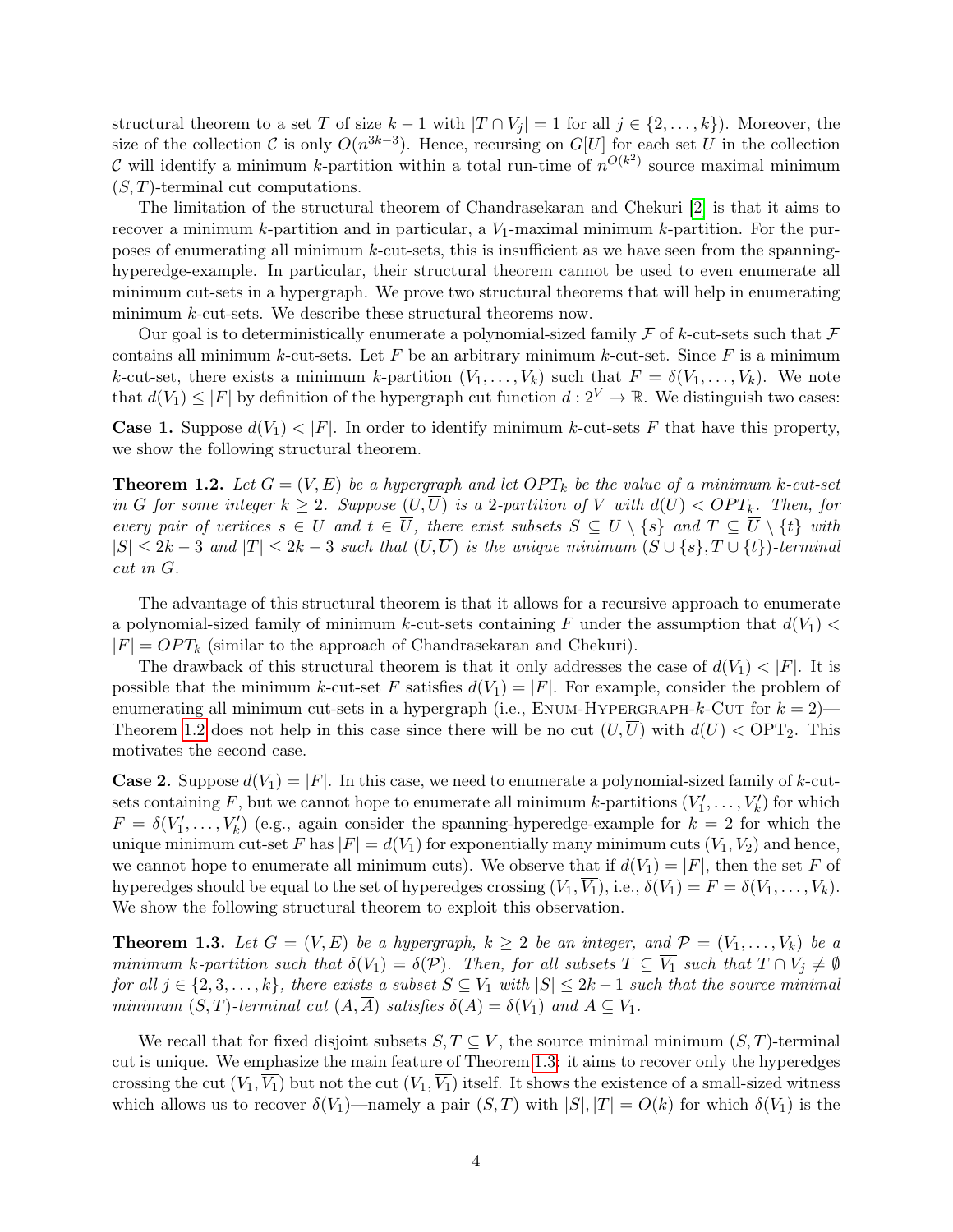structural theorem to a set $T$ of size $k-1$ with $|T \cap V_j| = 1$ for all $j \in \{2, \ldots, k\}$). Moreover, the size of the collection $\mathcal{C}$ is only $O(n^{3k-3})$. Hence, recursing on $G[\overline{U}]$ for each set $U$ in the collection $\mathcal{C}$ will identify a minimum $k$-partition within a total run-time of $n^{O(k^2)}$ source maximal minimum $(S, T)$-terminal cut computations.

The limitation of the structural theorem of Chandrasekaran and Chekuri [2] is that it aims to recover a minimum $k$-partition and in particular, a $V_1$-maximal minimum $k$-partition. For the purposes of enumerating all minimum $k$-cut-sets, this is insufficient as we have seen from the spanning-hyperedge-example. In particular, their structural theorem cannot be used to even enumerate all minimum cut-sets in a hypergraph. We prove two structural theorems that will help in enumerating minimum $k$-cut-sets. We describe these structural theorems now.

Our goal is to deterministically enumerate a polynomial-sized family $\mathcal{F}$ of $k$-cut-sets such that $\mathcal{F}$ contains all minimum $k$-cut-sets. Let $F$ be an arbitrary minimum $k$-cut-set. Since $F$ is a minimum $k$-cut-set, there exists a minimum $k$-partition $(V_1, \ldots, V_k)$ such that $F = \delta(V_1, \ldots, V_k)$. We note that $d(V_1) \leq |F|$ by definition of the hypergraph cut function $d : 2^V \to \mathbb{R}$. We distinguish two cases:

**Case 1.** Suppose $d(V_1) < |F|$. In order to identify minimum $k$-cut-sets $F$ that have this property, we show the following structural theorem.

**Theorem 1.2.** *Let $G = (V, E)$ be a hypergraph and let $OPT_k$ be the value of a minimum $k$-cut-set in $G$ for some integer $k \geq 2$. Suppose $(U, \overline{U})$ is a 2-partition of $V$ with $d(U) < OPT_k$. Then, for every pair of vertices $s \in U$ and $t \in \overline{U}$, there exist subsets $S \subseteq U \setminus \{s\}$ and $T \subseteq \overline{U} \setminus \{t\}$ with $|S| \leq 2k-3$ and $|T| \leq 2k-3$ such that $(U, \overline{U})$ is the unique minimum $(S \cup \{s\}, T \cup \{t\})$-terminal cut in $G$.*

The advantage of this structural theorem is that it allows for a recursive approach to enumerate a polynomial-sized family of minimum $k$-cut-sets containing $F$ under the assumption that $d(V_1) < |F| = OPT_k$ (similar to the approach of Chandrasekaran and Chekuri).

The drawback of this structural theorem is that it only addresses the case of $d(V_1) < |F|$. It is possible that the minimum $k$-cut-set $F$ satisfies $d(V_1) = |F|$. For example, consider the problem of enumerating all minimum cut-sets in a hypergraph (i.e., Enum-Hypergraph-$k$-Cut for $k = 2$)—Theorem 1.2 does not help in this case since there will be no cut $(U, \overline{U})$ with $d(U) < \text{OPT}_2$. This motivates the second case.

**Case 2.** Suppose $d(V_1) = |F|$. In this case, we need to enumerate a polynomial-sized family of $k$-cut-sets containing $F$, but we cannot hope to enumerate all minimum $k$-partitions $(V'_1, \ldots, V'_k)$ for which $F = \delta(V'_1, \ldots, V'_k)$ (e.g., again consider the spanning-hyperedge-example for $k = 2$ for which the unique minimum cut-set $F$ has $|F| = d(V_1)$ for exponentially many minimum cuts $(V_1, V_2)$ and hence, we cannot hope to enumerate all minimum cuts). We observe that if $d(V_1) = |F|$, then the set $F$ of hyperedges should be equal to the set of hyperedges crossing $(V_1, \overline{V_1})$, i.e., $\delta(V_1) = F = \delta(V_1, \ldots, V_k)$. We show the following structural theorem to exploit this observation.

**Theorem 1.3.** *Let $G = (V, E)$ be a hypergraph, $k \geq 2$ be an integer, and $\mathcal{P} = (V_1, \ldots, V_k)$ be a minimum $k$-partition such that $\delta(V_1) = \delta(\mathcal{P})$. Then, for all subsets $T \subseteq \overline{V_1}$ such that $T \cap V_j \neq \emptyset$ for all $j \in \{2, 3, \ldots, k\}$, there exists a subset $S \subseteq V_1$ with $|S| \leq 2k-1$ such that the source minimal minimum $(S, T)$-terminal cut $(A, \overline{A})$ satisfies $\delta(A) = \delta(V_1)$ and $A \subseteq V_1$.*

We recall that for fixed disjoint subsets $S, T \subseteq V$, the source minimal minimum $(S, T)$-terminal cut is unique. We emphasize the main feature of Theorem 1.3: it aims to recover only the hyperedges crossing the cut $(V_1, \overline{V_1})$ but not the cut $(V_1, \overline{V_1})$ itself. It shows the existence of a small-sized witness which allows us to recover $\delta(V_1)$—namely a pair $(S, T)$ with $|S|, |T| = O(k)$ for which $\delta(V_1)$ is the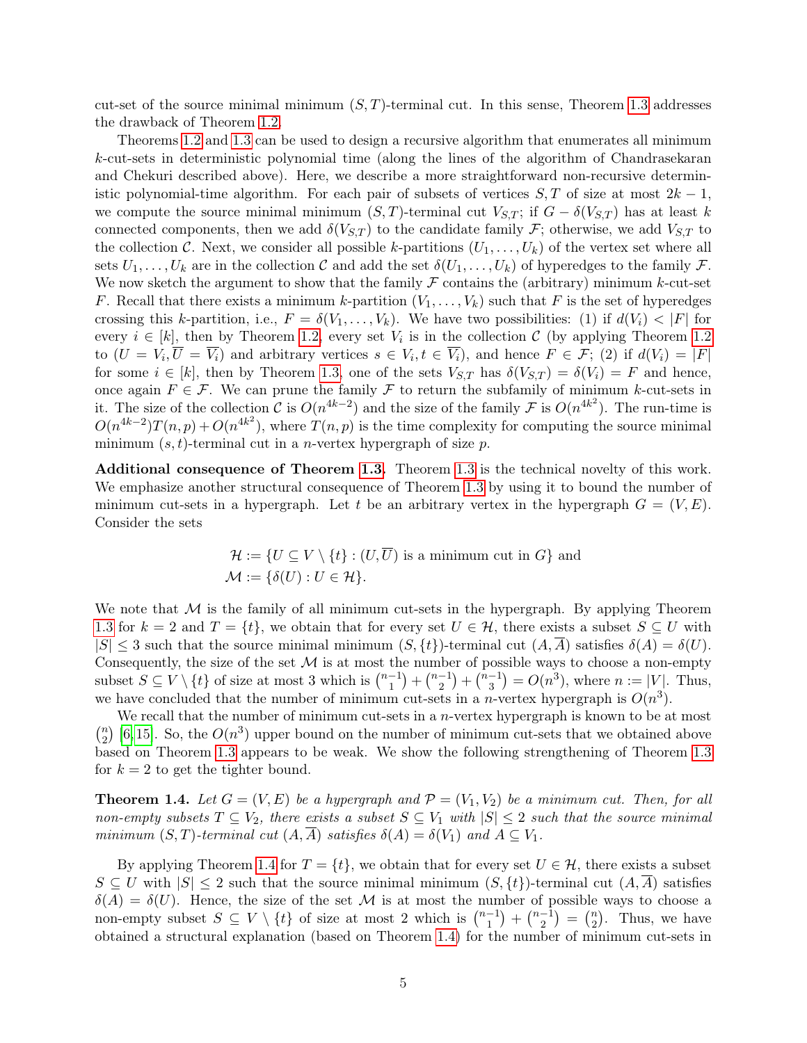cut-set of the source minimal minimum $(S,T)$-terminal cut. In this sense, Theorem 1.3 addresses the drawback of Theorem 1.2.

Theorems 1.2 and 1.3 can be used to design a recursive algorithm that enumerates all minimum $k$-cut-sets in deterministic polynomial time (along the lines of the algorithm of Chandrasekaran and Chekuri described above). Here, we describe a more straightforward non-recursive deterministic polynomial-time algorithm. For each pair of subsets of vertices $S,T$ of size at most $2k-1$, we compute the source minimal minimum $(S,T)$-terminal cut $V_{S,T}$; if $G-\delta(V_{S,T})$ has at least $k$ connected components, then we add $\delta(V_{S,T})$ to the candidate family $\mathcal{F}$; otherwise, we add $V_{S,T}$ to the collection $\mathcal{C}$. Next, we consider all possible $k$-partitions $(U_1,\ldots,U_k)$ of the vertex set where all sets $U_1,\ldots,U_k$ are in the collection $\mathcal{C}$ and add the set $\delta(U_1,\ldots,U_k)$ of hyperedges to the family $\mathcal{F}$. We now sketch the argument to show that the family $\mathcal{F}$ contains the (arbitrary) minimum $k$-cut-set $F$. Recall that there exists a minimum $k$-partition $(V_1,\ldots,V_k)$ such that $F$ is the set of hyperedges crossing this $k$-partition, i.e., $F=\delta(V_1,\ldots,V_k)$. We have two possibilities: (1) if $d(V_i)<|F|$ for every $i\in[k]$, then by Theorem 1.2, every set $V_i$ is in the collection $\mathcal{C}$ (by applying Theorem 1.2 to $(U=V_i,\overline{U}=\overline{V_i})$ and arbitrary vertices $s\in V_i, t\in\overline{V_i}$), and hence $F\in\mathcal{F}$; (2) if $d(V_i)=|F|$ for some $i\in[k]$, then by Theorem 1.3, one of the sets $V_{S,T}$ has $\delta(V_{S,T})=\delta(V_i)=F$ and hence, once again $F\in\mathcal{F}$. We can prune the family $\mathcal{F}$ to return the subfamily of minimum $k$-cut-sets in it. The size of the collection $\mathcal{C}$ is $O(n^{4k-2})$ and the size of the family $\mathcal{F}$ is $O(n^{4k^2})$. The run-time is $O(n^{4k-2})T(n,p)+O(n^{4k^2})$, where $T(n,p)$ is the time complexity for computing the source minimal minimum $(s,t)$-terminal cut in a $n$-vertex hypergraph of size $p$.

**Additional consequence of Theorem 1.3.** Theorem 1.3 is the technical novelty of this work. We emphasize another structural consequence of Theorem 1.3 by using it to bound the number of minimum cut-sets in a hypergraph. Let $t$ be an arbitrary vertex in the hypergraph $G=(V,E)$. Consider the sets

$$\mathcal{H}:=\{U\subseteq V\setminus\{t\}:(U,\overline{U})\text{ is a minimum cut in }G\}\text{ and}$$
$$\mathcal{M}:=\{\delta(U):U\in\mathcal{H}\}.$$

We note that $\mathcal{M}$ is the family of all minimum cut-sets in the hypergraph. By applying Theorem 1.3 for $k=2$ and $T=\{t\}$, we obtain that for every set $U\in\mathcal{H}$, there exists a subset $S\subseteq U$ with $|S|\le 3$ such that the source minimal minimum $(S,\{t\})$-terminal cut $(A,\overline{A})$ satisfies $\delta(A)=\delta(U)$. Consequently, the size of the set $\mathcal{M}$ is at most the number of possible ways to choose a non-empty subset $S\subseteq V\setminus\{t\}$ of size at most 3 which is $\binom{n-1}{1}+\binom{n-1}{2}+\binom{n-1}{3}=O(n^3)$, where $n:=|V|$. Thus, we have concluded that the number of minimum cut-sets in a $n$-vertex hypergraph is $O(n^3)$.

We recall that the number of minimum cut-sets in a $n$-vertex hypergraph is known to be at most $\binom{n}{2}$ [6,15]. So, the $O(n^3)$ upper bound on the number of minimum cut-sets that we obtained above based on Theorem 1.3 appears to be weak. We show the following strengthening of Theorem 1.3 for $k=2$ to get the tighter bound.

**Theorem 1.4.** *Let $G=(V,E)$ be a hypergraph and $\mathcal{P}=(V_1,V_2)$ be a minimum cut. Then, for all non-empty subsets $T\subseteq V_2$, there exists a subset $S\subseteq V_1$ with $|S|\le 2$ such that the source minimal minimum $(S,T)$-terminal cut $(A,\overline{A})$ satisfies $\delta(A)=\delta(V_1)$ and $A\subseteq V_1$.*

By applying Theorem 1.4 for $T=\{t\}$, we obtain that for every set $U\in\mathcal{H}$, there exists a subset $S\subseteq U$ with $|S|\le 2$ such that the source minimal minimum $(S,\{t\})$-terminal cut $(A,\overline{A})$ satisfies $\delta(A)=\delta(U)$. Hence, the size of the set $\mathcal{M}$ is at most the number of possible ways to choose a non-empty subset $S\subseteq V\setminus\{t\}$ of size at most 2 which is $\binom{n-1}{1}+\binom{n-1}{2}=\binom{n}{2}$. Thus, we have obtained a structural explanation (based on Theorem 1.4) for the number of minimum cut-sets in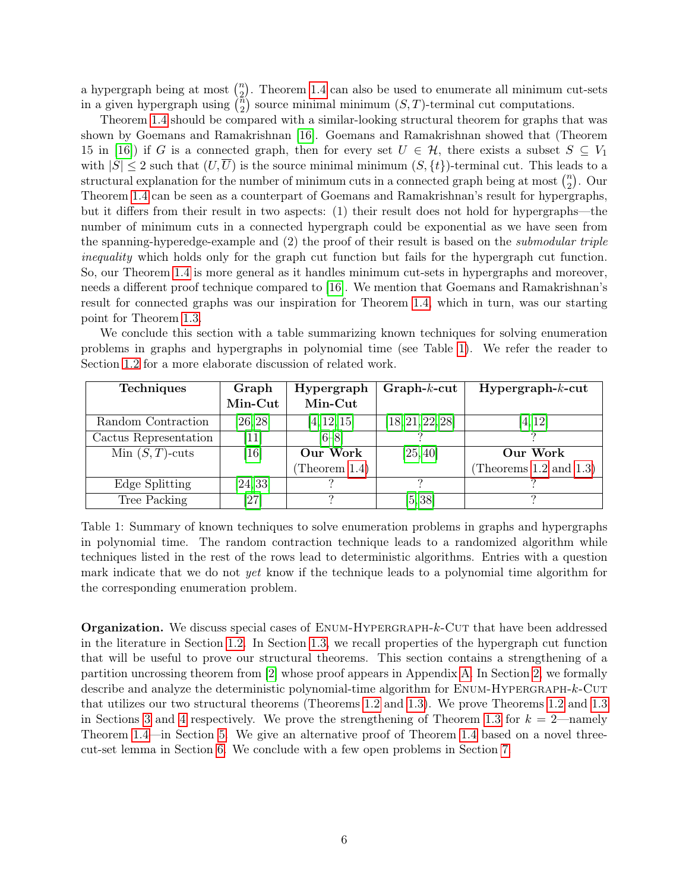a hypergraph being at most $\binom{n}{2}$. Theorem 1.4 can also be used to enumerate all minimum cut-sets in a given hypergraph using $\binom{n}{2}$ source minimal minimum $(S,T)$-terminal cut computations.

Theorem 1.4 should be compared with a similar-looking structural theorem for graphs that was shown by Goemans and Ramakrishnan [16]. Goemans and Ramakrishnan showed that (Theorem 15 in [16]) if $G$ is a connected graph, then for every set $U \in \mathcal{H}$, there exists a subset $S \subseteq V_1$ with $|S| \leq 2$ such that $(U, \overline{U})$ is the source minimal minimum $(S, \{t\})$-terminal cut. This leads to a structural explanation for the number of minimum cuts in a connected graph being at most $\binom{n}{2}$. Our Theorem 1.4 can be seen as a counterpart of Goemans and Ramakrishnan's result for hypergraphs, but it differs from their result in two aspects: (1) their result does not hold for hypergraphs—the number of minimum cuts in a connected hypergraph could be exponential as we have seen from the spanning-hyperedge-example and (2) the proof of their result is based on the *submodular triple inequality* which holds only for the graph cut function but fails for the hypergraph cut function. So, our Theorem 1.4 is more general as it handles minimum cut-sets in hypergraphs and moreover, needs a different proof technique compared to [16]. We mention that Goemans and Ramakrishnan's result for connected graphs was our inspiration for Theorem 1.4, which in turn, was our starting point for Theorem 1.3.

We conclude this section with a table summarizing known techniques for solving enumeration problems in graphs and hypergraphs in polynomial time (see Table 1). We refer the reader to Section 1.2 for a more elaborate discussion of related work.

| **Techniques** | **Graph Min-Cut** | **Hypergraph Min-Cut** | **Graph-$k$-cut** | **Hypergraph-$k$-cut** |
|---|---|---|---|---|
| Random Contraction | [26, 28] | [4, 12, 15] | [18, 21, 22, 28] | [4, 12] |
| Cactus Representation | [11] | [6–8] | ? | ? |
| Min $(S,T)$-cuts | [16] | **Our Work** (Theorem 1.4) | [25, 40] | **Our Work** (Theorems 1.2 and 1.3) |
| Edge Splitting | [24, 33] | ? | ? | ? |
| Tree Packing | [27] | ? | [5, 38] | ? |

Table 1: Summary of known techniques to solve enumeration problems in graphs and hypergraphs in polynomial time. The random contraction technique leads to a randomized algorithm while techniques listed in the rest of the rows lead to deterministic algorithms. Entries with a question mark indicate that we do not *yet* know if the technique leads to a polynomial time algorithm for the corresponding enumeration problem.

**Organization.** We discuss special cases of Enum-Hypergraph-$k$-Cut that have been addressed in the literature in Section 1.2. In Section 1.3, we recall properties of the hypergraph cut function that will be useful to prove our structural theorems. This section contains a strengthening of a partition uncrossing theorem from [2] whose proof appears in Appendix A. In Section 2, we formally describe and analyze the deterministic polynomial-time algorithm for Enum-Hypergraph-$k$-Cut that utilizes our two structural theorems (Theorems 1.2 and 1.3). We prove Theorems 1.2 and 1.3 in Sections 3 and 4 respectively. We prove the strengthening of Theorem 1.3 for $k = 2$—namely Theorem 1.4—in Section 5. We give an alternative proof of Theorem 1.4 based on a novel three-cut-set lemma in Section 6. We conclude with a few open problems in Section 7.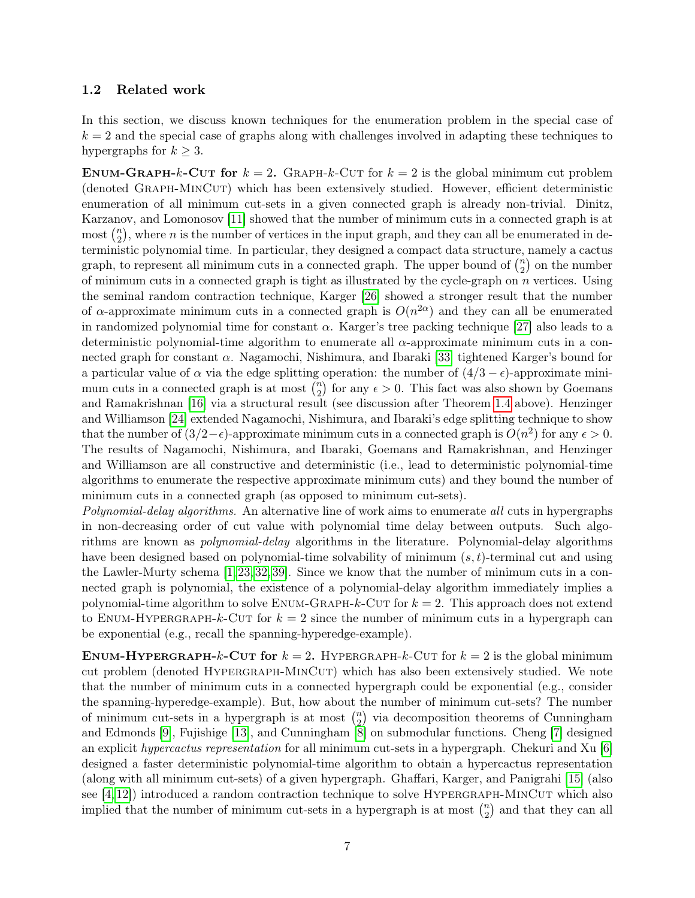### 1.2 Related work

In this section, we discuss known techniques for the enumeration problem in the special case of $k = 2$ and the special case of graphs along with challenges involved in adapting these techniques to hypergraphs for $k \geq 3$.

**Enum-Graph-$k$-Cut for $k = 2$.** Graph-$k$-Cut for $k = 2$ is the global minimum cut problem (denoted Graph-MinCut) which has been extensively studied. However, efficient deterministic enumeration of all minimum cut-sets in a given connected graph is already non-trivial. Dinitz, Karzanov, and Lomonosov [11] showed that the number of minimum cuts in a connected graph is at most $\binom{n}{2}$, where $n$ is the number of vertices in the input graph, and they can all be enumerated in deterministic polynomial time. In particular, they designed a compact data structure, namely a cactus graph, to represent all minimum cuts in a connected graph. The upper bound of $\binom{n}{2}$ on the number of minimum cuts in a connected graph is tight as illustrated by the cycle-graph on $n$ vertices. Using the seminal random contraction technique, Karger [26] showed a stronger result that the number of $\alpha$-approximate minimum cuts in a connected graph is $O(n^{2\alpha})$ and they can all be enumerated in randomized polynomial time for constant $\alpha$. Karger's tree packing technique [27] also leads to a deterministic polynomial-time algorithm to enumerate all $\alpha$-approximate minimum cuts in a connected graph for constant $\alpha$. Nagamochi, Nishimura, and Ibaraki [33] tightened Karger's bound for a particular value of $\alpha$ via the edge splitting operation: the number of $(4/3 - \epsilon)$-approximate minimum cuts in a connected graph is at most $\binom{n}{2}$ for any $\epsilon > 0$. This fact was also shown by Goemans and Ramakrishnan [16] via a structural result (see discussion after Theorem 1.4 above). Henzinger and Williamson [24] extended Nagamochi, Nishimura, and Ibaraki's edge splitting technique to show that the number of $(3/2-\epsilon)$-approximate minimum cuts in a connected graph is $O(n^2)$ for any $\epsilon > 0$. The results of Nagamochi, Nishimura, and Ibaraki, Goemans and Ramakrishnan, and Henzinger and Williamson are all constructive and deterministic (i.e., lead to deterministic polynomial-time algorithms to enumerate the respective approximate minimum cuts) and they bound the number of minimum cuts in a connected graph (as opposed to minimum cut-sets).

*Polynomial-delay algorithms.* An alternative line of work aims to enumerate *all* cuts in hypergraphs in non-decreasing order of cut value with polynomial time delay between outputs. Such algorithms are known as *polynomial-delay* algorithms in the literature. Polynomial-delay algorithms have been designed based on polynomial-time solvability of minimum $(s, t)$-terminal cut and using the Lawler-Murty schema [1,23,32,39]. Since we know that the number of minimum cuts in a connected graph is polynomial, the existence of a polynomial-delay algorithm immediately implies a polynomial-time algorithm to solve Enum-Graph-$k$-Cut for $k = 2$. This approach does not extend to Enum-Hypergraph-$k$-Cut for $k = 2$ since the number of minimum cuts in a hypergraph can be exponential (e.g., recall the spanning-hyperedge-example).

**Enum-Hypergraph-$k$-Cut for $k = 2$.** Hypergraph-$k$-Cut for $k = 2$ is the global minimum cut problem (denoted Hypergraph-MinCut) which has also been extensively studied. We note that the number of minimum cuts in a connected hypergraph could be exponential (e.g., consider the spanning-hyperedge-example). But, how about the number of minimum cut-sets? The number of minimum cut-sets in a hypergraph is at most $\binom{n}{2}$ via decomposition theorems of Cunningham and Edmonds [9], Fujishige [13], and Cunningham [8] on submodular functions. Cheng [7] designed an explicit *hypercactus representation* for all minimum cut-sets in a hypergraph. Chekuri and Xu [6] designed a faster deterministic polynomial-time algorithm to obtain a hypercactus representation (along with all minimum cut-sets) of a given hypergraph. Ghaffari, Karger, and Panigrahi [15] (also see [4,12]) introduced a random contraction technique to solve Hypergraph-MinCut which also implied that the number of minimum cut-sets in a hypergraph is at most $\binom{n}{2}$ and that they can all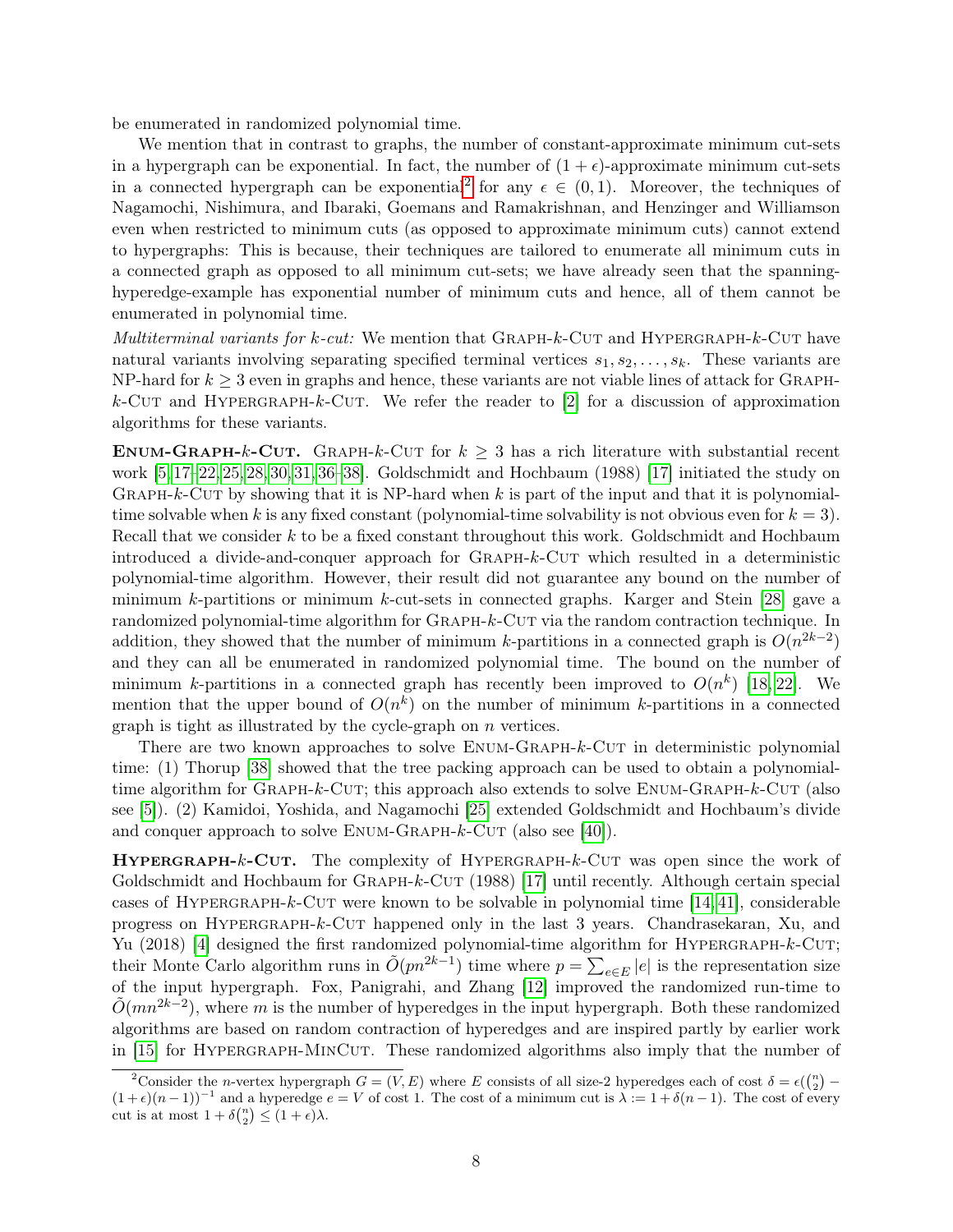be enumerated in randomized polynomial time.

We mention that in contrast to graphs, the number of constant-approximate minimum cut-sets in a hypergraph can be exponential. In fact, the number of $(1+\epsilon)$-approximate minimum cut-sets in a connected hypergraph can be exponential[2] for any $\epsilon \in (0,1)$. Moreover, the techniques of Nagamochi, Nishimura, and Ibaraki, Goemans and Ramakrishnan, and Henzinger and Williamson even when restricted to minimum cuts (as opposed to approximate minimum cuts) cannot extend to hypergraphs: This is because, their techniques are tailored to enumerate all minimum cuts in a connected graph as opposed to all minimum cut-sets; we have already seen that the spanning-hyperedge-example has exponential number of minimum cuts and hence, all of them cannot be enumerated in polynomial time.

*Multiterminal variants for k-cut:* We mention that Graph-$k$-Cut and Hypergraph-$k$-Cut have natural variants involving separating specified terminal vertices $s_1, s_2, \ldots, s_k$. These variants are NP-hard for $k \geq 3$ even in graphs and hence, these variants are not viable lines of attack for Graph-$k$-Cut and Hypergraph-$k$-Cut. We refer the reader to [2] for a discussion of approximation algorithms for these variants.

**Enum-Graph-$k$-Cut.** Graph-$k$-Cut for $k \geq 3$ has a rich literature with substantial recent work [5,17–22,25,28,30,31,36–38]. Goldschmidt and Hochbaum (1988) [17] initiated the study on Graph-$k$-Cut by showing that it is NP-hard when $k$ is part of the input and that it is polynomial-time solvable when $k$ is any fixed constant (polynomial-time solvability is not obvious even for $k = 3$). Recall that we consider $k$ to be a fixed constant throughout this work. Goldschmidt and Hochbaum introduced a divide-and-conquer approach for Graph-$k$-Cut which resulted in a deterministic polynomial-time algorithm. However, their result did not guarantee any bound on the number of minimum $k$-partitions or minimum $k$-cut-sets in connected graphs. Karger and Stein [28] gave a randomized polynomial-time algorithm for Graph-$k$-Cut via the random contraction technique. In addition, they showed that the number of minimum $k$-partitions in a connected graph is $O(n^{2k-2})$ and they can all be enumerated in randomized polynomial time. The bound on the number of minimum $k$-partitions in a connected graph has recently been improved to $O(n^k)$ [18,22]. We mention that the upper bound of $O(n^k)$ on the number of minimum $k$-partitions in a connected graph is tight as illustrated by the cycle-graph on $n$ vertices.

There are two known approaches to solve Enum-Graph-$k$-Cut in deterministic polynomial time: (1) Thorup [38] showed that the tree packing approach can be used to obtain a polynomial-time algorithm for Graph-$k$-Cut; this approach also extends to solve Enum-Graph-$k$-Cut (also see [5]). (2) Kamidoi, Yoshida, and Nagamochi [25] extended Goldschmidt and Hochbaum's divide and conquer approach to solve Enum-Graph-$k$-Cut (also see [40]).

**Hypergraph-$k$-Cut.** The complexity of Hypergraph-$k$-Cut was open since the work of Goldschmidt and Hochbaum for Graph-$k$-Cut (1988) [17] until recently. Although certain special cases of Hypergraph-$k$-Cut were known to be solvable in polynomial time [14,41], considerable progress on Hypergraph-$k$-Cut happened only in the last 3 years. Chandrasekaran, Xu, and Yu (2018) [4] designed the first randomized polynomial-time algorithm for Hypergraph-$k$-Cut; their Monte Carlo algorithm runs in $\tilde{O}(pn^{2k-1})$ time where $p = \sum_{e \in E} |e|$ is the representation size of the input hypergraph. Fox, Panigrahi, and Zhang [12] improved the randomized run-time to $\tilde{O}(mn^{2k-2})$, where $m$ is the number of hyperedges in the input hypergraph. Both these randomized algorithms are based on random contraction of hyperedges and are inspired partly by earlier work in [15] for Hypergraph-MinCut. These randomized algorithms also imply that the number of

[2] Consider the $n$-vertex hypergraph $G = (V, E)$ where $E$ consists of all size-2 hyperedges each of cost $\delta = \epsilon(\binom{n}{2} - (1+\epsilon)(n-1))^{-1}$ and a hyperedge $e = V$ of cost 1. The cost of a minimum cut is $\lambda := 1 + \delta(n-1)$. The cost of every cut is at most $1 + \delta\binom{n}{2} \leq (1+\epsilon)\lambda$.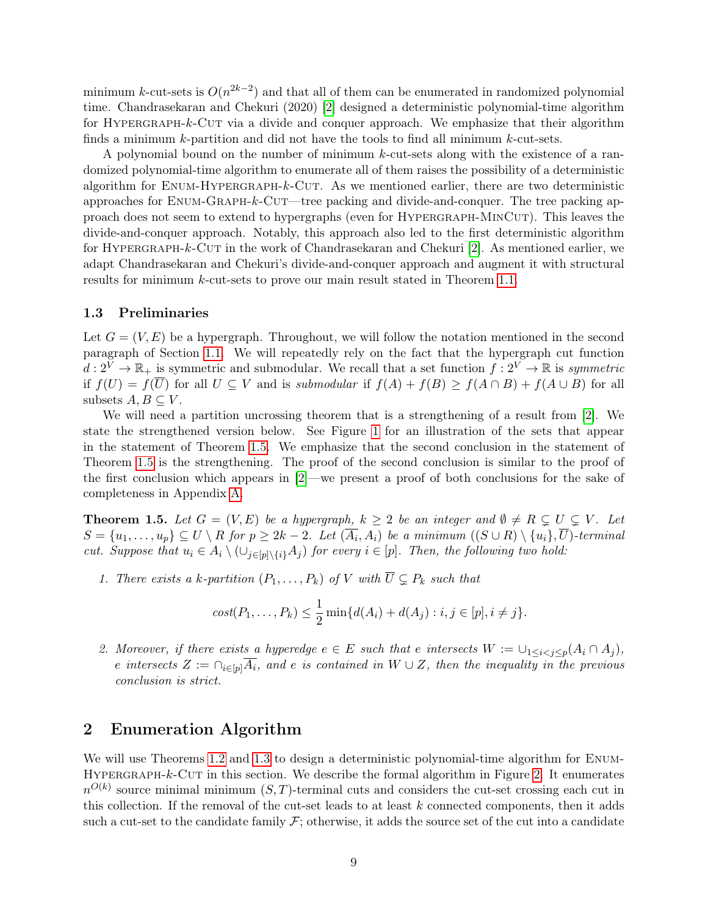minimum $k$-cut-sets is $O(n^{2k-2})$ and that all of them can be enumerated in randomized polynomial time. Chandrasekaran and Chekuri (2020) [2] designed a deterministic polynomial-time algorithm for Hypergraph-$k$-Cut via a divide and conquer approach. We emphasize that their algorithm finds a minimum $k$-partition and did not have the tools to find all minimum $k$-cut-sets.

A polynomial bound on the number of minimum $k$-cut-sets along with the existence of a randomized polynomial-time algorithm to enumerate all of them raises the possibility of a deterministic algorithm for Enum-Hypergraph-$k$-Cut. As we mentioned earlier, there are two deterministic approaches for Enum-Graph-$k$-Cut—tree packing and divide-and-conquer. The tree packing approach does not seem to extend to hypergraphs (even for Hypergraph-MinCut). This leaves the divide-and-conquer approach. Notably, this approach also led to the first deterministic algorithm for Hypergraph-$k$-Cut in the work of Chandrasekaran and Chekuri [2]. As mentioned earlier, we adapt Chandrasekaran and Chekuri's divide-and-conquer approach and augment it with structural results for minimum $k$-cut-sets to prove our main result stated in Theorem 1.1.

### 1.3 Preliminaries

Let $G = (V, E)$ be a hypergraph. Throughout, we will follow the notation mentioned in the second paragraph of Section 1.1. We will repeatedly rely on the fact that the hypergraph cut function $d : 2^V \to \mathbb{R}_+$ is symmetric and submodular. We recall that a set function $f : 2^V \to \mathbb{R}$ is *symmetric* if $f(U) = f(\overline{U})$ for all $U \subseteq V$ and is *submodular* if $f(A) + f(B) \geq f(A \cap B) + f(A \cup B)$ for all subsets $A, B \subseteq V$.

We will need a partition uncrossing theorem that is a strengthening of a result from [2]. We state the strengthened version below. See Figure 1 for an illustration of the sets that appear in the statement of Theorem 1.5. We emphasize that the second conclusion in the statement of Theorem 1.5 is the strengthening. The proof of the second conclusion is similar to the proof of the first conclusion which appears in [2]—we present a proof of both conclusions for the sake of completeness in Appendix A.

**Theorem 1.5.** *Let $G = (V, E)$ be a hypergraph, $k \geq 2$ be an integer and $\emptyset \neq R \subsetneq U \subsetneq V$. Let $S = \{u_1, \ldots, u_p\} \subseteq U \setminus R$ for $p \geq 2k - 2$. Let $(\overline{A_i}, A_i)$ be a minimum $((S \cup R) \setminus \{u_i\}, \overline{U})$-terminal cut. Suppose that $u_i \in A_i \setminus (\cup_{j \in [p] \setminus \{i\}} A_j)$ for every $i \in [p]$. Then, the following two hold:*

1. *There exists a $k$-partition $(P_1, \ldots, P_k)$ of $V$ with $\overline{U} \subsetneq P_k$ such that*
$$cost(P_1, \ldots, P_k) \leq \frac{1}{2} \min\{d(A_i) + d(A_j) : i, j \in [p], i \neq j\}.$$
2. *Moreover, if there exists a hyperedge $e \in E$ such that $e$ intersects $W := \cup_{1 \leq i < j \leq p}(A_i \cap A_j)$, $e$ intersects $Z := \cap_{i \in [p]} \overline{A_i}$, and $e$ is contained in $W \cup Z$, then the inequality in the previous conclusion is strict.*

## 2 Enumeration Algorithm

We will use Theorems 1.2 and 1.3 to design a deterministic polynomial-time algorithm for Enum-Hypergraph-$k$-Cut in this section. We describe the formal algorithm in Figure 2. It enumerates $n^{O(k)}$ source minimal minimum $(S, T)$-terminal cuts and considers the cut-set crossing each cut in this collection. If the removal of the cut-set leads to at least $k$ connected components, then it adds such a cut-set to the candidate family $\mathcal{F}$; otherwise, it adds the source set of the cut into a candidate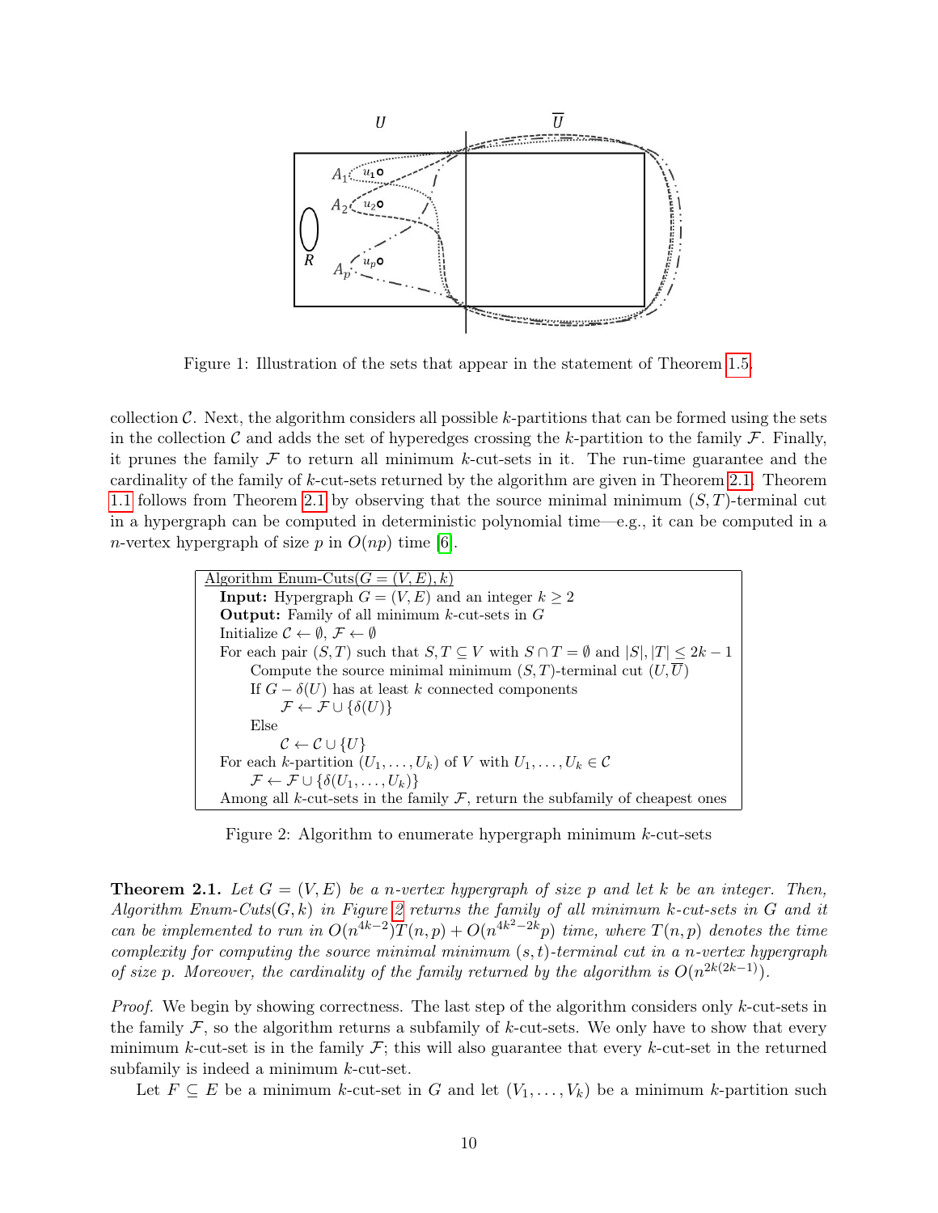Figure 1: Illustration of the sets that appear in the statement of Theorem 1.5.

collection $\mathcal{C}$. Next, the algorithm considers all possible $k$-partitions that can be formed using the sets in the collection $\mathcal{C}$ and adds the set of hyperedges crossing the $k$-partition to the family $\mathcal{F}$. Finally, it prunes the family $\mathcal{F}$ to return all minimum $k$-cut-sets in it. The run-time guarantee and the cardinality of the family of $k$-cut-sets returned by the algorithm are given in Theorem 2.1. Theorem 1.1 follows from Theorem 2.1 by observing that the source minimal minimum $(S, T)$-terminal cut in a hypergraph can be computed in deterministic polynomial time—e.g., it can be computed in a $n$-vertex hypergraph of size $p$ in $O(np)$ time [6].

```
Algorithm Enum-Cuts(G = (V, E), k)
  Input: Hypergraph G = (V, E) and an integer k ≥ 2
  Output: Family of all minimum k-cut-sets in G
  Initialize C ← ∅, F ← ∅
  For each pair (S, T) such that S, T ⊆ V with S ∩ T = ∅ and |S|, |T| ≤ 2k − 1
      Compute the source minimal minimum (S, T)-terminal cut (U, U̅)
      If G − δ(U) has at least k connected components
          F ← F ∪ {δ(U)}
      Else
          C ← C ∪ {U}
  For each k-partition (U_1, ..., U_k) of V with U_1, ..., U_k ∈ C
      F ← F ∪ {δ(U_1, ..., U_k)}
  Among all k-cut-sets in the family F, return the subfamily of cheapest ones
```

Figure 2: Algorithm to enumerate hypergraph minimum $k$-cut-sets

**Theorem 2.1.** *Let $G = (V, E)$ be a $n$-vertex hypergraph of size $p$ and let $k$ be an integer. Then, Algorithm Enum-Cuts$(G, k)$ in Figure 2 returns the family of all minimum $k$-cut-sets in $G$ and it can be implemented to run in $O(n^{4k-2})T(n, p) + O(n^{4k^2-2k}p)$ time, where $T(n, p)$ denotes the time complexity for computing the source minimal minimum $(s, t)$-terminal cut in a $n$-vertex hypergraph of size $p$. Moreover, the cardinality of the family returned by the algorithm is $O(n^{2k(2k-1)})$.*

*Proof.* We begin by showing correctness. The last step of the algorithm considers only $k$-cut-sets in the family $\mathcal{F}$, so the algorithm returns a subfamily of $k$-cut-sets. We only have to show that every minimum $k$-cut-set is in the family $\mathcal{F}$; this will also guarantee that every $k$-cut-set in the returned subfamily is indeed a minimum $k$-cut-set.

Let $F \subseteq E$ be a minimum $k$-cut-set in $G$ and let $(V_1, \ldots, V_k)$ be a minimum $k$-partition such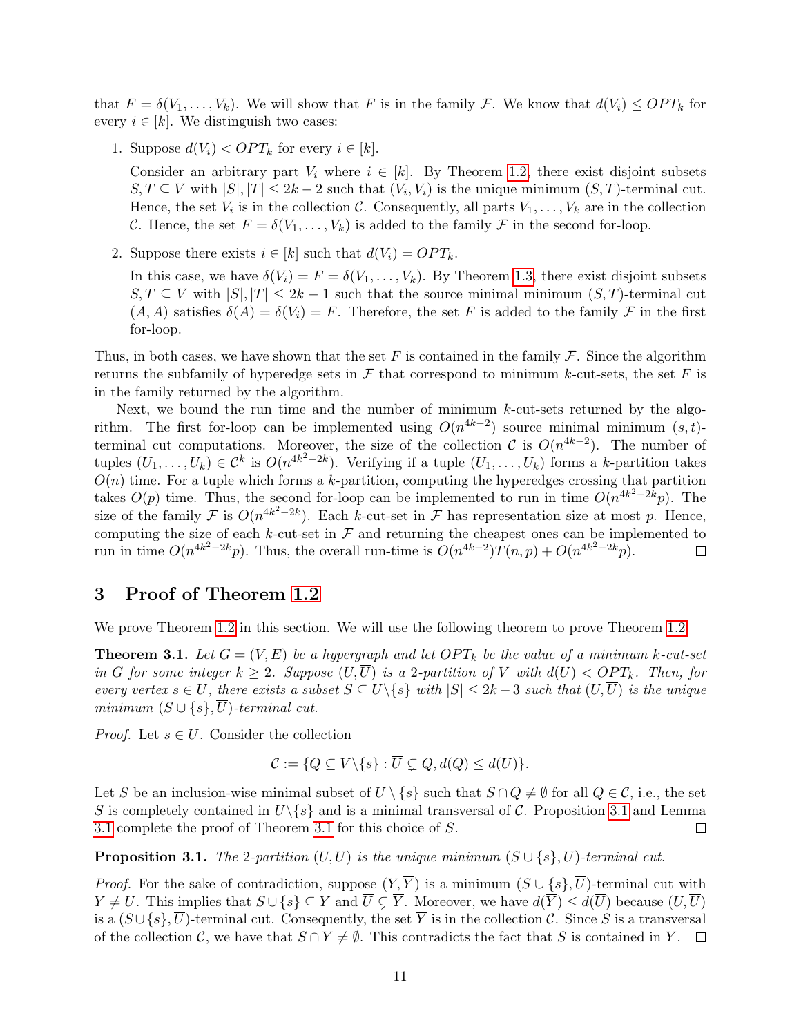that $F = \delta(V_1, \ldots, V_k)$. We will show that $F$ is in the family $\mathcal{F}$. We know that $d(V_i) \le OPT_k$ for every $i \in [k]$. We distinguish two cases:

1. Suppose $d(V_i) < OPT_k$ for every $i \in [k]$.

   Consider an arbitrary part $V_i$ where $i \in [k]$. By Theorem 1.2, there exist disjoint subsets $S, T \subseteq V$ with $|S|, |T| \le 2k-2$ such that $(V_i, \overline{V_i})$ is the unique minimum $(S,T)$-terminal cut. Hence, the set $V_i$ is in the collection $\mathcal{C}$. Consequently, all parts $V_1, \ldots, V_k$ are in the collection $\mathcal{C}$. Hence, the set $F = \delta(V_1, \ldots, V_k)$ is added to the family $\mathcal{F}$ in the second for-loop.

2. Suppose there exists $i \in [k]$ such that $d(V_i) = OPT_k$.

   In this case, we have $\delta(V_i) = F = \delta(V_1, \ldots, V_k)$. By Theorem 1.3, there exist disjoint subsets $S, T \subseteq V$ with $|S|, |T| \le 2k-1$ such that the source minimal minimum $(S,T)$-terminal cut $(A, \overline{A})$ satisfies $\delta(A) = \delta(V_i) = F$. Therefore, the set $F$ is added to the family $\mathcal{F}$ in the first for-loop.

Thus, in both cases, we have shown that the set $F$ is contained in the family $\mathcal{F}$. Since the algorithm returns the subfamily of hyperedge sets in $\mathcal{F}$ that correspond to minimum $k$-cut-sets, the set $F$ is in the family returned by the algorithm.

Next, we bound the run time and the number of minimum $k$-cut-sets returned by the algorithm. The first for-loop can be implemented using $O(n^{4k-2})$ source minimal minimum $(s,t)$-terminal cut computations. Moreover, the size of the collection $\mathcal{C}$ is $O(n^{4k-2})$. The number of tuples $(U_1, \ldots, U_k) \in \mathcal{C}^k$ is $O(n^{4k^2-2k})$. Verifying if a tuple $(U_1, \ldots, U_k)$ forms a $k$-partition takes $O(n)$ time. For a tuple which forms a $k$-partition, computing the hyperedges crossing that partition takes $O(p)$ time. Thus, the second for-loop can be implemented to run in time $O(n^{4k^2-2k}p)$. The size of the family $\mathcal{F}$ is $O(n^{4k^2-2k})$. Each $k$-cut-set in $\mathcal{F}$ has representation size at most $p$. Hence, computing the size of each $k$-cut-set in $\mathcal{F}$ and returning the cheapest ones can be implemented to run in time $O(n^{4k^2-2k}p)$. Thus, the overall run-time is $O(n^{4k-2})T(n,p) + O(n^{4k^2-2k}p)$. $\square$

## 3 Proof of Theorem 1.2

We prove Theorem 1.2 in this section. We will use the following theorem to prove Theorem 1.2.

**Theorem 3.1.** *Let $G = (V, E)$ be a hypergraph and let $OPT_k$ be the value of a minimum $k$-cut-set in $G$ for some integer $k \ge 2$. Suppose $(U, \overline{U})$ is a 2-partition of $V$ with $d(U) < OPT_k$. Then, for every vertex $s \in U$, there exists a subset $S \subseteq U \backslash \{s\}$ with $|S| \le 2k-3$ such that $(U, \overline{U})$ is the unique minimum $(S \cup \{s\}, \overline{U})$-terminal cut.*

*Proof.* Let $s \in U$. Consider the collection

$$\mathcal{C} := \{Q \subseteq V \backslash \{s\} : \overline{U} \subsetneq Q, d(Q) \le d(U)\}.$$

Let $S$ be an inclusion-wise minimal subset of $U \setminus \{s\}$ such that $S \cap Q \neq \emptyset$ for all $Q \in \mathcal{C}$, i.e., the set $S$ is completely contained in $U \backslash \{s\}$ and is a minimal transversal of $\mathcal{C}$. Proposition 3.1 and Lemma 3.1 complete the proof of Theorem 3.1 for this choice of $S$. $\square$

**Proposition 3.1.** *The 2-partition $(U, \overline{U})$ is the unique minimum $(S \cup \{s\}, \overline{U})$-terminal cut.*

*Proof.* For the sake of contradiction, suppose $(Y, \overline{Y})$ is a minimum $(S \cup \{s\}, \overline{U})$-terminal cut with $Y \neq U$. This implies that $S \cup \{s\} \subseteq Y$ and $\overline{U} \subsetneq \overline{Y}$. Moreover, we have $d(\overline{Y}) \le d(\overline{U})$ because $(U, \overline{U})$ is a $(S \cup \{s\}, \overline{U})$-terminal cut. Consequently, the set $\overline{Y}$ is in the collection $\mathcal{C}$. Since $S$ is a transversal of the collection $\mathcal{C}$, we have that $S \cap \overline{Y} \neq \emptyset$. This contradicts the fact that $S$ is contained in $Y$. $\square$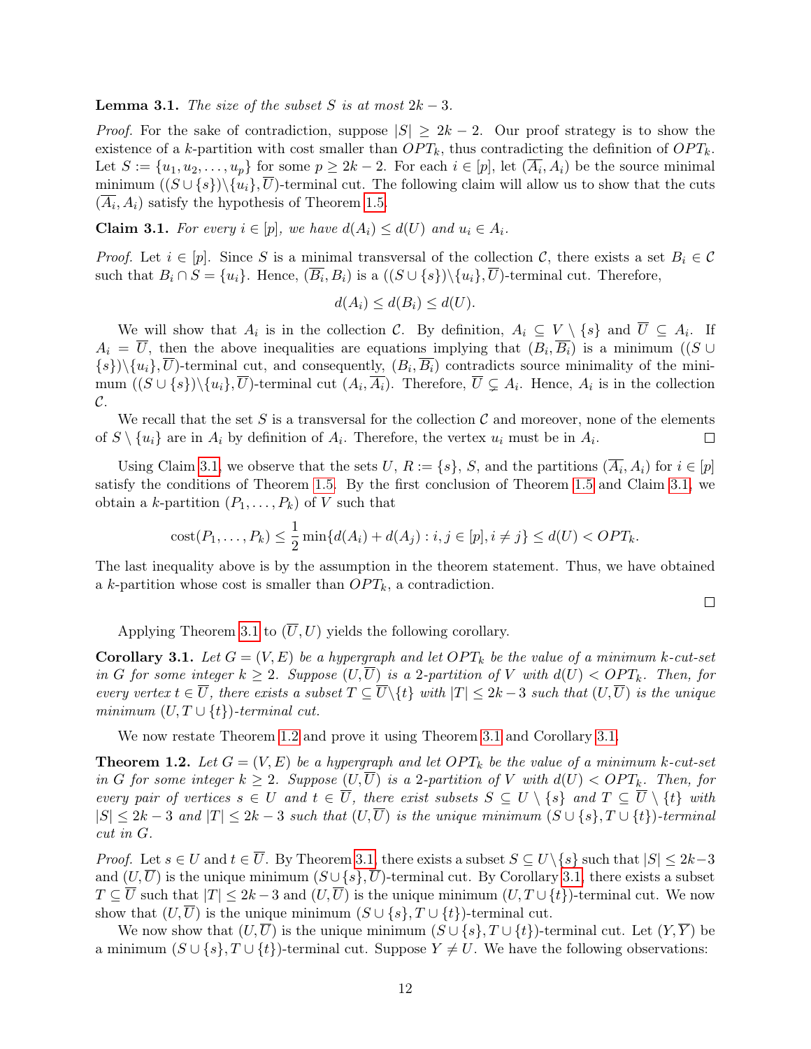**Lemma 3.1.** *The size of the subset $S$ is at most $2k-3$.*

*Proof.* For the sake of contradiction, suppose $|S| \geq 2k-2$. Our proof strategy is to show the existence of a $k$-partition with cost smaller than $OPT_k$, thus contradicting the definition of $OPT_k$. Let $S := \{u_1, u_2, \ldots, u_p\}$ for some $p \geq 2k-2$. For each $i \in [p]$, let $(\overline{A_i}, A_i)$ be the source minimal minimum $((S \cup \{s\}) \backslash \{u_i\}, \overline{U})$-terminal cut. The following claim will allow us to show that the cuts $(\overline{A_i}, A_i)$ satisfy the hypothesis of Theorem 1.5.

**Claim 3.1.** *For every $i \in [p]$, we have $d(A_i) \leq d(U)$ and $u_i \in A_i$.*

*Proof.* Let $i \in [p]$. Since $S$ is a minimal transversal of the collection $\mathcal{C}$, there exists a set $B_i \in \mathcal{C}$ such that $B_i \cap S = \{u_i\}$. Hence, $(\overline{B_i}, B_i)$ is a $((S \cup \{s\}) \backslash \{u_i\}, \overline{U})$-terminal cut. Therefore,

$$d(A_i) \leq d(B_i) \leq d(U).$$

We will show that $A_i$ is in the collection $\mathcal{C}$. By definition, $A_i \subseteq V \setminus \{s\}$ and $\overline{U} \subseteq A_i$. If $A_i = \overline{U}$, then the above inequalities are equations implying that $(B_i, \overline{B_i})$ is a minimum $((S \cup \{s\}) \backslash \{u_i\}, \overline{U})$-terminal cut, and consequently, $(B_i, \overline{B_i})$ contradicts source minimality of the minimum $((S \cup \{s\}) \backslash \{u_i\}, \overline{U})$-terminal cut $(A_i, \overline{A_i})$. Therefore, $\overline{U} \subsetneq A_i$. Hence, $A_i$ is in the collection $\mathcal{C}$.

We recall that the set $S$ is a transversal for the collection $\mathcal{C}$ and moreover, none of the elements of $S \setminus \{u_i\}$ are in $A_i$ by definition of $A_i$. Therefore, the vertex $u_i$ must be in $A_i$. $\square$

Using Claim 3.1, we observe that the sets $U$, $R := \{s\}$, $S$, and the partitions $(\overline{A_i}, A_i)$ for $i \in [p]$ satisfy the conditions of Theorem 1.5. By the first conclusion of Theorem 1.5 and Claim 3.1, we obtain a $k$-partition $(P_1, \ldots, P_k)$ of $V$ such that

$$\text{cost}(P_1, \ldots, P_k) \leq \frac{1}{2} \min\{d(A_i) + d(A_j) : i, j \in [p], i \neq j\} \leq d(U) < OPT_k.$$

The last inequality above is by the assumption in the theorem statement. Thus, we have obtained a $k$-partition whose cost is smaller than $OPT_k$, a contradiction.

$\square$

Applying Theorem 3.1 to $(\overline{U}, U)$ yields the following corollary.

**Corollary 3.1.** *Let $G = (V, E)$ be a hypergraph and let $OPT_k$ be the value of a minimum $k$-cut-set in $G$ for some integer $k \geq 2$. Suppose $(U, \overline{U})$ is a 2-partition of $V$ with $d(U) < OPT_k$. Then, for every vertex $t \in \overline{U}$, there exists a subset $T \subseteq \overline{U} \backslash \{t\}$ with $|T| \leq 2k-3$ such that $(U, \overline{U})$ is the unique minimum $(U, T \cup \{t\})$-terminal cut.*

We now restate Theorem 1.2 and prove it using Theorem 3.1 and Corollary 3.1.

**Theorem 1.2.** *Let $G = (V, E)$ be a hypergraph and let $OPT_k$ be the value of a minimum $k$-cut-set in $G$ for some integer $k \geq 2$. Suppose $(U, \overline{U})$ is a 2-partition of $V$ with $d(U) < OPT_k$. Then, for every pair of vertices $s \in U$ and $t \in \overline{U}$, there exist subsets $S \subseteq U \setminus \{s\}$ and $T \subseteq \overline{U} \setminus \{t\}$ with $|S| \leq 2k-3$ and $|T| \leq 2k-3$ such that $(U, \overline{U})$ is the unique minimum $(S \cup \{s\}, T \cup \{t\})$-terminal cut in $G$.*

*Proof.* Let $s \in U$ and $t \in \overline{U}$. By Theorem 3.1, there exists a subset $S \subseteq U \backslash \{s\}$ such that $|S| \leq 2k-3$ and $(U, \overline{U})$ is the unique minimum $(S \cup \{s\}, \overline{U})$-terminal cut. By Corollary 3.1, there exists a subset $T \subseteq \overline{U}$ such that $|T| \leq 2k-3$ and $(U, \overline{U})$ is the unique minimum $(U, T \cup \{t\})$-terminal cut. We now show that $(U, \overline{U})$ is the unique minimum $(S \cup \{s\}, T \cup \{t\})$-terminal cut.

We now show that $(U, \overline{U})$ is the unique minimum $(S \cup \{s\}, T \cup \{t\})$-terminal cut. Let $(Y, \overline{Y})$ be a minimum $(S \cup \{s\}, T \cup \{t\})$-terminal cut. Suppose $Y \neq U$. We have the following observations: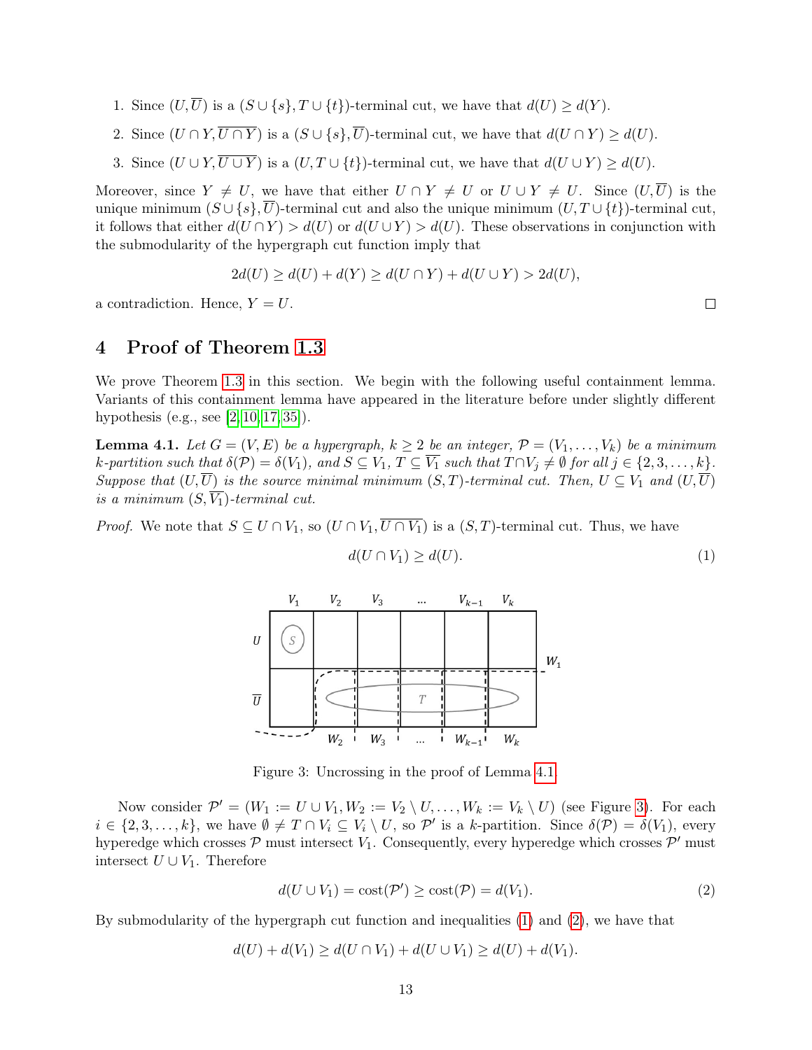1. Since $(U, \overline{U})$ is a $(S \cup \{s\}, T \cup \{t\})$-terminal cut, we have that $d(U) \geq d(Y)$.
2. Since $(U \cap Y, \overline{U \cap Y})$ is a $(S \cup \{s\}, \overline{U})$-terminal cut, we have that $d(U \cap Y) \geq d(U)$.
3. Since $(U \cup Y, \overline{U \cup Y})$ is a $(U, T \cup \{t\})$-terminal cut, we have that $d(U \cup Y) \geq d(U)$.

Moreover, since $Y \neq U$, we have that either $U \cap Y \neq U$ or $U \cup Y \neq U$. Since $(U, \overline{U})$ is the unique minimum $(S \cup \{s\}, \overline{U})$-terminal cut and also the unique minimum $(U, T \cup \{t\})$-terminal cut, it follows that either $d(U \cap Y) > d(U)$ or $d(U \cup Y) > d(U)$. These observations in conjunction with the submodularity of the hypergraph cut function imply that

$$2d(U) \geq d(U) + d(Y) \geq d(U \cap Y) + d(U \cup Y) > 2d(U),$$

a contradiction. Hence, $Y = U$. □

# 4 Proof of Theorem 1.3

We prove Theorem 1.3 in this section. We begin with the following useful containment lemma. Variants of this containment lemma have appeared in the literature before under slightly different hypothesis (e.g., see [2, 10, 17, 35]).

**Lemma 4.1.** *Let $G = (V, E)$ be a hypergraph, $k \geq 2$ be an integer, $\mathcal{P} = (V_1, \ldots, V_k)$ be a minimum $k$-partition such that $\delta(\mathcal{P}) = \delta(V_1)$, and $S \subseteq V_1$, $T \subseteq \overline{V_1}$ such that $T \cap V_j \neq \emptyset$ for all $j \in \{2, 3, \ldots, k\}$. Suppose that $(U, \overline{U})$ is the source minimal minimum $(S, T)$-terminal cut. Then, $U \subseteq V_1$ and $(U, \overline{U})$ is a minimum $(S, \overline{V_1})$-terminal cut.*

*Proof.* We note that $S \subseteq U \cap V_1$, so $(U \cap V_1, \overline{U \cap V_1})$ is a $(S, T)$-terminal cut. Thus, we have

$$d(U \cap V_1) \geq d(U). \tag{1}$$

Figure 3: Uncrossing in the proof of Lemma 4.1

Now consider $\mathcal{P}' = (W_1 := U \cup V_1, W_2 := V_2 \setminus U, \ldots, W_k := V_k \setminus U)$ (see Figure 3). For each $i \in \{2, 3, \ldots, k\}$, we have $\emptyset \neq T \cap V_i \subseteq V_i \setminus U$, so $\mathcal{P}'$ is a $k$-partition. Since $\delta(\mathcal{P}) = \delta(V_1)$, every hyperedge which crosses $\mathcal{P}$ must intersect $V_1$. Consequently, every hyperedge which crosses $\mathcal{P}'$ must intersect $U \cup V_1$. Therefore

$$d(U \cup V_1) = \text{cost}(\mathcal{P}') \geq \text{cost}(\mathcal{P}) = d(V_1). \tag{2}$$

By submodularity of the hypergraph cut function and inequalities (1) and (2), we have that

$$d(U) + d(V_1) \geq d(U \cap V_1) + d(U \cup V_1) \geq d(U) + d(V_1).$$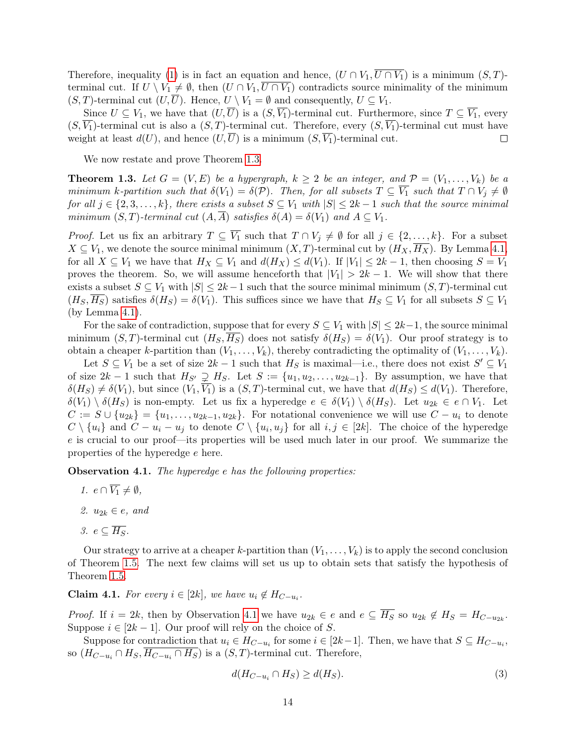Therefore, inequality (1) is in fact an equation and hence, $(U \cap V_1, \overline{U \cap V_1})$ is a minimum $(S,T)$-terminal cut. If $U \setminus V_1 \neq \emptyset$, then $(U \cap V_1, \overline{U \cap V_1})$ contradicts source minimality of the minimum $(S,T)$-terminal cut $(U, \overline{U})$. Hence, $U \setminus V_1 = \emptyset$ and consequently, $U \subseteq V_1$.

Since $U \subseteq V_1$, we have that $(U, \overline{U})$ is a $(S, \overline{V_1})$-terminal cut. Furthermore, since $T \subseteq \overline{V_1}$, every $(S, \overline{V_1})$-terminal cut is also a $(S,T)$-terminal cut. Therefore, every $(S, \overline{V_1})$-terminal cut must have weight at least $d(U)$, and hence $(U, \overline{U})$ is a minimum $(S, \overline{V_1})$-terminal cut. □

We now restate and prove Theorem 1.3.

**Theorem 1.3.** *Let $G = (V, E)$ be a hypergraph, $k \geq 2$ be an integer, and $\mathcal{P} = (V_1, \ldots, V_k)$ be a minimum $k$-partition such that $\delta(V_1) = \delta(\mathcal{P})$. Then, for all subsets $T \subseteq \overline{V_1}$ such that $T \cap V_j \neq \emptyset$ for all $j \in \{2, 3, \ldots, k\}$, there exists a subset $S \subseteq V_1$ with $|S| \leq 2k - 1$ such that the source minimal minimum $(S,T)$-terminal cut $(A, \overline{A})$ satisfies $\delta(A) = \delta(V_1)$ and $A \subseteq V_1$.*

*Proof.* Let us fix an arbitrary $T \subseteq \overline{V_1}$ such that $T \cap V_j \neq \emptyset$ for all $j \in \{2, \ldots, k\}$. For a subset $X \subseteq V_1$, we denote the source minimal minimum $(X,T)$-terminal cut by $(H_X, \overline{H_X})$. By Lemma 4.1, for all $X \subseteq V_1$ we have that $H_X \subseteq V_1$ and $d(H_X) \leq d(V_1)$. If $|V_1| \leq 2k - 1$, then choosing $S = V_1$ proves the theorem. So, we will assume henceforth that $|V_1| > 2k - 1$. We will show that there exists a subset $S \subseteq V_1$ with $|S| \leq 2k - 1$ such that the source minimal minimum $(S,T)$-terminal cut $(H_S, \overline{H_S})$ satisfies $\delta(H_S) = \delta(V_1)$. This suffices since we have that $H_S \subseteq V_1$ for all subsets $S \subseteq V_1$ (by Lemma 4.1).

For the sake of contradiction, suppose that for every $S \subseteq V_1$ with $|S| \leq 2k - 1$, the source minimal minimum $(S,T)$-terminal cut $(H_S, \overline{H_S})$ does not satisfy $\delta(H_S) = \delta(V_1)$. Our proof strategy is to obtain a cheaper $k$-partition than $(V_1, \ldots, V_k)$, thereby contradicting the optimality of $(V_1, \ldots, V_k)$.

Let $S \subseteq V_1$ be a set of size $2k - 1$ such that $H_S$ is maximal—i.e., there does not exist $S' \subseteq V_1$ of size $2k - 1$ such that $H_{S'} \supsetneq H_S$. Let $S := \{u_1, u_2, \ldots, u_{2k-1}\}$. By assumption, we have that $\delta(H_S) \neq \delta(V_1)$, but since $(V_1, \overline{V_1})$ is a $(S,T)$-terminal cut, we have that $d(H_S) \leq d(V_1)$. Therefore, $\delta(V_1) \setminus \delta(H_S)$ is non-empty. Let us fix a hyperedge $e \in \delta(V_1) \setminus \delta(H_S)$. Let $u_{2k} \in e \cap V_1$. Let $C := S \cup \{u_{2k}\} = \{u_1, \ldots, u_{2k-1}, u_{2k}\}$. For notational convenience we will use $C - u_i$ to denote $C \setminus \{u_i\}$ and $C - u_i - u_j$ to denote $C \setminus \{u_i, u_j\}$ for all $i, j \in [2k]$. The choice of the hyperedge $e$ is crucial to our proof—its properties will be used much later in our proof. We summarize the properties of the hyperedge $e$ here.

**Observation 4.1.** *The hyperedge $e$ has the following properties:*

1. *$e \cap \overline{V_1} \neq \emptyset$,*
2. *$u_{2k} \in e$, and*
3. *$e \subseteq \overline{H_S}$.*

Our strategy to arrive at a cheaper $k$-partition than $(V_1, \ldots, V_k)$ is to apply the second conclusion of Theorem 1.5. The next few claims will set us up to obtain sets that satisfy the hypothesis of Theorem 1.5.

**Claim 4.1.** *For every $i \in [2k]$, we have $u_i \notin H_{C-u_i}$.*

*Proof.* If $i = 2k$, then by Observation 4.1 we have $u_{2k} \in e$ and $e \subseteq \overline{H_S}$ so $u_{2k} \notin H_S = H_{C-u_{2k}}$. Suppose $i \in [2k-1]$. Our proof will rely on the choice of $S$.

Suppose for contradiction that $u_i \in H_{C-u_i}$ for some $i \in [2k-1]$. Then, we have that $S \subseteq H_{C-u_i}$, so $(H_{C-u_i} \cap H_S, \overline{H_{C-u_i} \cap H_S})$ is a $(S,T)$-terminal cut. Therefore,

$$d(H_{C-u_i} \cap H_S) \geq d(H_S). \tag{3}$$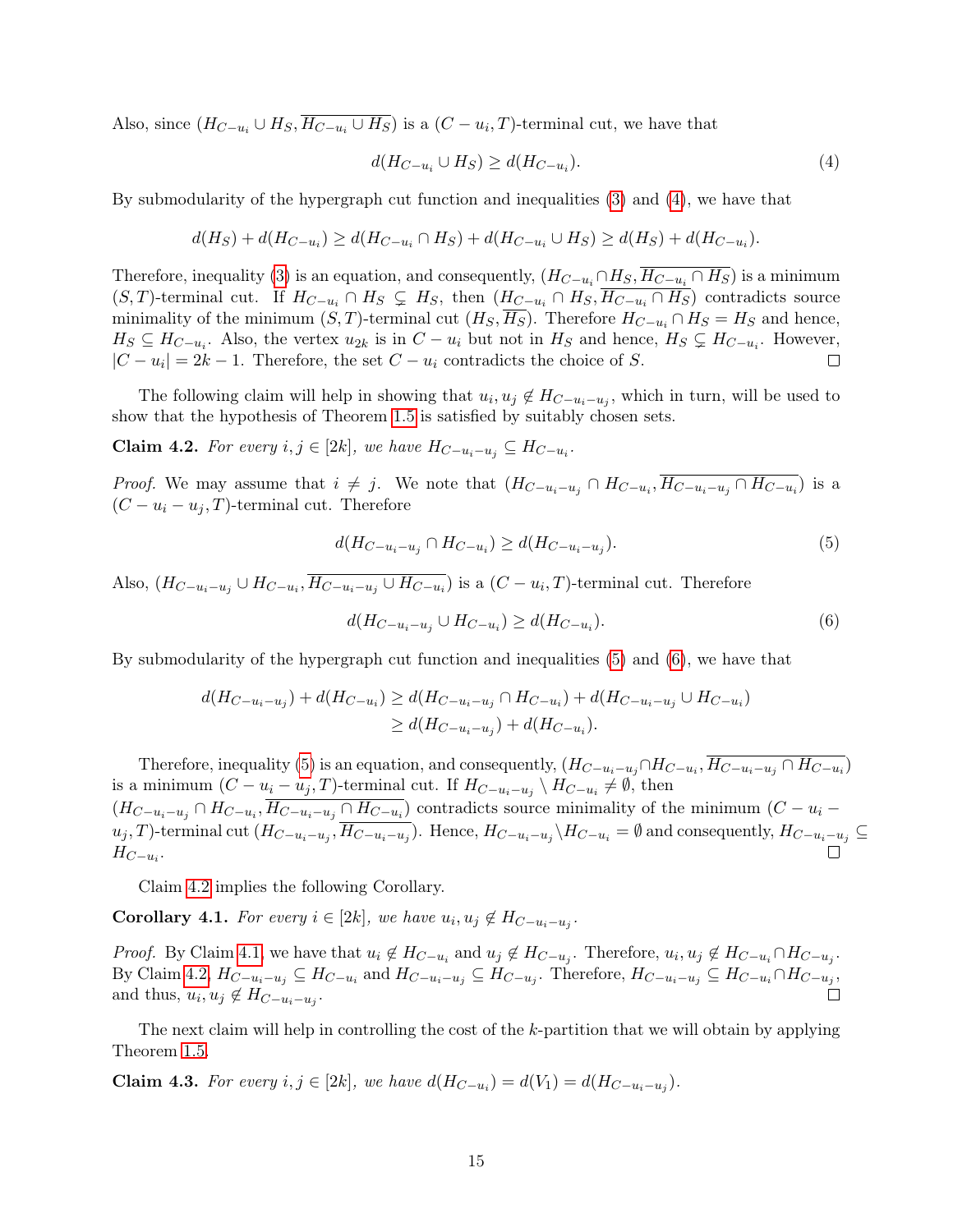Also, since $(H_{C-u_i} \cup H_S, \overline{H_{C-u_i} \cup H_S})$ is a $(C-u_i, T)$-terminal cut, we have that

$$d(H_{C-u_i} \cup H_S) \geq d(H_{C-u_i}). \tag{4}$$

By submodularity of the hypergraph cut function and inequalities (3) and (4), we have that

$$d(H_S) + d(H_{C-u_i}) \geq d(H_{C-u_i} \cap H_S) + d(H_{C-u_i} \cup H_S) \geq d(H_S) + d(H_{C-u_i}).$$

Therefore, inequality (3) is an equation, and consequently, $(H_{C-u_i} \cap H_S, \overline{H_{C-u_i} \cap H_S})$ is a minimum $(S,T)$-terminal cut. If $H_{C-u_i} \cap H_S \subsetneq H_S$, then $(H_{C-u_i} \cap H_S, \overline{H_{C-u_i} \cap H_S})$ contradicts source minimality of the minimum $(S,T)$-terminal cut $(H_S, \overline{H_S})$. Therefore $H_{C-u_i} \cap H_S = H_S$ and hence, $H_S \subseteq H_{C-u_i}$. Also, the vertex $u_{2k}$ is in $C - u_i$ but not in $H_S$ and hence, $H_S \subsetneq H_{C-u_i}$. However, $|C - u_i| = 2k-1$. Therefore, the set $C - u_i$ contradicts the choice of $S$. ◻

The following claim will help in showing that $u_i, u_j \notin H_{C-u_i-u_j}$, which in turn, will be used to show that the hypothesis of Theorem 1.5 is satisfied by suitably chosen sets.

**Claim 4.2.** *For every $i, j \in [2k]$, we have $H_{C-u_i-u_j} \subseteq H_{C-u_i}$.*

*Proof.* We may assume that $i \neq j$. We note that $(H_{C-u_i-u_j} \cap H_{C-u_i}, \overline{H_{C-u_i-u_j} \cap H_{C-u_i}})$ is a $(C-u_i-u_j, T)$-terminal cut. Therefore

$$d(H_{C-u_i-u_j} \cap H_{C-u_i}) \geq d(H_{C-u_i-u_j}). \tag{5}$$

Also, $(H_{C-u_i-u_j} \cup H_{C-u_i}, \overline{H_{C-u_i-u_j} \cup H_{C-u_i}})$ is a $(C-u_i, T)$-terminal cut. Therefore

$$d(H_{C-u_i-u_j} \cup H_{C-u_i}) \geq d(H_{C-u_i}). \tag{6}$$

By submodularity of the hypergraph cut function and inequalities (5) and (6), we have that

$$\begin{aligned} d(H_{C-u_i-u_j}) + d(H_{C-u_i}) &\geq d(H_{C-u_i-u_j} \cap H_{C-u_i}) + d(H_{C-u_i-u_j} \cup H_{C-u_i}) \\ &\geq d(H_{C-u_i-u_j}) + d(H_{C-u_i}). \end{aligned}$$

Therefore, inequality (5) is an equation, and consequently, $(H_{C-u_i-u_j} \cap H_{C-u_i}, \overline{H_{C-u_i-u_j} \cap H_{C-u_i}})$ is a minimum $(C-u_i-u_j, T)$-terminal cut. If $H_{C-u_i-u_j} \setminus H_{C-u_i} \neq \emptyset$, then $(H_{C-u_i-u_j} \cap H_{C-u_i}, \overline{H_{C-u_i-u_j} \cap H_{C-u_i}})$ contradicts source minimality of the minimum $(C-u_i-u_j, T)$-terminal cut $(H_{C-u_i-u_j}, \overline{H_{C-u_i-u_j}})$. Hence, $H_{C-u_i-u_j} \setminus H_{C-u_i} = \emptyset$ and consequently, $H_{C-u_i-u_j} \subseteq H_{C-u_i}$. ◻

Claim 4.2 implies the following Corollary.

**Corollary 4.1.** *For every $i \in [2k]$, we have $u_i, u_j \notin H_{C-u_i-u_j}$.*

*Proof.* By Claim 4.1, we have that $u_i \notin H_{C-u_i}$ and $u_j \notin H_{C-u_j}$. Therefore, $u_i, u_j \notin H_{C-u_i} \cap H_{C-u_j}$. By Claim 4.2, $H_{C-u_i-u_j} \subseteq H_{C-u_i}$ and $H_{C-u_i-u_j} \subseteq H_{C-u_j}$. Therefore, $H_{C-u_i-u_j} \subseteq H_{C-u_i} \cap H_{C-u_j}$, and thus, $u_i, u_j \notin H_{C-u_i-u_j}$. ◻

The next claim will help in controlling the cost of the $k$-partition that we will obtain by applying Theorem 1.5.

**Claim 4.3.** *For every $i, j \in [2k]$, we have $d(H_{C-u_i}) = d(V_1) = d(H_{C-u_i-u_j})$.*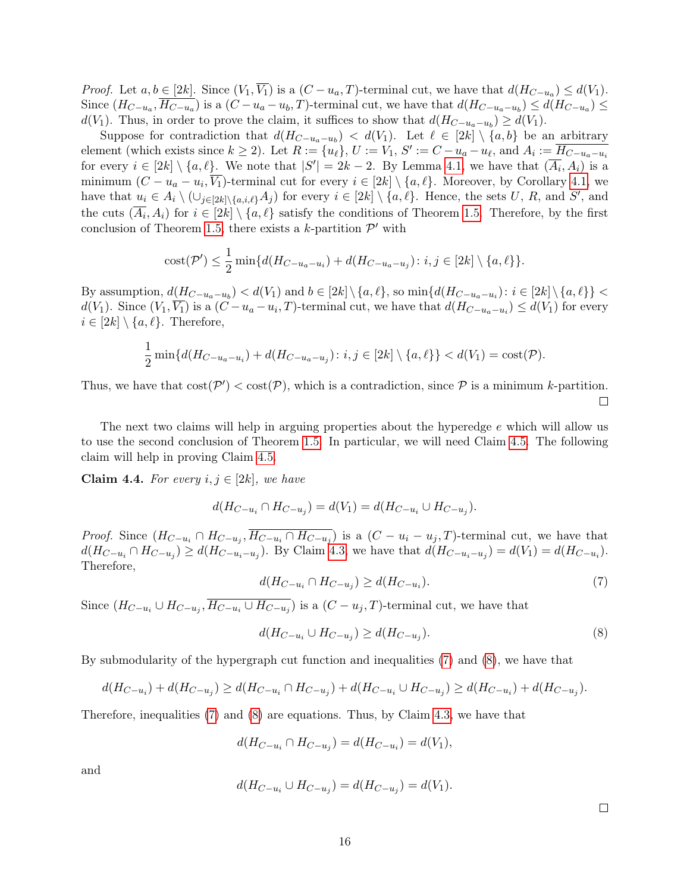*Proof.* Let $a, b \in [2k]$. Since $(V_1, \overline{V_1})$ is a $(C - u_a, T)$-terminal cut, we have that $d(H_{C-u_a}) \leq d(V_1)$. Since $(H_{C-u_a}, \overline{H_{C-u_a}})$ is a $(C - u_a - u_b, T)$-terminal cut, we have that $d(H_{C-u_a-u_b}) \leq d(H_{C-u_a}) \leq d(V_1)$. Thus, in order to prove the claim, it suffices to show that $d(H_{C-u_a-u_b}) \geq d(V_1)$.

Suppose for contradiction that $d(H_{C-u_a-u_b}) < d(V_1)$. Let $\ell \in [2k] \setminus \{a, b\}$ be an arbitrary element (which exists since $k \geq 2$). Let $R := \{u_\ell\}$, $U := V_1$, $S' := C - u_a - u_\ell$, and $A_i := \overline{H_{C-u_a-u_i}}$ for every $i \in [2k] \setminus \{a, \ell\}$. We note that $|S'| = 2k - 2$. By Lemma 4.1, we have that $(\overline{A_i}, A_i)$ is a minimum $(C - u_a - u_i, \overline{V_1})$-terminal cut for every $i \in [2k] \setminus \{a, \ell\}$. Moreover, by Corollary 4.1, we have that $u_i \in A_i \setminus (\cup_{j \in [2k] \setminus \{a,i,\ell\}} A_j)$ for every $i \in [2k] \setminus \{a, \ell\}$. Hence, the sets $U$, $R$, and $S'$, and the cuts $(\overline{A_i}, A_i)$ for $i \in [2k] \setminus \{a, \ell\}$ satisfy the conditions of Theorem 1.5. Therefore, by the first conclusion of Theorem 1.5, there exists a $k$-partition $\mathcal{P}'$ with

$$\text{cost}(\mathcal{P}') \leq \frac{1}{2} \min\{d(H_{C-u_a-u_i}) + d(H_{C-u_a-u_j}) \colon i, j \in [2k] \setminus \{a, \ell\}\}.$$

By assumption, $d(H_{C-u_a-u_b}) < d(V_1)$ and $b \in [2k] \setminus \{a, \ell\}$, so $\min\{d(H_{C-u_a-u_i}) \colon i \in [2k] \setminus \{a, \ell\}\} < d(V_1)$. Since $(V_1, \overline{V_1})$ is a $(C - u_a - u_i, T)$-terminal cut, we have that $d(H_{C-u_a-u_i}) \leq d(V_1)$ for every $i \in [2k] \setminus \{a, \ell\}$. Therefore,

$$\frac{1}{2} \min\{d(H_{C-u_a-u_i}) + d(H_{C-u_a-u_j}) \colon i, j \in [2k] \setminus \{a, \ell\}\} < d(V_1) = \text{cost}(\mathcal{P}).$$

Thus, we have that $\text{cost}(\mathcal{P}') < \text{cost}(\mathcal{P})$, which is a contradiction, since $\mathcal{P}$ is a minimum $k$-partition. $\square$

The next two claims will help in arguing properties about the hyperedge $e$ which will allow us to use the second conclusion of Theorem 1.5. In particular, we will need Claim 4.5. The following claim will help in proving Claim 4.5.

**Claim 4.4.** *For every $i, j \in [2k]$, we have*

$$d(H_{C-u_i} \cap H_{C-u_j}) = d(V_1) = d(H_{C-u_i} \cup H_{C-u_j}).$$

*Proof.* Since $(H_{C-u_i} \cap H_{C-u_j}, \overline{H_{C-u_i} \cap H_{C-u_j}})$ is a $(C - u_i - u_j, T)$-terminal cut, we have that $d(H_{C-u_i} \cap H_{C-u_j}) \geq d(H_{C-u_i-u_j})$. By Claim 4.3, we have that $d(H_{C-u_i-u_j}) = d(V_1) = d(H_{C-u_i})$. Therefore,

$$d(H_{C-u_i} \cap H_{C-u_j}) \geq d(H_{C-u_i}). \tag{7}$$

Since $(H_{C-u_i} \cup H_{C-u_j}, \overline{H_{C-u_i} \cup H_{C-u_j}})$ is a $(C - u_j, T)$-terminal cut, we have that

$$d(H_{C-u_i} \cup H_{C-u_j}) \geq d(H_{C-u_j}). \tag{8}$$

By submodularity of the hypergraph cut function and inequalities (7) and (8), we have that

$$d(H_{C-u_i}) + d(H_{C-u_j}) \geq d(H_{C-u_i} \cap H_{C-u_j}) + d(H_{C-u_i} \cup H_{C-u_j}) \geq d(H_{C-u_i}) + d(H_{C-u_j}).$$

Therefore, inequalities (7) and (8) are equations. Thus, by Claim 4.3, we have that

$$d(H_{C-u_i} \cap H_{C-u_j}) = d(H_{C-u_i}) = d(V_1),$$

and

$$d(H_{C-u_i} \cup H_{C-u_j}) = d(H_{C-u_j}) = d(V_1).$$

$\square$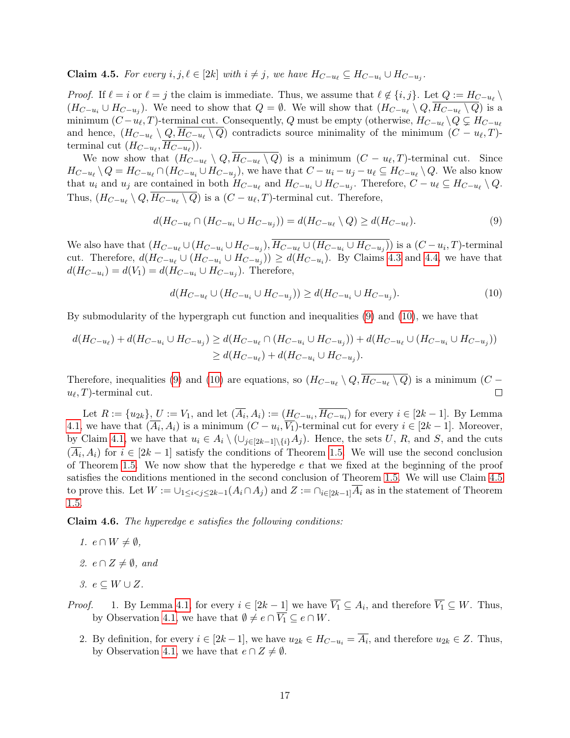**Claim 4.5.** *For every $i, j, \ell \in [2k]$ with $i \neq j$, we have $H_{C-u_\ell} \subseteq H_{C-u_i} \cup H_{C-u_j}$.*

*Proof.* If $\ell = i$ or $\ell = j$ the claim is immediate. Thus, we assume that $\ell \notin \{i, j\}$. Let $Q := H_{C-u_\ell} \setminus (H_{C-u_i} \cup H_{C-u_j})$. We need to show that $Q = \emptyset$. We will show that $(H_{C-u_\ell} \setminus Q, \overline{H_{C-u_\ell} \setminus Q})$ is a minimum $(C - u_\ell, T)$-terminal cut. Consequently, $Q$ must be empty (otherwise, $H_{C-u_\ell} \setminus Q \subsetneq H_{C-u_\ell}$ and hence, $(H_{C-u_\ell} \setminus Q, \overline{H_{C-u_\ell} \setminus Q})$ contradicts source minimality of the minimum $(C - u_\ell, T)$-terminal cut $(H_{C-u_\ell}, \overline{H_{C-u_\ell}})$).

We now show that $(H_{C-u_\ell} \setminus Q, \overline{H_{C-u_\ell} \setminus Q})$ is a minimum $(C - u_\ell, T)$-terminal cut. Since $H_{C-u_\ell} \setminus Q = H_{C-u_\ell} \cap (H_{C-u_i} \cup H_{C-u_j})$, we have that $C - u_i - u_j - u_\ell \subseteq H_{C-u_\ell} \setminus Q$. We also know that $u_i$ and $u_j$ are contained in both $H_{C-u_\ell}$ and $H_{C-u_i} \cup H_{C-u_j}$. Therefore, $C - u_\ell \subseteq H_{C-u_\ell} \setminus Q$. Thus, $(H_{C-u_\ell} \setminus Q, \overline{H_{C-u_\ell} \setminus Q})$ is a $(C - u_\ell, T)$-terminal cut. Therefore,

$$d(H_{C-u_\ell} \cap (H_{C-u_i} \cup H_{C-u_j})) = d(H_{C-u_\ell} \setminus Q) \geq d(H_{C-u_\ell}). \tag{9}$$

We also have that $(H_{C-u_\ell} \cup (H_{C-u_i} \cup H_{C-u_j}), \overline{H_{C-u_\ell} \cup (H_{C-u_i} \cup H_{C-u_j})})$ is a $(C - u_i, T)$-terminal cut. Therefore, $d(H_{C-u_\ell} \cup (H_{C-u_i} \cup H_{C-u_j})) \geq d(H_{C-u_i})$. By Claims 4.3 and 4.4, we have that $d(H_{C-u_i}) = d(V_1) = d(H_{C-u_i} \cup H_{C-u_j})$. Therefore,

$$d(H_{C-u_\ell} \cup (H_{C-u_i} \cup H_{C-u_j})) \geq d(H_{C-u_i} \cup H_{C-u_j}). \tag{10}$$

By submodularity of the hypergraph cut function and inequalities (9) and (10), we have that

$$\begin{aligned} d(H_{C-u_\ell}) + d(H_{C-u_i} \cup H_{C-u_j}) &\geq d(H_{C-u_\ell} \cap (H_{C-u_i} \cup H_{C-u_j})) + d(H_{C-u_\ell} \cup (H_{C-u_i} \cup H_{C-u_j})) \\ &\geq d(H_{C-u_\ell}) + d(H_{C-u_i} \cup H_{C-u_j}). \end{aligned}$$

Therefore, inequalities (9) and (10) are equations, so $(H_{C-u_\ell} \setminus Q, \overline{H_{C-u_\ell} \setminus Q})$ is a minimum $(C - u_\ell, T)$-terminal cut. ∎

Let $R := \{u_{2k}\}$, $U := V_1$, and let $(\overline{A_i}, A_i) := (H_{C-u_i}, \overline{H_{C-u_i}})$ for every $i \in [2k-1]$. By Lemma 4.1, we have that $(\overline{A_i}, A_i)$ is a minimum $(C - u_i, \overline{V_1})$-terminal cut for every $i \in [2k-1]$. Moreover, by Claim 4.1, we have that $u_i \in A_i \setminus (\cup_{j \in [2k-1] \setminus \{i\}} A_j)$. Hence, the sets $U$, $R$, and $S$, and the cuts $(\overline{A_i}, A_i)$ for $i \in [2k-1]$ satisfy the conditions of Theorem 1.5. We will use the second conclusion of Theorem 1.5. We now show that the hyperedge $e$ that we fixed at the beginning of the proof satisfies the conditions mentioned in the second conclusion of Theorem 1.5. We will use Claim 4.5 to prove this. Let $W := \cup_{1 \leq i < j \leq 2k-1} (A_i \cap A_j)$ and $Z := \cap_{i \in [2k-1]} \overline{A_i}$ as in the statement of Theorem 1.5.

**Claim 4.6.** *The hyperedge $e$ satisfies the following conditions:*

1. *$e \cap W \neq \emptyset$,*
2. *$e \cap Z \neq \emptyset$, and*
3. *$e \subseteq W \cup Z$.*

*Proof.*

1. By Lemma 4.1, for every $i \in [2k-1]$ we have $\overline{V_1} \subseteq A_i$, and therefore $\overline{V_1} \subseteq W$. Thus, by Observation 4.1, we have that $\emptyset \neq e \cap \overline{V_1} \subseteq e \cap W$.
2. By definition, for every $i \in [2k-1]$, we have $u_{2k} \in H_{C-u_i} = \overline{A_i}$, and therefore $u_{2k} \in Z$. Thus, by Observation 4.1, we have that $e \cap Z \neq \emptyset$.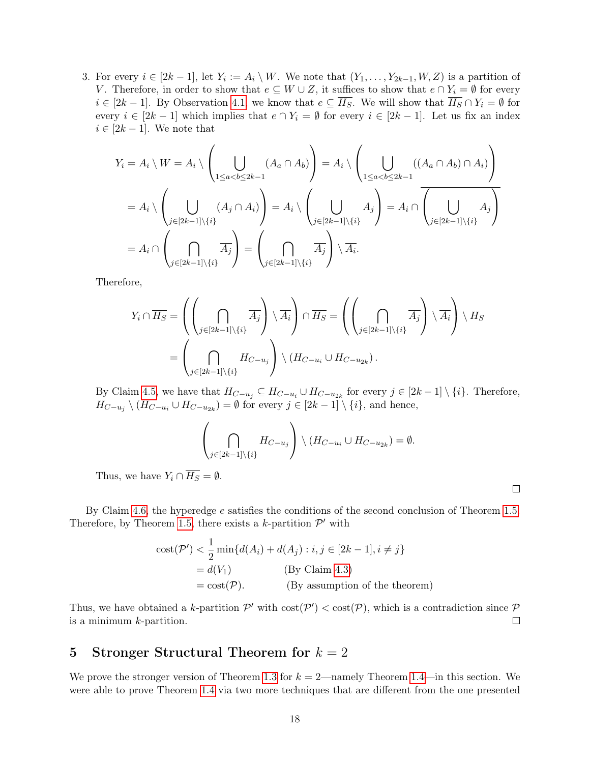3. For every $i \in [2k-1]$, let $Y_i := A_i \setminus W$. We note that $(Y_1, \ldots, Y_{2k-1}, W, Z)$ is a partition of $V$. Therefore, in order to show that $e \subseteq W \cup Z$, it suffices to show that $e \cap Y_i = \emptyset$ for every $i \in [2k-1]$. By Observation 4.1, we know that $e \subseteq \overline{H_S}$. We will show that $\overline{H_S} \cap Y_i = \emptyset$ for every $i \in [2k-1]$ which implies that $e \cap Y_i = \emptyset$ for every $i \in [2k-1]$. Let us fix an index $i \in [2k-1]$. We note that

$$
\begin{aligned}
Y_i = A_i \setminus W &= A_i \setminus \left( \bigcup_{1 \le a < b \le 2k-1} (A_a \cap A_b) \right) = A_i \setminus \left( \bigcup_{1 \le a < b \le 2k-1} ((A_a \cap A_b) \cap A_i) \right) \\
&= A_i \setminus \left( \bigcup_{j \in [2k-1] \setminus \{i\}} (A_j \cap A_i) \right) = A_i \setminus \left( \bigcup_{j \in [2k-1] \setminus \{i\}} A_j \right) = A_i \cap \overline{\left( \bigcup_{j \in [2k-1] \setminus \{i\}} A_j \right)} \\
&= A_i \cap \left( \bigcap_{j \in [2k-1] \setminus \{i\}} \overline{A_j} \right) = \left( \bigcap_{j \in [2k-1] \setminus \{i\}} \overline{A_j} \right) \setminus \overline{A_i}.
\end{aligned}
$$

Therefore,

$$
\begin{aligned}
Y_i \cap \overline{H_S} &= \left( \left( \bigcap_{j \in [2k-1] \setminus \{i\}} \overline{A_j} \right) \setminus \overline{A_i} \right) \cap \overline{H_S} = \left( \left( \bigcap_{j \in [2k-1] \setminus \{i\}} \overline{A_j} \right) \setminus \overline{A_i} \right) \setminus H_S \\
&= \left( \bigcap_{j \in [2k-1] \setminus \{i\}} H_{C-u_j} \right) \setminus \left( H_{C-u_i} \cup H_{C-u_{2k}} \right).
\end{aligned}
$$

By Claim 4.5, we have that $H_{C-u_j} \subseteq H_{C-u_i} \cup H_{C-u_{2k}}$ for every $j \in [2k-1] \setminus \{i\}$. Therefore, $H_{C-u_j} \setminus (H_{C-u_i} \cup H_{C-u_{2k}}) = \emptyset$ for every $j \in [2k-1] \setminus \{i\}$, and hence,

$$
\left( \bigcap_{j \in [2k-1] \setminus \{i\}} H_{C-u_j} \right) \setminus \left( H_{C-u_i} \cup H_{C-u_{2k}} \right) = \emptyset.
$$

Thus, we have $Y_i \cap \overline{H_S} = \emptyset$.

□

By Claim 4.6, the hyperedge $e$ satisfies the conditions of the second conclusion of Theorem 1.5. Therefore, by Theorem 1.5, there exists a $k$-partition $\mathcal{P}'$ with

$$
\begin{aligned}
\text{cost}(\mathcal{P}') &< \frac{1}{2} \min\{d(A_i) + d(A_j) : i, j \in [2k-1], i \neq j\} \\
&= d(V_1) \qquad \text{(By Claim 4.3)} \\
&= \text{cost}(\mathcal{P}). \qquad \text{(By assumption of the theorem)}
\end{aligned}
$$

Thus, we have obtained a $k$-partition $\mathcal{P}'$ with $\text{cost}(\mathcal{P}') < \text{cost}(\mathcal{P})$, which is a contradiction since $\mathcal{P}$ is a minimum $k$-partition. □

## 5 Stronger Structural Theorem for $k = 2$

We prove the stronger version of Theorem 1.3 for $k = 2$—namely Theorem 1.4—in this section. We were able to prove Theorem 1.4 via two more techniques that are different from the one presented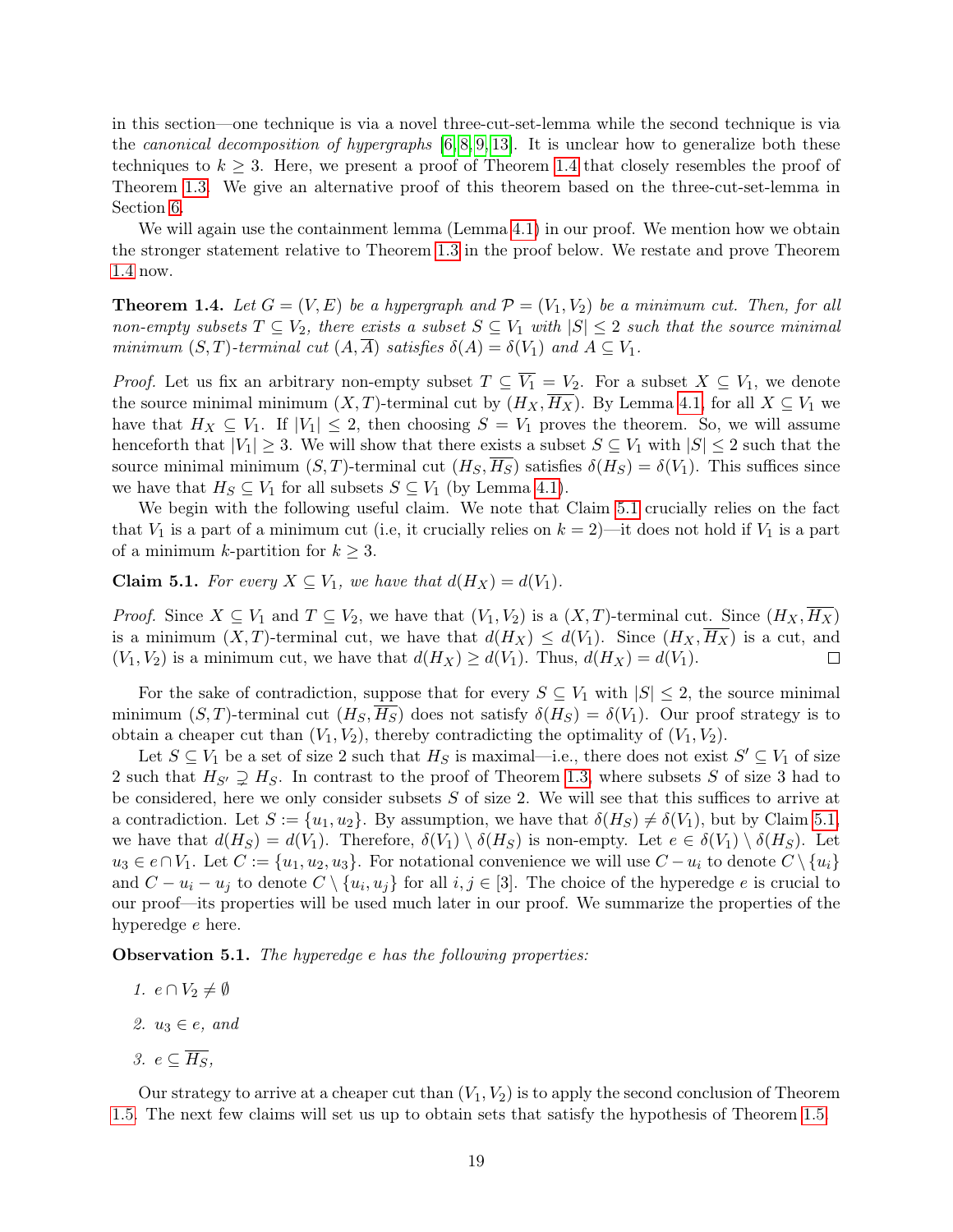in this section—one technique is via a novel three-cut-set-lemma while the second technique is via the *canonical decomposition of hypergraphs* [6, 8, 9, 13]. It is unclear how to generalize both these techniques to $k \geq 3$. Here, we present a proof of Theorem 1.4 that closely resembles the proof of Theorem 1.3. We give an alternative proof of this theorem based on the three-cut-set-lemma in Section 6.

We will again use the containment lemma (Lemma 4.1) in our proof. We mention how we obtain the stronger statement relative to Theorem 1.3 in the proof below. We restate and prove Theorem 1.4 now.

**Theorem 1.4.** *Let $G = (V, E)$ be a hypergraph and $\mathcal{P} = (V_1, V_2)$ be a minimum cut. Then, for all non-empty subsets $T \subseteq V_2$, there exists a subset $S \subseteq V_1$ with $|S| \leq 2$ such that the source minimal minimum $(S, T)$-terminal cut $(A, \overline{A})$ satisfies $\delta(A) = \delta(V_1)$ and $A \subseteq V_1$.*

*Proof.* Let us fix an arbitrary non-empty subset $T \subseteq \overline{V_1} = V_2$. For a subset $X \subseteq V_1$, we denote the source minimal minimum $(X, T)$-terminal cut by $(H_X, \overline{H_X})$. By Lemma 4.1, for all $X \subseteq V_1$ we have that $H_X \subseteq V_1$. If $|V_1| \leq 2$, then choosing $S = V_1$ proves the theorem. So, we will assume henceforth that $|V_1| \geq 3$. We will show that there exists a subset $S \subseteq V_1$ with $|S| \leq 2$ such that the source minimal minimum $(S, T)$-terminal cut $(H_S, \overline{H_S})$ satisfies $\delta(H_S) = \delta(V_1)$. This suffices since we have that $H_S \subseteq V_1$ for all subsets $S \subseteq V_1$ (by Lemma 4.1).

We begin with the following useful claim. We note that Claim 5.1 crucially relies on the fact that $V_1$ is a part of a minimum cut (i.e, it crucially relies on $k = 2$)—it does not hold if $V_1$ is a part of a minimum $k$-partition for $k \geq 3$.

**Claim 5.1.** *For every $X \subseteq V_1$, we have that $d(H_X) = d(V_1)$.*

*Proof.* Since $X \subseteq V_1$ and $T \subseteq V_2$, we have that $(V_1, V_2)$ is a $(X, T)$-terminal cut. Since $(H_X, \overline{H_X})$ is a minimum $(X, T)$-terminal cut, we have that $d(H_X) \leq d(V_1)$. Since $(H_X, \overline{H_X})$ is a cut, and $(V_1, V_2)$ is a minimum cut, we have that $d(H_X) \geq d(V_1)$. Thus, $d(H_X) = d(V_1)$. $\square$

For the sake of contradiction, suppose that for every $S \subseteq V_1$ with $|S| \leq 2$, the source minimal minimum $(S, T)$-terminal cut $(H_S, \overline{H_S})$ does not satisfy $\delta(H_S) = \delta(V_1)$. Our proof strategy is to obtain a cheaper cut than $(V_1, V_2)$, thereby contradicting the optimality of $(V_1, V_2)$.

Let $S \subseteq V_1$ be a set of size 2 such that $H_S$ is maximal—i.e., there does not exist $S' \subseteq V_1$ of size 2 such that $H_{S'} \supsetneq H_S$. In contrast to the proof of Theorem 1.3, where subsets $S$ of size 3 had to be considered, here we only consider subsets $S$ of size 2. We will see that this suffices to arrive at a contradiction. Let $S := \{u_1, u_2\}$. By assumption, we have that $\delta(H_S) \neq \delta(V_1)$, but by Claim 5.1, we have that $d(H_S) = d(V_1)$. Therefore, $\delta(V_1) \setminus \delta(H_S)$ is non-empty. Let $e \in \delta(V_1) \setminus \delta(H_S)$. Let $u_3 \in e \cap V_1$. Let $C := \{u_1, u_2, u_3\}$. For notational convenience we will use $C - u_i$ to denote $C \setminus \{u_i\}$ and $C - u_i - u_j$ to denote $C \setminus \{u_i, u_j\}$ for all $i, j \in [3]$. The choice of the hyperedge $e$ is crucial to our proof—its properties will be used much later in our proof. We summarize the properties of the hyperedge $e$ here.

**Observation 5.1.** *The hyperedge $e$ has the following properties:*

1. $e \cap V_2 \neq \emptyset$
2. $u_3 \in e$, *and*
3. $e \subseteq \overline{H_S}$,

Our strategy to arrive at a cheaper cut than $(V_1, V_2)$ is to apply the second conclusion of Theorem 1.5. The next few claims will set us up to obtain sets that satisfy the hypothesis of Theorem 1.5.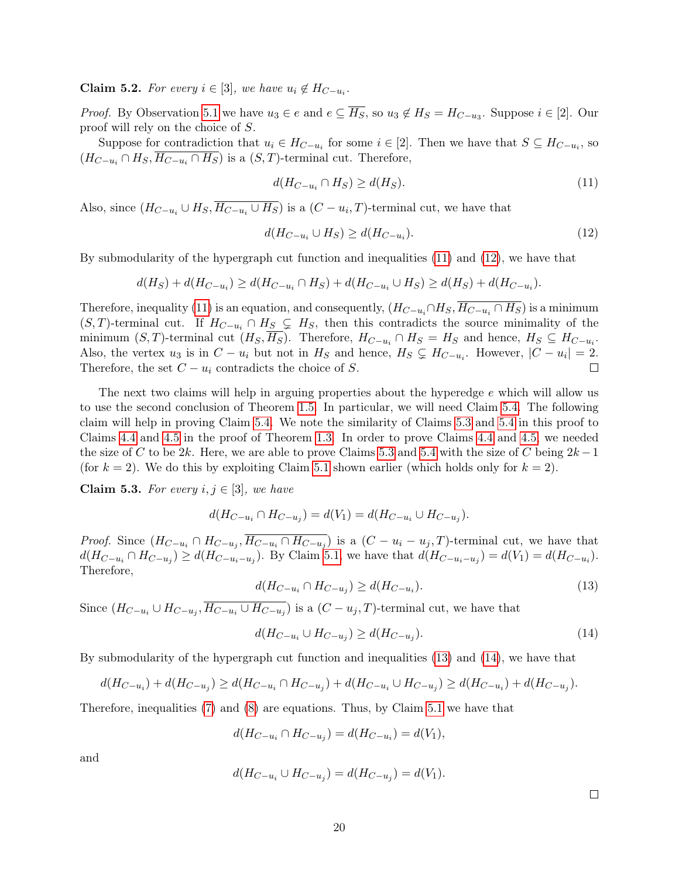**Claim 5.2.** *For every $i \in [3]$, we have $u_i \notin H_{C-u_i}$.*

*Proof.* By Observation 5.1 we have $u_3 \in e$ and $e \subseteq \overline{H_S}$, so $u_3 \notin H_S = H_{C-u_3}$. Suppose $i \in [2]$. Our proof will rely on the choice of $S$.

Suppose for contradiction that $u_i \in H_{C-u_i}$ for some $i \in [2]$. Then we have that $S \subseteq H_{C-u_i}$, so $(H_{C-u_i} \cap H_S, \overline{H_{C-u_i} \cap H_S})$ is a $(S,T)$-terminal cut. Therefore,

$$d(H_{C-u_i} \cap H_S) \geq d(H_S). \tag{11}$$

Also, since $(H_{C-u_i} \cup H_S, \overline{H_{C-u_i} \cup H_S})$ is a $(C-u_i, T)$-terminal cut, we have that

$$d(H_{C-u_i} \cup H_S) \geq d(H_{C-u_i}). \tag{12}$$

By submodularity of the hypergraph cut function and inequalities (11) and (12), we have that

$$d(H_S) + d(H_{C-u_i}) \geq d(H_{C-u_i} \cap H_S) + d(H_{C-u_i} \cup H_S) \geq d(H_S) + d(H_{C-u_i}).$$

Therefore, inequality (11) is an equation, and consequently, $(H_{C-u_i} \cap H_S, \overline{H_{C-u_i} \cap H_S})$ is a minimum $(S,T)$-terminal cut. If $H_{C-u_i} \cap H_S \subsetneq H_S$, then this contradicts the source minimality of the minimum $(S,T)$-terminal cut $(H_S, \overline{H_S})$. Therefore, $H_{C-u_i} \cap H_S = H_S$ and hence, $H_S \subseteq H_{C-u_i}$. Also, the vertex $u_3$ is in $C - u_i$ but not in $H_S$ and hence, $H_S \subsetneq H_{C-u_i}$. However, $|C - u_i| = 2$. Therefore, the set $C - u_i$ contradicts the choice of $S$. $\square$

The next two claims will help in arguing properties about the hyperedge $e$ which will allow us to use the second conclusion of Theorem 1.5. In particular, we will need Claim 5.4. The following claim will help in proving Claim 5.4. We note the similarity of Claims 5.3 and 5.4 in this proof to Claims 4.4 and 4.5 in the proof of Theorem 1.3. In order to prove Claims 4.4 and 4.5, we needed the size of $C$ to be $2k$. Here, we are able to prove Claims 5.3 and 5.4 with the size of $C$ being $2k-1$ (for $k = 2$). We do this by exploiting Claim 5.1 shown earlier (which holds only for $k = 2$).

**Claim 5.3.** *For every $i, j \in [3]$, we have*

$$d(H_{C-u_i} \cap H_{C-u_j}) = d(V_1) = d(H_{C-u_i} \cup H_{C-u_j}).$$

*Proof.* Since $(H_{C-u_i} \cap H_{C-u_j}, \overline{H_{C-u_i} \cap H_{C-u_j}})$ is a $(C - u_i - u_j, T)$-terminal cut, we have that $d(H_{C-u_i} \cap H_{C-u_j}) \geq d(H_{C-u_i-u_j})$. By Claim 5.1, we have that $d(H_{C-u_i-u_j}) = d(V_1) = d(H_{C-u_i})$. Therefore,

$$d(H_{C-u_i} \cap H_{C-u_j}) \geq d(H_{C-u_i}). \tag{13}$$

Since $(H_{C-u_i} \cup H_{C-u_j}, \overline{H_{C-u_i} \cup H_{C-u_j}})$ is a $(C - u_j, T)$-terminal cut, we have that

$$d(H_{C-u_i} \cup H_{C-u_j}) \geq d(H_{C-u_j}). \tag{14}$$

By submodularity of the hypergraph cut function and inequalities (13) and (14), we have that

$$d(H_{C-u_i}) + d(H_{C-u_j}) \geq d(H_{C-u_i} \cap H_{C-u_j}) + d(H_{C-u_i} \cup H_{C-u_j}) \geq d(H_{C-u_i}) + d(H_{C-u_j}).$$

Therefore, inequalities (7) and (8) are equations. Thus, by Claim 5.1 we have that

$$d(H_{C-u_i} \cap H_{C-u_j}) = d(H_{C-u_i}) = d(V_1),$$

and

$$d(H_{C-u_i} \cup H_{C-u_j}) = d(H_{C-u_j}) = d(V_1).$$

$\square$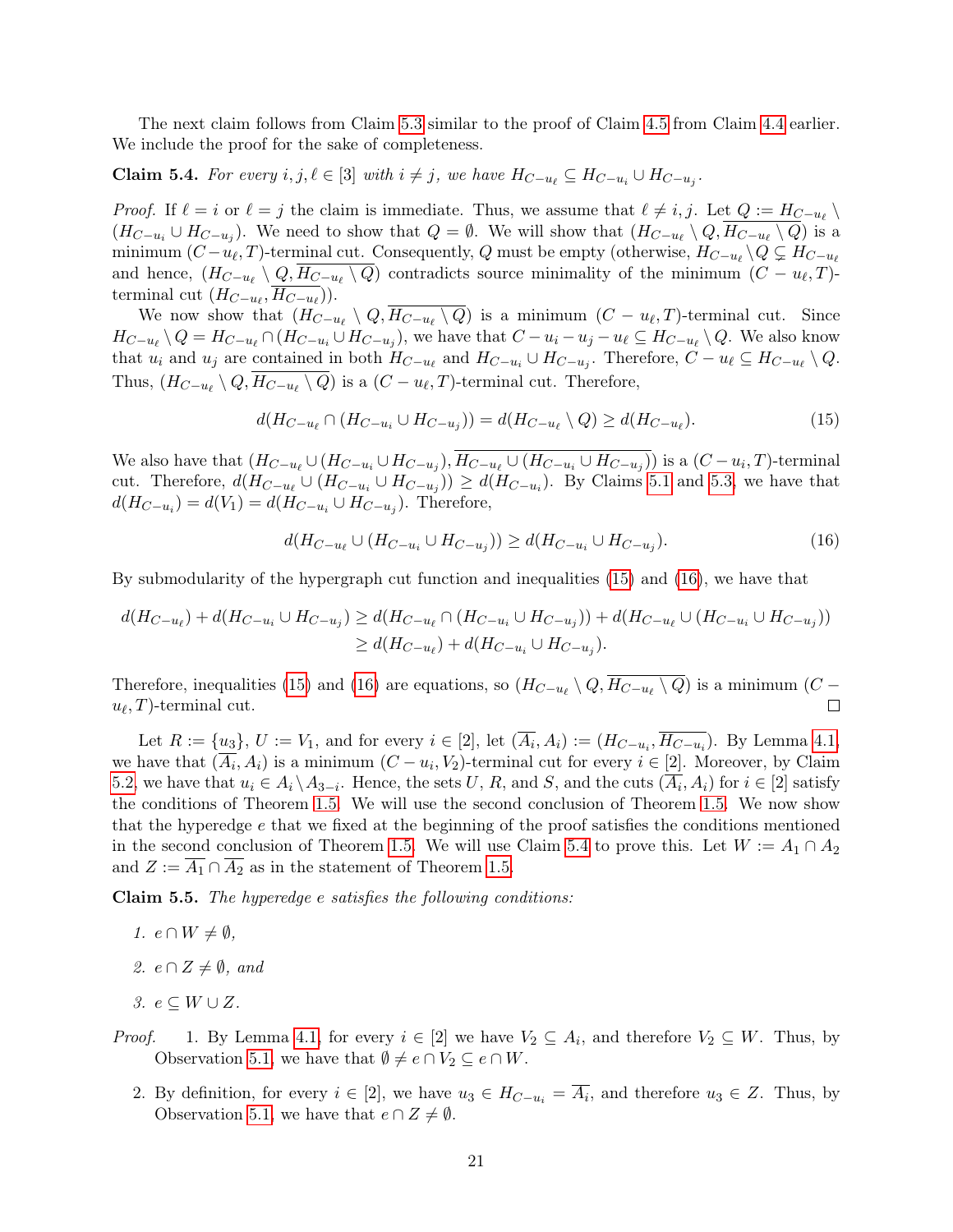The next claim follows from Claim 5.3 similar to the proof of Claim 4.5 from Claim 4.4 earlier. We include the proof for the sake of completeness.

**Claim 5.4.** *For every $i, j, \ell \in [3]$ with $i \neq j$, we have $H_{C-u_\ell} \subseteq H_{C-u_i} \cup H_{C-u_j}$.*

*Proof.* If $\ell = i$ or $\ell = j$ the claim is immediate. Thus, we assume that $\ell \neq i, j$. Let $Q := H_{C-u_\ell} \setminus (H_{C-u_i} \cup H_{C-u_j})$. We need to show that $Q = \emptyset$. We will show that $(H_{C-u_\ell} \setminus Q, \overline{H_{C-u_\ell} \setminus Q})$ is a minimum $(C-u_\ell, T)$-terminal cut. Consequently, $Q$ must be empty (otherwise, $H_{C-u_\ell} \setminus Q \subsetneq H_{C-u_\ell}$ and hence, $(H_{C-u_\ell} \setminus Q, \overline{H_{C-u_\ell} \setminus Q})$ contradicts source minimality of the minimum $(C-u_\ell, T)$-terminal cut $(H_{C-u_\ell}, \overline{H_{C-u_\ell}})$).

We now show that $(H_{C-u_\ell} \setminus Q, \overline{H_{C-u_\ell} \setminus Q})$ is a minimum $(C-u_\ell, T)$-terminal cut. Since $H_{C-u_\ell} \setminus Q = H_{C-u_\ell} \cap (H_{C-u_i} \cup H_{C-u_j})$, we have that $C - u_i - u_j - u_\ell \subseteq H_{C-u_\ell} \setminus Q$. We also know that $u_i$ and $u_j$ are contained in both $H_{C-u_\ell}$ and $H_{C-u_i} \cup H_{C-u_j}$. Therefore, $C - u_\ell \subseteq H_{C-u_\ell} \setminus Q$. Thus, $(H_{C-u_\ell} \setminus Q, \overline{H_{C-u_\ell} \setminus Q})$ is a $(C-u_\ell, T)$-terminal cut. Therefore,

$$d(H_{C-u_\ell} \cap (H_{C-u_i} \cup H_{C-u_j})) = d(H_{C-u_\ell} \setminus Q) \geq d(H_{C-u_\ell}). \tag{15}$$

We also have that $(H_{C-u_\ell} \cup (H_{C-u_i} \cup H_{C-u_j}), \overline{H_{C-u_\ell} \cup (H_{C-u_i} \cup H_{C-u_j})})$ is a $(C-u_i, T)$-terminal cut. Therefore, $d(H_{C-u_\ell} \cup (H_{C-u_i} \cup H_{C-u_j})) \geq d(H_{C-u_i})$. By Claims 5.1 and 5.3, we have that $d(H_{C-u_i}) = d(V_1) = d(H_{C-u_i} \cup H_{C-u_j})$. Therefore,

$$d(H_{C-u_\ell} \cup (H_{C-u_i} \cup H_{C-u_j})) \geq d(H_{C-u_i} \cup H_{C-u_j}). \tag{16}$$

By submodularity of the hypergraph cut function and inequalities (15) and (16), we have that

$$\begin{aligned} d(H_{C-u_\ell}) + d(H_{C-u_i} \cup H_{C-u_j}) &\geq d(H_{C-u_\ell} \cap (H_{C-u_i} \cup H_{C-u_j})) + d(H_{C-u_\ell} \cup (H_{C-u_i} \cup H_{C-u_j})) \\ &\geq d(H_{C-u_\ell}) + d(H_{C-u_i} \cup H_{C-u_j}). \end{aligned}$$

Therefore, inequalities (15) and (16) are equations, so $(H_{C-u_\ell} \setminus Q, \overline{H_{C-u_\ell} \setminus Q})$ is a minimum $(C-u_\ell, T)$-terminal cut. $\square$

Let $R := \{u_3\}$, $U := V_1$, and for every $i \in [2]$, let $(\overline{A_i}, A_i) := (H_{C-u_i}, \overline{H_{C-u_i}})$. By Lemma 4.1, we have that $(\overline{A_i}, A_i)$ is a minimum $(C-u_i, V_2)$-terminal cut for every $i \in [2]$. Moreover, by Claim 5.2, we have that $u_i \in A_i \setminus A_{3-i}$. Hence, the sets $U$, $R$, and $S$, and the cuts $(\overline{A_i}, A_i)$ for $i \in [2]$ satisfy the conditions of Theorem 1.5. We will use the second conclusion of Theorem 1.5. We now show that the hyperedge $e$ that we fixed at the beginning of the proof satisfies the conditions mentioned in the second conclusion of Theorem 1.5. We will use Claim 5.4 to prove this. Let $W := A_1 \cap A_2$ and $Z := \overline{A_1} \cap \overline{A_2}$ as in the statement of Theorem 1.5.

**Claim 5.5.** *The hyperedge $e$ satisfies the following conditions:*

1. *$e \cap W \neq \emptyset$,*
2. *$e \cap Z \neq \emptyset$, and*
3. *$e \subseteq W \cup Z$.*

*Proof.*

1. By Lemma 4.1, for every $i \in [2]$ we have $V_2 \subseteq A_i$, and therefore $V_2 \subseteq W$. Thus, by Observation 5.1, we have that $\emptyset \neq e \cap V_2 \subseteq e \cap W$.
2. By definition, for every $i \in [2]$, we have $u_3 \in H_{C-u_i} = \overline{A_i}$, and therefore $u_3 \in Z$. Thus, by Observation 5.1, we have that $e \cap Z \neq \emptyset$.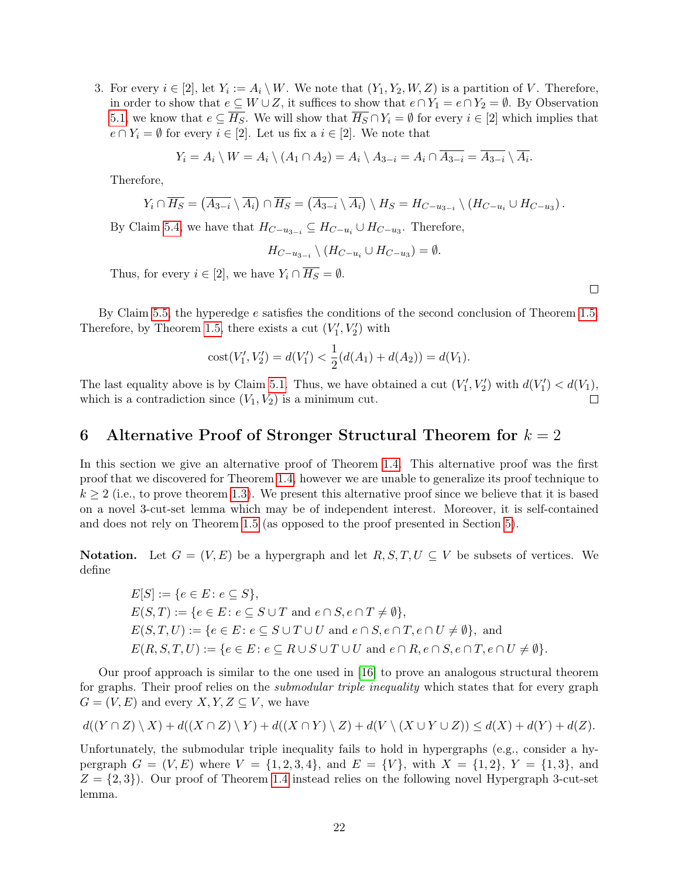3. For every $i \in [2]$, let $Y_i := A_i \setminus W$. We note that $(Y_1, Y_2, W, Z)$ is a partition of $V$. Therefore, in order to show that $e \subseteq W \cup Z$, it suffices to show that $e \cap Y_1 = e \cap Y_2 = \emptyset$. By Observation 5.1, we know that $e \subseteq \overline{H_S}$. We will show that $\overline{H_S} \cap Y_i = \emptyset$ for every $i \in [2]$ which implies that $e \cap Y_i = \emptyset$ for every $i \in [2]$. Let us fix a $i \in [2]$. We note that

$$Y_i = A_i \setminus W = A_i \setminus (A_1 \cap A_2) = A_i \setminus A_{3-i} = A_i \cap \overline{A_{3-i}} = \overline{A_{3-i}} \setminus \overline{A_i}.$$

Therefore,

$$Y_i \cap \overline{H_S} = \left(\overline{A_{3-i}} \setminus \overline{A_i}\right) \cap \overline{H_S} = \left(\overline{A_{3-i}} \setminus \overline{A_i}\right) \setminus H_S = H_{C-u_{3-i}} \setminus \left(H_{C-u_i} \cup H_{C-u_3}\right).$$

By Claim 5.4, we have that $H_{C-u_{3-i}} \subseteq H_{C-u_i} \cup H_{C-u_3}$. Therefore,

$$H_{C-u_{3-i}} \setminus \left(H_{C-u_i} \cup H_{C-u_3}\right) = \emptyset.$$

Thus, for every $i \in [2]$, we have $Y_i \cap \overline{H_S} = \emptyset$.

□

By Claim 5.5, the hyperedge $e$ satisfies the conditions of the second conclusion of Theorem 1.5. Therefore, by Theorem 1.5, there exists a cut $(V_1', V_2')$ with

$$\text{cost}(V_1', V_2') = d(V_1') < \frac{1}{2}(d(A_1) + d(A_2)) = d(V_1).$$

The last equality above is by Claim 5.1. Thus, we have obtained a cut $(V_1', V_2')$ with $d(V_1') < d(V_1)$, which is a contradiction since $(V_1, V_2)$ is a minimum cut. □

## 6 Alternative Proof of Stronger Structural Theorem for $k = 2$

In this section we give an alternative proof of Theorem 1.4. This alternative proof was the first proof that we discovered for Theorem 1.4, however we are unable to generalize its proof technique to $k \geq 2$ (i.e., to prove theorem 1.3). We present this alternative proof since we believe that it is based on a novel 3-cut-set lemma which may be of independent interest. Moreover, it is self-contained and does not rely on Theorem 1.5 (as opposed to the proof presented in Section 5).

**Notation.** Let $G = (V, E)$ be a hypergraph and let $R, S, T, U \subseteq V$ be subsets of vertices. We define

$$E[S] := \{e \in E : e \subseteq S\},$$
$$E(S, T) := \{e \in E : e \subseteq S \cup T \text{ and } e \cap S, e \cap T \neq \emptyset\},$$
$$E(S, T, U) := \{e \in E : e \subseteq S \cup T \cup U \text{ and } e \cap S, e \cap T, e \cap U \neq \emptyset\}, \text{ and}$$
$$E(R, S, T, U) := \{e \in E : e \subseteq R \cup S \cup T \cup U \text{ and } e \cap R, e \cap S, e \cap T, e \cap U \neq \emptyset\}.$$

Our proof approach is similar to the one used in [16] to prove an analogous structural theorem for graphs. Their proof relies on the *submodular triple inequality* which states that for every graph $G = (V, E)$ and every $X, Y, Z \subseteq V$, we have

$$d((Y \cap Z) \setminus X) + d((X \cap Z) \setminus Y) + d((X \cap Y) \setminus Z) + d(V \setminus (X \cup Y \cup Z)) \leq d(X) + d(Y) + d(Z).$$

Unfortunately, the submodular triple inequality fails to hold in hypergraphs (e.g., consider a hypergraph $G = (V, E)$ where $V = \{1, 2, 3, 4\}$, and $E = \{V\}$, with $X = \{1, 2\}$, $Y = \{1, 3\}$, and $Z = \{2, 3\}$). Our proof of Theorem 1.4 instead relies on the following novel Hypergraph 3-cut-set lemma.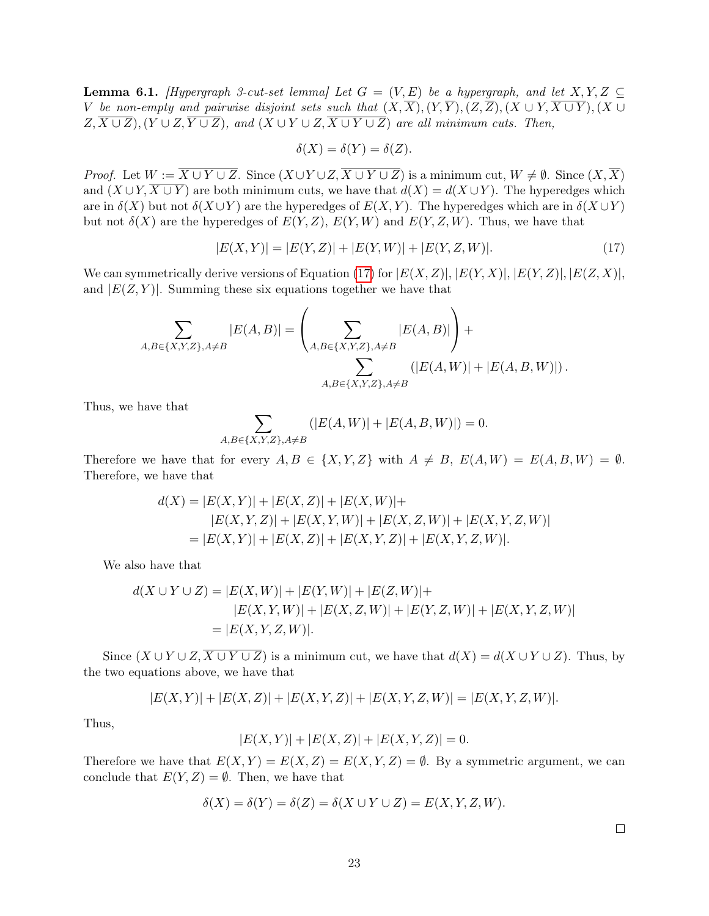**Lemma 6.1.** *[Hypergraph 3-cut-set lemma] Let $G = (V, E)$ be a hypergraph, and let $X, Y, Z \subseteq V$ be non-empty and pairwise disjoint sets such that $(X, \overline{X}), (Y, \overline{Y}), (Z, \overline{Z}), (X \cup Y, \overline{X \cup Y}), (X \cup Z, \overline{X \cup Z}), (Y \cup Z, \overline{Y \cup Z})$, and $(X \cup Y \cup Z, \overline{X \cup Y \cup Z})$ are all minimum cuts. Then,*

$$\delta(X) = \delta(Y) = \delta(Z).$$

*Proof.* Let $W := \overline{X \cup Y \cup Z}$. Since $(X \cup Y \cup Z, \overline{X \cup Y \cup Z})$ is a minimum cut, $W \neq \emptyset$. Since $(X, \overline{X})$ and $(X \cup Y, \overline{X \cup Y})$ are both minimum cuts, we have that $d(X) = d(X \cup Y)$. The hyperedges which are in $\delta(X)$ but not $\delta(X \cup Y)$ are the hyperedges of $E(X, Y)$. The hyperedges which are in $\delta(X \cup Y)$ but not $\delta(X)$ are the hyperedges of $E(Y, Z)$, $E(Y, W)$ and $E(Y, Z, W)$. Thus, we have that

$$|E(X, Y)| = |E(Y, Z)| + |E(Y, W)| + |E(Y, Z, W)|. \tag{17}$$

We can symmetrically derive versions of Equation (17) for $|E(X, Z)|$, $|E(Y, X)|$, $|E(Y, Z)|$, $|E(Z, X)|$, and $|E(Z, Y)|$. Summing these six equations together we have that

$$\sum_{A,B \in \{X,Y,Z\}, A \neq B} |E(A, B)| = \left( \sum_{A,B \in \{X,Y,Z\}, A \neq B} |E(A, B)| \right) + \sum_{A,B \in \{X,Y,Z\}, A \neq B} \left( |E(A, W)| + |E(A, B, W)| \right).$$

Thus, we have that

$$\sum_{A,B \in \{X,Y,Z\}, A \neq B} \left( |E(A, W)| + |E(A, B, W)| \right) = 0.$$

Therefore we have that for every $A, B \in \{X, Y, Z\}$ with $A \neq B$, $E(A, W) = E(A, B, W) = \emptyset$. Therefore, we have that

$$\begin{aligned} d(X) &= |E(X, Y)| + |E(X, Z)| + |E(X, W)| + \\ &\quad |E(X, Y, Z)| + |E(X, Y, W)| + |E(X, Z, W)| + |E(X, Y, Z, W)| \\ &= |E(X, Y)| + |E(X, Z)| + |E(X, Y, Z)| + |E(X, Y, Z, W)|. \end{aligned}$$

We also have that

$$\begin{aligned} d(X \cup Y \cup Z) &= |E(X, W)| + |E(Y, W)| + |E(Z, W)| + \\ &\quad |E(X, Y, W)| + |E(X, Z, W)| + |E(Y, Z, W)| + |E(X, Y, Z, W)| \\ &= |E(X, Y, Z, W)|. \end{aligned}$$

Since $(X \cup Y \cup Z, \overline{X \cup Y \cup Z})$ is a minimum cut, we have that $d(X) = d(X \cup Y \cup Z)$. Thus, by the two equations above, we have that

$$|E(X, Y)| + |E(X, Z)| + |E(X, Y, Z)| + |E(X, Y, Z, W)| = |E(X, Y, Z, W)|.$$

Thus,

$$|E(X, Y)| + |E(X, Z)| + |E(X, Y, Z)| = 0.$$

Therefore we have that $E(X, Y) = E(X, Z) = E(X, Y, Z) = \emptyset$. By a symmetric argument, we can conclude that $E(Y, Z) = \emptyset$. Then, we have that

$$\delta(X) = \delta(Y) = \delta(Z) = \delta(X \cup Y \cup Z) = E(X, Y, Z, W).$$

□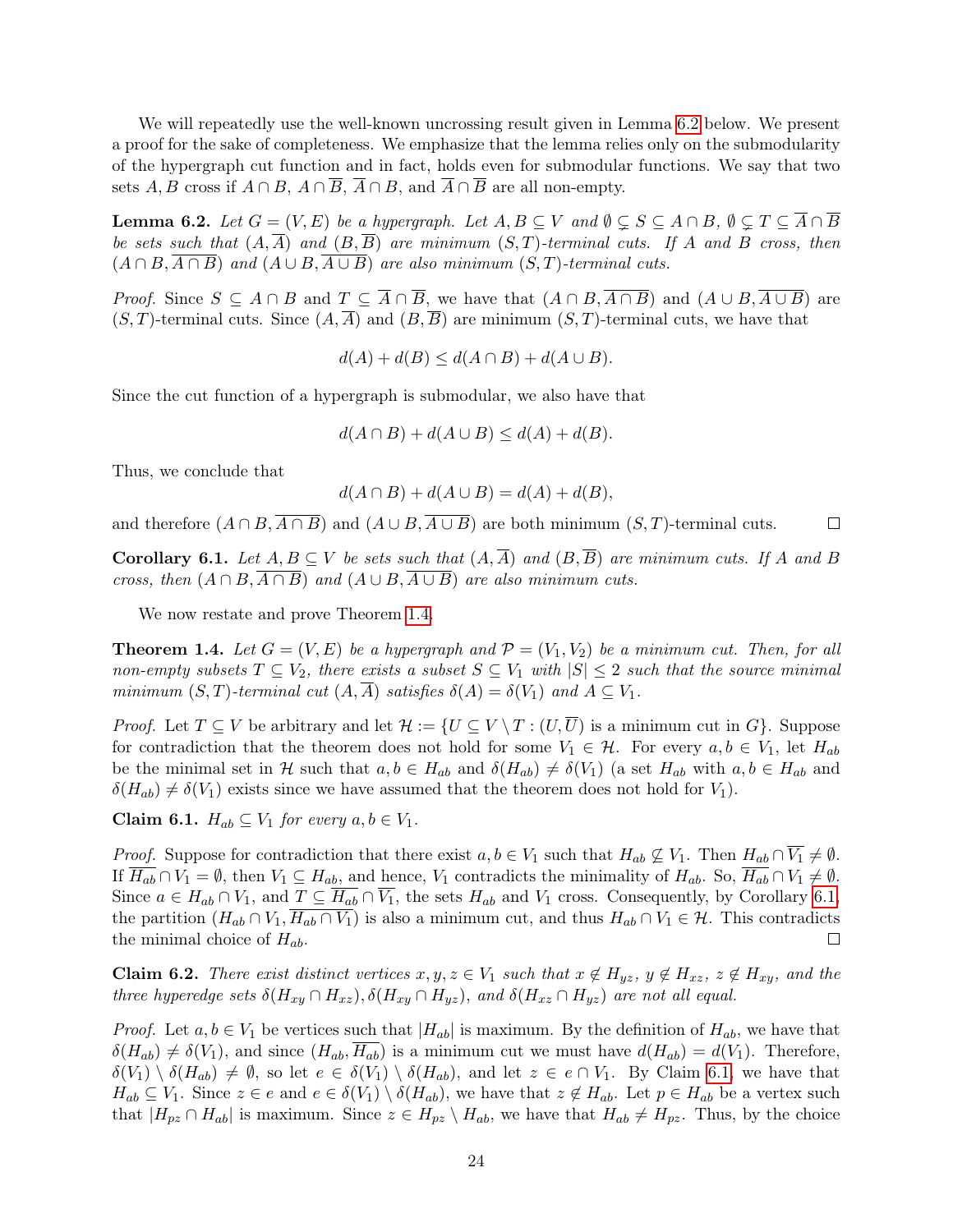We will repeatedly use the well-known uncrossing result given in Lemma 6.2 below. We present a proof for the sake of completeness. We emphasize that the lemma relies only on the submodularity of the hypergraph cut function and in fact, holds even for submodular functions. We say that two sets $A, B$ cross if $A \cap B$, $A \cap \overline{B}$, $\overline{A} \cap B$, and $\overline{A} \cap \overline{B}$ are all non-empty.

**Lemma 6.2.** *Let $G = (V, E)$ be a hypergraph. Let $A, B \subseteq V$ and $\emptyset \subsetneq S \subseteq A \cap B$, $\emptyset \subsetneq T \subseteq \overline{A} \cap \overline{B}$ be sets such that $(A, \overline{A})$ and $(B, \overline{B})$ are minimum $(S, T)$-terminal cuts. If $A$ and $B$ cross, then $(A \cap B, \overline{A \cap B})$ and $(A \cup B, \overline{A \cup B})$ are also minimum $(S, T)$-terminal cuts.*

*Proof.* Since $S \subseteq A \cap B$ and $T \subseteq \overline{A} \cap \overline{B}$, we have that $(A \cap B, \overline{A \cap B})$ and $(A \cup B, \overline{A \cup B})$ are $(S, T)$-terminal cuts. Since $(A, \overline{A})$ and $(B, \overline{B})$ are minimum $(S, T)$-terminal cuts, we have that

$$d(A) + d(B) \leq d(A \cap B) + d(A \cup B).$$

Since the cut function of a hypergraph is submodular, we also have that

$$d(A \cap B) + d(A \cup B) \leq d(A) + d(B).$$

Thus, we conclude that

$$d(A \cap B) + d(A \cup B) = d(A) + d(B),$$

and therefore $(A \cap B, \overline{A \cap B})$ and $(A \cup B, \overline{A \cup B})$ are both minimum $(S, T)$-terminal cuts. $\square$

**Corollary 6.1.** *Let $A, B \subseteq V$ be sets such that $(A, \overline{A})$ and $(B, \overline{B})$ are minimum cuts. If $A$ and $B$ cross, then $(A \cap B, \overline{A \cap B})$ and $(A \cup B, \overline{A \cup B})$ are also minimum cuts.*

We now restate and prove Theorem 1.4.

**Theorem 1.4.** *Let $G = (V, E)$ be a hypergraph and $\mathcal{P} = (V_1, V_2)$ be a minimum cut. Then, for all non-empty subsets $T \subseteq V_2$, there exists a subset $S \subseteq V_1$ with $|S| \leq 2$ such that the source minimal minimum $(S, T)$-terminal cut $(A, \overline{A})$ satisfies $\delta(A) = \delta(V_1)$ and $A \subseteq V_1$.*

*Proof.* Let $T \subseteq V$ be arbitrary and let $\mathcal{H} := \{U \subseteq V \setminus T : (U, \overline{U}) \text{ is a minimum cut in } G\}$. Suppose for contradiction that the theorem does not hold for some $V_1 \in \mathcal{H}$. For every $a, b \in V_1$, let $H_{ab}$ be the minimal set in $\mathcal{H}$ such that $a, b \in H_{ab}$ and $\delta(H_{ab}) \neq \delta(V_1)$ (a set $H_{ab}$ with $a, b \in H_{ab}$ and $\delta(H_{ab}) \neq \delta(V_1)$ exists since we have assumed that the theorem does not hold for $V_1$).

**Claim 6.1.** *$H_{ab} \subseteq V_1$ for every $a, b \in V_1$.*

*Proof.* Suppose for contradiction that there exist $a, b \in V_1$ such that $H_{ab} \not\subseteq V_1$. Then $H_{ab} \cap \overline{V_1} \neq \emptyset$. If $\overline{H_{ab}} \cap V_1 = \emptyset$, then $V_1 \subseteq H_{ab}$, and hence, $V_1$ contradicts the minimality of $H_{ab}$. So, $\overline{H_{ab}} \cap V_1 \neq \emptyset$. Since $a \in H_{ab} \cap V_1$, and $T \subseteq \overline{H_{ab}} \cap \overline{V_1}$, the sets $H_{ab}$ and $V_1$ cross. Consequently, by Corollary 6.1, the partition $(H_{ab} \cap V_1, \overline{H_{ab} \cap V_1})$ is also a minimum cut, and thus $H_{ab} \cap V_1 \in \mathcal{H}$. This contradicts the minimal choice of $H_{ab}$. $\square$

**Claim 6.2.** *There exist distinct vertices $x, y, z \in V_1$ such that $x \notin H_{yz}$, $y \notin H_{xz}$, $z \notin H_{xy}$, and the three hyperedge sets $\delta(H_{xy} \cap H_{xz}), \delta(H_{xy} \cap H_{yz})$, and $\delta(H_{xz} \cap H_{yz})$ are not all equal.*

*Proof.* Let $a, b \in V_1$ be vertices such that $|H_{ab}|$ is maximum. By the definition of $H_{ab}$, we have that $\delta(H_{ab}) \neq \delta(V_1)$, and since $(H_{ab}, \overline{H_{ab}})$ is a minimum cut we must have $d(H_{ab}) = d(V_1)$. Therefore, $\delta(V_1) \setminus \delta(H_{ab}) \neq \emptyset$, so let $e \in \delta(V_1) \setminus \delta(H_{ab})$, and let $z \in e \cap V_1$. By Claim 6.1, we have that $H_{ab} \subseteq V_1$. Since $z \in e$ and $e \in \delta(V_1) \setminus \delta(H_{ab})$, we have that $z \notin H_{ab}$. Let $p \in H_{ab}$ be a vertex such that $|H_{pz} \cap H_{ab}|$ is maximum. Since $z \in H_{pz} \setminus H_{ab}$, we have that $H_{ab} \neq H_{pz}$. Thus, by the choice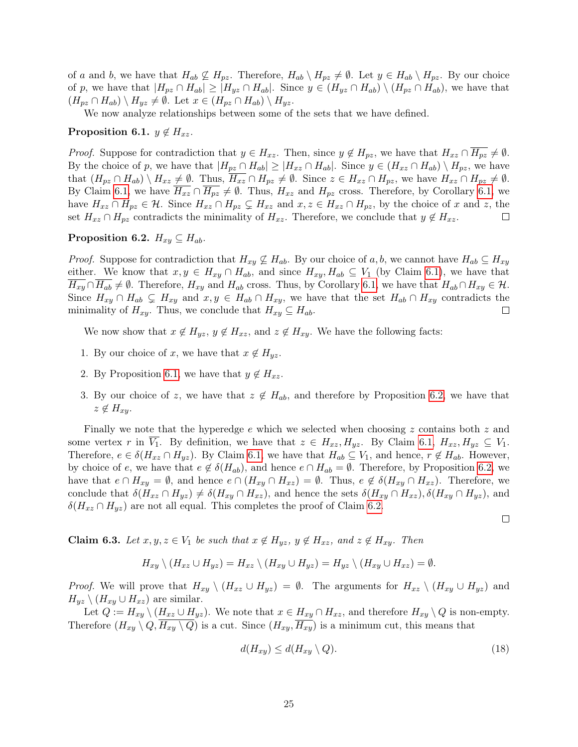of $a$ and $b$, we have that $H_{ab} \not\subseteq H_{pz}$. Therefore, $H_{ab} \setminus H_{pz} \neq \emptyset$. Let $y \in H_{ab} \setminus H_{pz}$. By our choice of $p$, we have that $|H_{pz} \cap H_{ab}| \geq |H_{yz} \cap H_{ab}|$. Since $y \in (H_{yz} \cap H_{ab}) \setminus (H_{pz} \cap H_{ab})$, we have that $(H_{pz} \cap H_{ab}) \setminus H_{yz} \neq \emptyset$. Let $x \in (H_{pz} \cap H_{ab}) \setminus H_{yz}$.

We now analyze relationships between some of the sets that we have defined.

**Proposition 6.1.** $y \notin H_{xz}$.

*Proof.* Suppose for contradiction that $y \in H_{xz}$. Then, since $y \notin H_{pz}$, we have that $H_{xz} \cap \overline{H_{pz}} \neq \emptyset$. By the choice of $p$, we have that $|H_{pz} \cap H_{ab}| \geq |H_{xz} \cap H_{ab}|$. Since $y \in (H_{xz} \cap H_{ab}) \setminus H_{pz}$, we have that $(H_{pz} \cap H_{ab}) \setminus H_{xz} \neq \emptyset$. Thus, $\overline{H_{xz}} \cap H_{pz} \neq \emptyset$. Since $z \in H_{xz} \cap H_{pz}$, we have $H_{xz} \cap H_{pz} \neq \emptyset$. By Claim 6.1, we have $\overline{H_{xz}} \cap \overline{H_{pz}} \neq \emptyset$. Thus, $H_{xz}$ and $H_{pz}$ cross. Therefore, by Corollary 6.1, we have $H_{xz} \cap H_{pz} \in \mathcal{H}$. Since $H_{xz} \cap H_{pz} \subsetneq H_{xz}$ and $x, z \in H_{xz} \cap H_{pz}$, by the choice of $x$ and $z$, the set $H_{xz} \cap H_{pz}$ contradicts the minimality of $H_{xz}$. Therefore, we conclude that $y \notin H_{xz}$. $\square$

**Proposition 6.2.** $H_{xy} \subseteq H_{ab}$.

*Proof.* Suppose for contradiction that $H_{xy} \not\subseteq H_{ab}$. By our choice of $a, b$, we cannot have $H_{ab} \subseteq H_{xy}$ either. We know that $x, y \in H_{xy} \cap H_{ab}$, and since $H_{xy}, H_{ab} \subseteq V_1$ (by Claim 6.1), we have that $\overline{H_{xy}} \cap \overline{H_{ab}} \neq \emptyset$. Therefore, $H_{xy}$ and $H_{ab}$ cross. Thus, by Corollary 6.1, we have that $H_{ab} \cap H_{xy} \in \mathcal{H}$. Since $H_{xy} \cap H_{ab} \subsetneq H_{xy}$ and $x, y \in H_{ab} \cap H_{xy}$, we have that the set $H_{ab} \cap H_{xy}$ contradicts the minimality of $H_{xy}$. Thus, we conclude that $H_{xy} \subseteq H_{ab}$. $\square$

We now show that $x \notin H_{yz}$, $y \notin H_{xz}$, and $z \notin H_{xy}$. We have the following facts:

1. By our choice of $x$, we have that $x \notin H_{yz}$.
2. By Proposition 6.1, we have that $y \notin H_{xz}$.
3. By our choice of $z$, we have that $z \notin H_{ab}$, and therefore by Proposition 6.2, we have that $z \notin H_{xy}$.

Finally we note that the hyperedge $e$ which we selected when choosing $z$ contains both $z$ and some vertex $r$ in $\overline{V_1}$. By definition, we have that $z \in H_{xz}, H_{yz}$. By Claim 6.1, $H_{xz}, H_{yz} \subseteq V_1$. Therefore, $e \in \delta(H_{xz} \cap H_{yz})$. By Claim 6.1, we have that $H_{ab} \subseteq V_1$, and hence, $r \notin H_{ab}$. However, by choice of $e$, we have that $e \notin \delta(H_{ab})$, and hence $e \cap H_{ab} = \emptyset$. Therefore, by Proposition 6.2, we have that $e \cap H_{xy} = \emptyset$, and hence $e \cap (H_{xy} \cap H_{xz}) = \emptyset$. Thus, $e \notin \delta(H_{xy} \cap H_{xz})$. Therefore, we conclude that $\delta(H_{xz} \cap H_{yz}) \neq \delta(H_{xy} \cap H_{xz})$, and hence the sets $\delta(H_{xy} \cap H_{xz}), \delta(H_{xy} \cap H_{yz})$, and $\delta(H_{xz} \cap H_{yz})$ are not all equal. This completes the proof of Claim 6.2. $\square$

**Claim 6.3.** *Let $x, y, z \in V_1$ be such that $x \notin H_{yz}$, $y \notin H_{xz}$, and $z \notin H_{xy}$. Then*

$$H_{xy} \setminus (H_{xz} \cup H_{yz}) = H_{xz} \setminus (H_{xy} \cup H_{yz}) = H_{yz} \setminus (H_{xy} \cup H_{xz}) = \emptyset.$$

*Proof.* We will prove that $H_{xy} \setminus (H_{xz} \cup H_{yz}) = \emptyset$. The arguments for $H_{xz} \setminus (H_{xy} \cup H_{yz})$ and $H_{yz} \setminus (H_{xy} \cup H_{xz})$ are similar.

Let $Q := H_{xy} \setminus (H_{xz} \cup H_{yz})$. We note that $x \in H_{xy} \cap H_{xz}$, and therefore $H_{xy} \setminus Q$ is non-empty. Therefore $(H_{xy} \setminus Q, \overline{H_{xy} \setminus Q})$ is a cut. Since $(H_{xy}, \overline{H_{xy}})$ is a minimum cut, this means that

$$d(H_{xy}) \leq d(H_{xy} \setminus Q). \tag{18}$$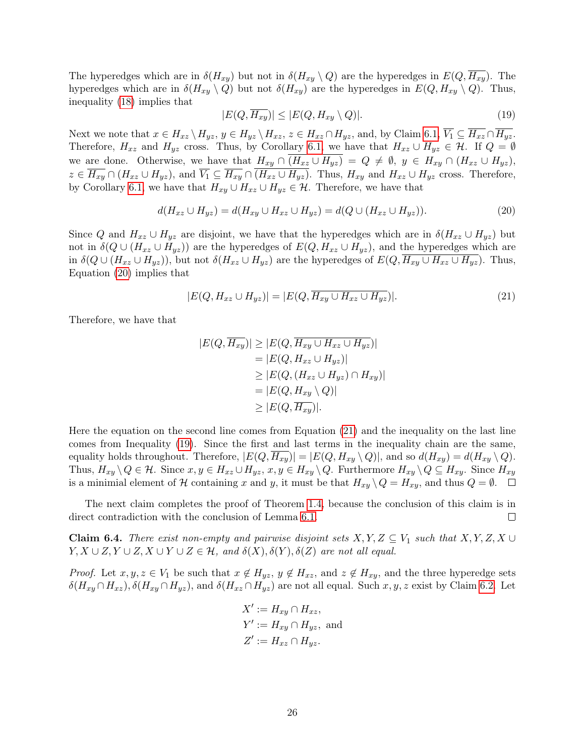The hyperedges which are in $\delta(H_{xy})$ but not in $\delta(H_{xy} \setminus Q)$ are the hyperedges in $E(Q, \overline{H_{xy}})$. The hyperedges which are in $\delta(H_{xy} \setminus Q)$ but not $\delta(H_{xy})$ are the hyperedges in $E(Q, H_{xy} \setminus Q)$. Thus, inequality (18) implies that

$$|E(Q, \overline{H_{xy}})| \leq |E(Q, H_{xy} \setminus Q)|. \tag{19}$$

Next we note that $x \in H_{xz} \setminus H_{yz}$, $y \in H_{yz} \setminus H_{xz}$, $z \in H_{xz} \cap H_{yz}$, and, by Claim 6.1, $\overline{V_1} \subseteq \overline{H_{xz}} \cap \overline{H_{yz}}$. Therefore, $H_{xz}$ and $H_{yz}$ cross. Thus, by Corollary 6.1, we have that $H_{xz} \cup H_{yz} \in \mathcal{H}$. If $Q = \emptyset$ we are done. Otherwise, we have that $H_{xy} \cap \overline{(H_{xz} \cup H_{yz})} = Q \neq \emptyset$, $y \in H_{xy} \cap (H_{xz} \cup H_{yz})$, $z \in \overline{H_{xy}} \cap (H_{xz} \cup H_{yz})$, and $\overline{V_1} \subseteq \overline{H_{xy}} \cap \overline{(H_{xz} \cup H_{yz})}$. Thus, $H_{xy}$ and $H_{xz} \cup H_{yz}$ cross. Therefore, by Corollary 6.1, we have that $H_{xy} \cup H_{xz} \cup H_{yz} \in \mathcal{H}$. Therefore, we have that

$$d(H_{xz} \cup H_{yz}) = d(H_{xy} \cup H_{xz} \cup H_{yz}) = d(Q \cup (H_{xz} \cup H_{yz})). \tag{20}$$

Since $Q$ and $H_{xz} \cup H_{yz}$ are disjoint, we have that the hyperedges which are in $\delta(H_{xz} \cup H_{yz})$ but not in $\delta(Q \cup (H_{xz} \cup H_{yz}))$ are the hyperedges of $E(Q, H_{xz} \cup H_{yz})$, and the hyperedges which are in $\delta(Q \cup (H_{xz} \cup H_{yz}))$, but not $\delta(H_{xz} \cup H_{yz})$ are the hyperedges of $E(Q, \overline{H_{xy} \cup H_{xz} \cup H_{yz}})$. Thus, Equation (20) implies that

$$|E(Q, H_{xz} \cup H_{yz})| = |E(Q, \overline{H_{xy} \cup H_{xz} \cup H_{yz}})|. \tag{21}$$

Therefore, we have that

$$\begin{aligned}
|E(Q, \overline{H_{xy}})| &\geq |E(Q, \overline{H_{xy} \cup H_{xz} \cup H_{yz}})| \\
&= |E(Q, H_{xz} \cup H_{yz})| \\
&\geq |E(Q, (H_{xz} \cup H_{yz}) \cap H_{xy})| \\
&= |E(Q, H_{xy} \setminus Q)| \\
&\geq |E(Q, \overline{H_{xy}})|.
\end{aligned}$$

Here the equation on the second line comes from Equation (21) and the inequality on the last line comes from Inequality (19). Since the first and last terms in the inequality chain are the same, equality holds throughout. Therefore, $|E(Q, \overline{H_{xy}})| = |E(Q, H_{xy} \setminus Q)|$, and so $d(H_{xy}) = d(H_{xy} \setminus Q)$. Thus, $H_{xy} \setminus Q \in \mathcal{H}$. Since $x, y \in H_{xz} \cup H_{yz}$, $x, y \in H_{xy} \setminus Q$. Furthermore $H_{xy} \setminus Q \subseteq H_{xy}$. Since $H_{xy}$ is a minimial element of $\mathcal{H}$ containing $x$ and $y$, it must be that $H_{xy} \setminus Q = H_{xy}$, and thus $Q = \emptyset$. $\square$

The next claim completes the proof of Theorem 1.4, because the conclusion of this claim is in direct contradiction with the conclusion of Lemma 6.1. $\square$

**Claim 6.4.** *There exist non-empty and pairwise disjoint sets $X, Y, Z \subseteq V_1$ such that $X, Y, Z, X \cup Y, X \cup Z, Y \cup Z, X \cup Y \cup Z \in \mathcal{H}$, and $\delta(X), \delta(Y), \delta(Z)$ are not all equal.*

*Proof.* Let $x, y, z \in V_1$ be such that $x \notin H_{yz}$, $y \notin H_{xz}$, and $z \notin H_{xy}$, and the three hyperedge sets $\delta(H_{xy} \cap H_{xz})$, $\delta(H_{xy} \cap H_{yz})$, and $\delta(H_{xz} \cap H_{yz})$ are not all equal. Such $x, y, z$ exist by Claim 6.2. Let

$$\begin{aligned}
X' &:= H_{xy} \cap H_{xz}, \\
Y' &:= H_{xy} \cap H_{yz}, \text{ and} \\
Z' &:= H_{xz} \cap H_{yz}.
\end{aligned}$$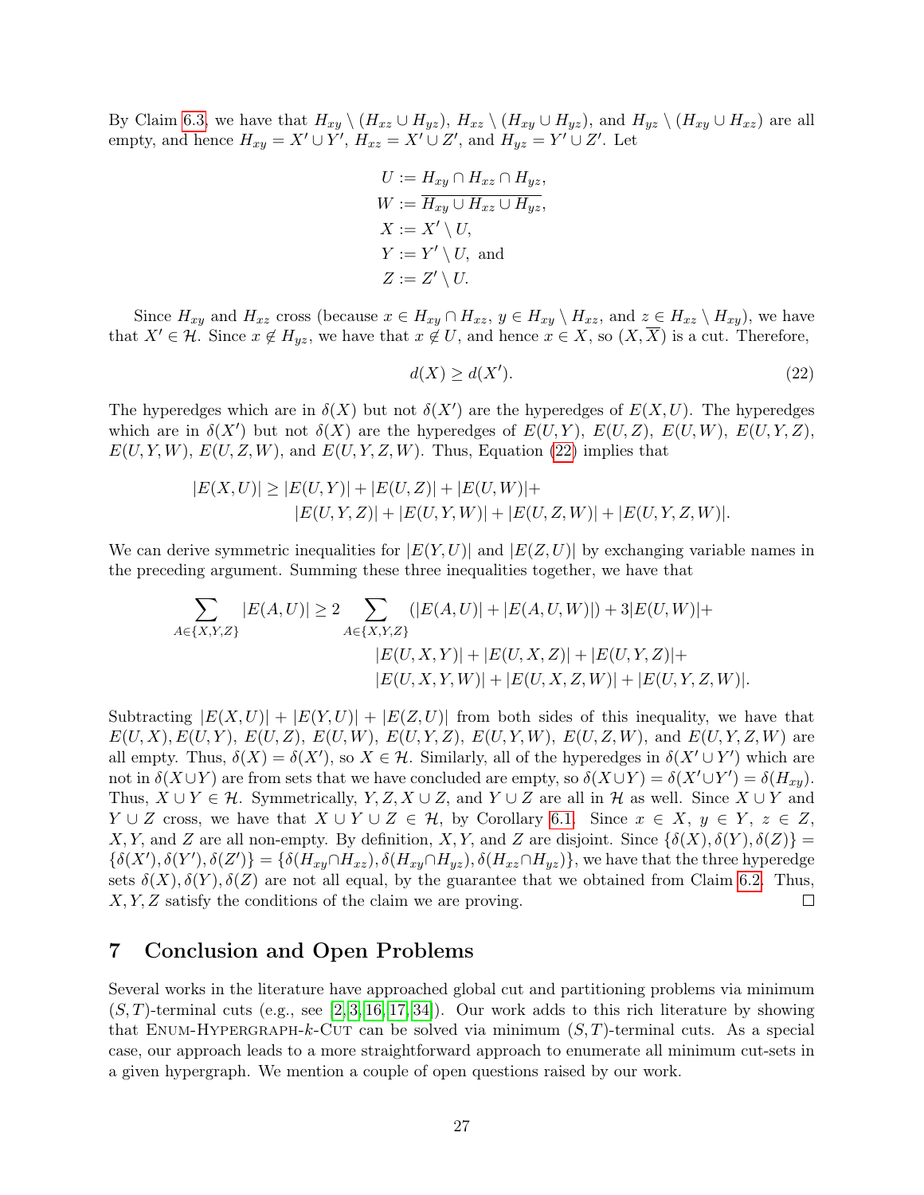By Claim 6.3, we have that $H_{xy} \setminus (H_{xz} \cup H_{yz})$, $H_{xz} \setminus (H_{xy} \cup H_{yz})$, and $H_{yz} \setminus (H_{xy} \cup H_{xz})$ are all empty, and hence $H_{xy} = X' \cup Y'$, $H_{xz} = X' \cup Z'$, and $H_{yz} = Y' \cup Z'$. Let

$$
\begin{aligned}
U &:= H_{xy} \cap H_{xz} \cap H_{yz}, \\
W &:= \overline{H_{xy} \cup H_{xz} \cup H_{yz}}, \\
X &:= X' \setminus U, \\
Y &:= Y' \setminus U, \text{ and} \\
Z &:= Z' \setminus U.
\end{aligned}
$$

Since $H_{xy}$ and $H_{xz}$ cross (because $x \in H_{xy} \cap H_{xz}$, $y \in H_{xy} \setminus H_{xz}$, and $z \in H_{xz} \setminus H_{xy}$), we have that $X' \in \mathcal{H}$. Since $x \notin H_{yz}$, we have that $x \notin U$, and hence $x \in X$, so $(X, \overline{X})$ is a cut. Therefore,

$$
d(X) \geq d(X'). \tag{22}
$$

The hyperedges which are in $\delta(X)$ but not $\delta(X')$ are the hyperedges of $E(X, U)$. The hyperedges which are in $\delta(X')$ but not $\delta(X)$ are the hyperedges of $E(U, Y)$, $E(U, Z)$, $E(U, W)$, $E(U, Y, Z)$, $E(U, Y, W)$, $E(U, Z, W)$, and $E(U, Y, Z, W)$. Thus, Equation (22) implies that

$$
\begin{aligned}
|E(X, U)| \geq |E(U, Y)| + |E(U, Z)| + |E(U, W)| + \\
|E(U, Y, Z)| + |E(U, Y, W)| + |E(U, Z, W)| + |E(U, Y, Z, W)|.
\end{aligned}
$$

We can derive symmetric inequalities for $|E(Y, U)|$ and $|E(Z, U)|$ by exchanging variable names in the preceding argument. Summing these three inequalities together, we have that

$$
\begin{aligned}
\sum_{A \in \{X,Y,Z\}} |E(A, U)| \geq 2 \sum_{A \in \{X,Y,Z\}} (|E(A, U)| + |E(A, U, W)|) + 3|E(U, W)| + \\
|E(U, X, Y)| + |E(U, X, Z)| + |E(U, Y, Z)| + \\
|E(U, X, Y, W)| + |E(U, X, Z, W)| + |E(U, Y, Z, W)|.
\end{aligned}
$$

Subtracting $|E(X, U)| + |E(Y, U)| + |E(Z, U)|$ from both sides of this inequality, we have that $E(U, X), E(U, Y)$, $E(U, Z)$, $E(U, W)$, $E(U, Y, Z)$, $E(U, Y, W)$, $E(U, Z, W)$, and $E(U, Y, Z, W)$ are all empty. Thus, $\delta(X) = \delta(X')$, so $X \in \mathcal{H}$. Similarly, all of the hyperedges in $\delta(X' \cup Y')$ which are not in $\delta(X \cup Y)$ are from sets that we have concluded are empty, so $\delta(X \cup Y) = \delta(X' \cup Y') = \delta(H_{xy})$. Thus, $X \cup Y \in \mathcal{H}$. Symmetrically, $Y, Z, X \cup Z$, and $Y \cup Z$ are all in $\mathcal{H}$ as well. Since $X \cup Y$ and $Y \cup Z$ cross, we have that $X \cup Y \cup Z \in \mathcal{H}$, by Corollary 6.1. Since $x \in X$, $y \in Y$, $z \in Z$, $X, Y$, and $Z$ are all non-empty. By definition, $X, Y$, and $Z$ are disjoint. Since $\{\delta(X), \delta(Y), \delta(Z)\} = \{\delta(X'), \delta(Y'), \delta(Z')\} = \{\delta(H_{xy} \cap H_{xz}), \delta(H_{xy} \cap H_{yz}), \delta(H_{xz} \cap H_{yz})\}$, we have that the three hyperedge sets $\delta(X), \delta(Y), \delta(Z)$ are not all equal, by the guarantee that we obtained from Claim 6.2. Thus, $X, Y, Z$ satisfy the conditions of the claim we are proving. $\square$

## 7 Conclusion and Open Problems

Several works in the literature have approached global cut and partitioning problems via minimum $(S, T)$-terminal cuts (e.g., see [2, 3, 16, 17, 34]). Our work adds to this rich literature by showing that Enum-Hypergraph-$k$-Cut can be solved via minimum $(S, T)$-terminal cuts. As a special case, our approach leads to a more straightforward approach to enumerate all minimum cut-sets in a given hypergraph. We mention a couple of open questions raised by our work.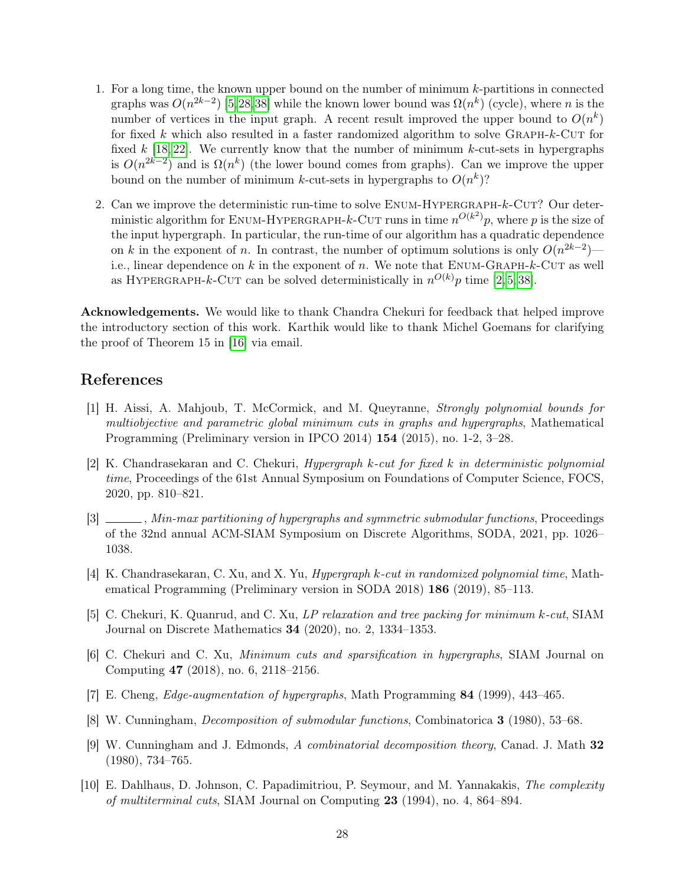1. For a long time, the known upper bound on the number of minimum $k$-partitions in connected graphs was $O(n^{2k-2})$ [5,28,38] while the known lower bound was $\Omega(n^k)$ (cycle), where $n$ is the number of vertices in the input graph. A recent result improved the upper bound to $O(n^k)$ for fixed $k$ which also resulted in a faster randomized algorithm to solve Graph-$k$-Cut for fixed $k$ [18,22]. We currently know that the number of minimum $k$-cut-sets in hypergraphs is $O(n^{2k-2})$ and is $\Omega(n^k)$ (the lower bound comes from graphs). Can we improve the upper bound on the number of minimum $k$-cut-sets in hypergraphs to $O(n^k)$?

2. Can we improve the deterministic run-time to solve Enum-Hypergraph-$k$-Cut? Our deterministic algorithm for Enum-Hypergraph-$k$-Cut runs in time $n^{O(k^2)}p$, where $p$ is the size of the input hypergraph. In particular, the run-time of our algorithm has a quadratic dependence on $k$ in the exponent of $n$. In contrast, the number of optimum solutions is only $O(n^{2k-2})$—i.e., linear dependence on $k$ in the exponent of $n$. We note that Enum-Graph-$k$-Cut as well as Hypergraph-$k$-Cut can be solved deterministically in $n^{O(k)}p$ time [2,5,38].

**Acknowledgements.** We would like to thank Chandra Chekuri for feedback that helped improve the introductory section of this work. Karthik would like to thank Michel Goemans for clarifying the proof of Theorem 15 in [16] via email.

## References

[1] H. Aissi, A. Mahjoub, T. McCormick, and M. Queyranne, *Strongly polynomial bounds for multiobjective and parametric global minimum cuts in graphs and hypergraphs*, Mathematical Programming (Preliminary version in IPCO 2014) **154** (2015), no. 1-2, 3–28.

[2] K. Chandrasekaran and C. Chekuri, *Hypergraph k-cut for fixed k in deterministic polynomial time*, Proceedings of the 61st Annual Symposium on Foundations of Computer Science, FOCS, 2020, pp. 810–821.

[3] ______, *Min-max partitioning of hypergraphs and symmetric submodular functions*, Proceedings of the 32nd annual ACM-SIAM Symposium on Discrete Algorithms, SODA, 2021, pp. 1026–1038.

[4] K. Chandrasekaran, C. Xu, and X. Yu, *Hypergraph k-cut in randomized polynomial time*, Mathematical Programming (Preliminary version in SODA 2018) **186** (2019), 85–113.

[5] C. Chekuri, K. Quanrud, and C. Xu, *LP relaxation and tree packing for minimum k-cut*, SIAM Journal on Discrete Mathematics **34** (2020), no. 2, 1334–1353.

[6] C. Chekuri and C. Xu, *Minimum cuts and sparsification in hypergraphs*, SIAM Journal on Computing **47** (2018), no. 6, 2118–2156.

[7] E. Cheng, *Edge-augmentation of hypergraphs*, Math Programming **84** (1999), 443–465.

[8] W. Cunningham, *Decomposition of submodular functions*, Combinatorica **3** (1980), 53–68.

[9] W. Cunningham and J. Edmonds, *A combinatorial decomposition theory*, Canad. J. Math **32** (1980), 734–765.

[10] E. Dahlhaus, D. Johnson, C. Papadimitriou, P. Seymour, and M. Yannakakis, *The complexity of multiterminal cuts*, SIAM Journal on Computing **23** (1994), no. 4, 864–894.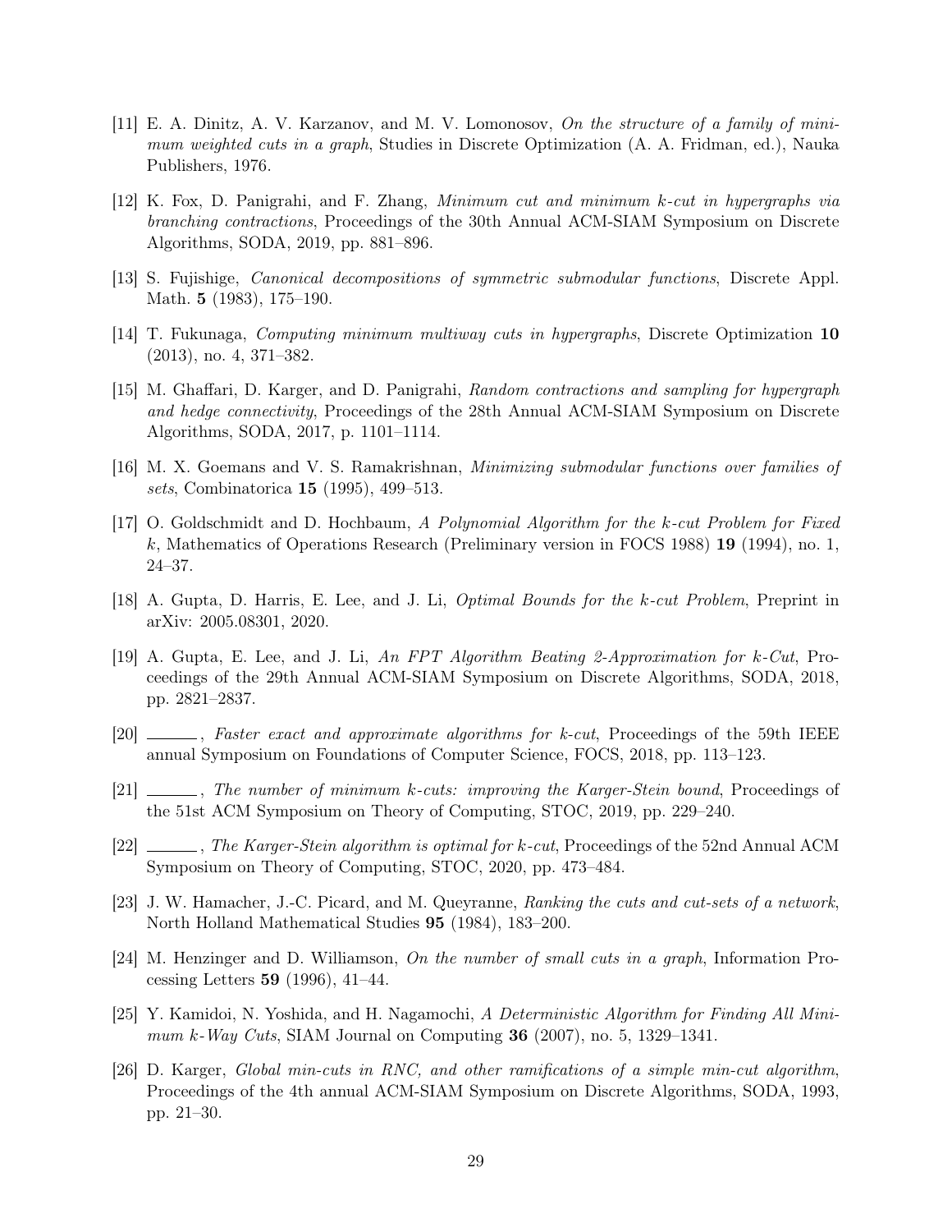[11] E. A. Dinitz, A. V. Karzanov, and M. V. Lomonosov, *On the structure of a family of minimum weighted cuts in a graph*, Studies in Discrete Optimization (A. A. Fridman, ed.), Nauka Publishers, 1976.

[12] K. Fox, D. Panigrahi, and F. Zhang, *Minimum cut and minimum k-cut in hypergraphs via branching contractions*, Proceedings of the 30th Annual ACM-SIAM Symposium on Discrete Algorithms, SODA, 2019, pp. 881–896.

[13] S. Fujishige, *Canonical decompositions of symmetric submodular functions*, Discrete Appl. Math. **5** (1983), 175–190.

[14] T. Fukunaga, *Computing minimum multiway cuts in hypergraphs*, Discrete Optimization **10** (2013), no. 4, 371–382.

[15] M. Ghaffari, D. Karger, and D. Panigrahi, *Random contractions and sampling for hypergraph and hedge connectivity*, Proceedings of the 28th Annual ACM-SIAM Symposium on Discrete Algorithms, SODA, 2017, p. 1101–1114.

[16] M. X. Goemans and V. S. Ramakrishnan, *Minimizing submodular functions over families of sets*, Combinatorica **15** (1995), 499–513.

[17] O. Goldschmidt and D. Hochbaum, *A Polynomial Algorithm for the k-cut Problem for Fixed k*, Mathematics of Operations Research (Preliminary version in FOCS 1988) **19** (1994), no. 1, 24–37.

[18] A. Gupta, D. Harris, E. Lee, and J. Li, *Optimal Bounds for the k-cut Problem*, Preprint in arXiv: 2005.08301, 2020.

[19] A. Gupta, E. Lee, and J. Li, *An FPT Algorithm Beating 2-Approximation for k-Cut*, Proceedings of the 29th Annual ACM-SIAM Symposium on Discrete Algorithms, SODA, 2018, pp. 2821–2837.

[20] ______, *Faster exact and approximate algorithms for k-cut*, Proceedings of the 59th IEEE annual Symposium on Foundations of Computer Science, FOCS, 2018, pp. 113–123.

[21] ______, *The number of minimum k-cuts: improving the Karger-Stein bound*, Proceedings of the 51st ACM Symposium on Theory of Computing, STOC, 2019, pp. 229–240.

[22] ______, *The Karger-Stein algorithm is optimal for k-cut*, Proceedings of the 52nd Annual ACM Symposium on Theory of Computing, STOC, 2020, pp. 473–484.

[23] J. W. Hamacher, J.-C. Picard, and M. Queyranne, *Ranking the cuts and cut-sets of a network*, North Holland Mathematical Studies **95** (1984), 183–200.

[24] M. Henzinger and D. Williamson, *On the number of small cuts in a graph*, Information Processing Letters **59** (1996), 41–44.

[25] Y. Kamidoi, N. Yoshida, and H. Nagamochi, *A Deterministic Algorithm for Finding All Minimum k-Way Cuts*, SIAM Journal on Computing **36** (2007), no. 5, 1329–1341.

[26] D. Karger, *Global min-cuts in RNC, and other ramifications of a simple min-cut algorithm*, Proceedings of the 4th annual ACM-SIAM Symposium on Discrete Algorithms, SODA, 1993, pp. 21–30.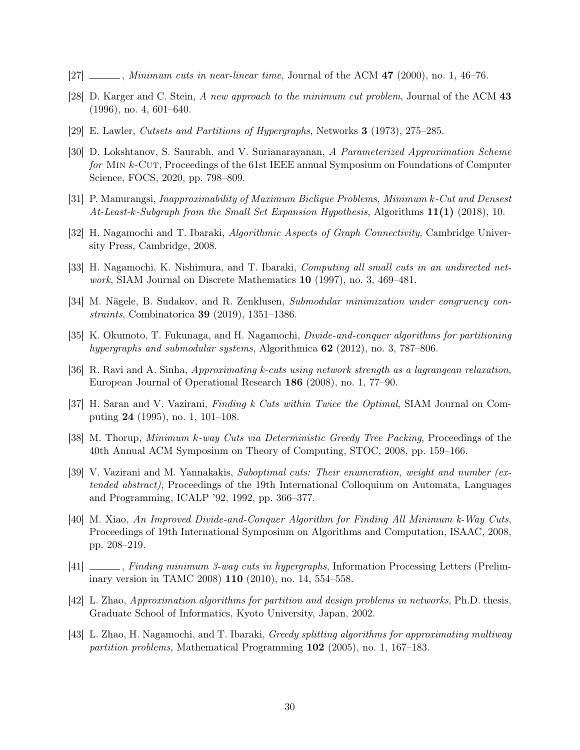[27] ———, *Minimum cuts in near-linear time*, Journal of the ACM **47** (2000), no. 1, 46–76.

[28] D. Karger and C. Stein, *A new approach to the minimum cut problem*, Journal of the ACM **43** (1996), no. 4, 601–640.

[29] E. Lawler, *Cutsets and Partitions of Hypergraphs*, Networks **3** (1973), 275–285.

[30] D. Lokshtanov, S. Saurabh, and V. Surianarayanan, *A Parameterized Approximation Scheme for* Min $k$-Cut, Proceedings of the 61st IEEE annual Symposium on Foundations of Computer Science, FOCS, 2020, pp. 798–809.

[31] P. Manurangsi, *Inapproximability of Maximum Biclique Problems, Minimum $k$-Cut and Densest At-Least-$k$-Subgraph from the Small Set Expansion Hypothesis*, Algorithms **11(1)** (2018), 10.

[32] H. Nagamochi and T. Ibaraki, *Algorithmic Aspects of Graph Connectivity*, Cambridge University Press, Cambridge, 2008.

[33] H. Nagamochi, K. Nishimura, and T. Ibaraki, *Computing all small cuts in an undirected network*, SIAM Journal on Discrete Mathematics **10** (1997), no. 3, 469–481.

[34] M. Nägele, B. Sudakov, and R. Zenklusen, *Submodular minimization under congruency constraints*, Combinatorica **39** (2019), 1351–1386.

[35] K. Okumoto, T. Fukunaga, and H. Nagamochi, *Divide-and-conquer algorithms for partitioning hypergraphs and submodular systems*, Algorithmica **62** (2012), no. 3, 787–806.

[36] R. Ravi and A. Sinha, *Approximating k-cuts using network strength as a lagrangean relaxation*, European Journal of Operational Research **186** (2008), no. 1, 77–90.

[37] H. Saran and V. Vazirani, *Finding k Cuts within Twice the Optimal*, SIAM Journal on Computing **24** (1995), no. 1, 101–108.

[38] M. Thorup, *Minimum k-way Cuts via Deterministic Greedy Tree Packing*, Proceedings of the 40th Annual ACM Symposium on Theory of Computing, STOC, 2008, pp. 159–166.

[39] V. Vazirani and M. Yannakakis, *Suboptimal cuts: Their enumeration, weight and number (extended abstract)*, Proceedings of the 19th International Colloquium on Automata, Languages and Programming, ICALP '92, 1992, pp. 366–377.

[40] M. Xiao, *An Improved Divide-and-Conquer Algorithm for Finding All Minimum k-Way Cuts*, Proceedings of 19th International Symposium on Algorithms and Computation, ISAAC, 2008, pp. 208–219.

[41] ———, *Finding minimum 3-way cuts in hypergraphs*, Information Processing Letters (Preliminary version in TAMC 2008) **110** (2010), no. 14, 554–558.

[42] L. Zhao, *Approximation algorithms for partition and design problems in networks*, Ph.D. thesis, Graduate School of Informatics, Kyoto University, Japan, 2002.

[43] L. Zhao, H. Nagamochi, and T. Ibaraki, *Greedy splitting algorithms for approximating multiway partition problems*, Mathematical Programming **102** (2005), no. 1, 167–183.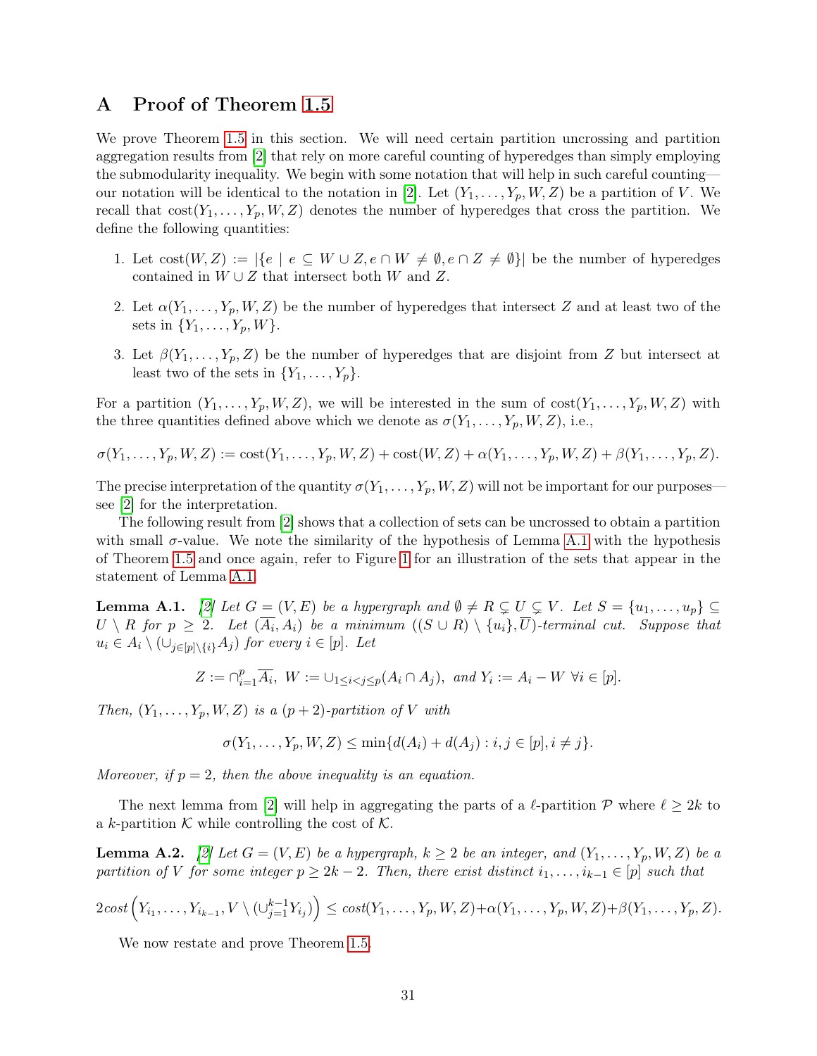## A Proof of Theorem 1.5

We prove Theorem 1.5 in this section. We will need certain partition uncrossing and partition aggregation results from [2] that rely on more careful counting of hyperedges than simply employing the submodularity inequality. We begin with some notation that will help in such careful counting—our notation will be identical to the notation in [2]. Let $(Y_1, \ldots, Y_p, W, Z)$ be a partition of $V$. We recall that $\text{cost}(Y_1, \ldots, Y_p, W, Z)$ denotes the number of hyperedges that cross the partition. We define the following quantities:

1. Let $\text{cost}(W, Z) := |\{e \mid e \subseteq W \cup Z, e \cap W \neq \emptyset, e \cap Z \neq \emptyset\}|$ be the number of hyperedges contained in $W \cup Z$ that intersect both $W$ and $Z$.
2. Let $\alpha(Y_1, \ldots, Y_p, W, Z)$ be the number of hyperedges that intersect $Z$ and at least two of the sets in $\{Y_1, \ldots, Y_p, W\}$.
3. Let $\beta(Y_1, \ldots, Y_p, Z)$ be the number of hyperedges that are disjoint from $Z$ but intersect at least two of the sets in $\{Y_1, \ldots, Y_p\}$.

For a partition $(Y_1, \ldots, Y_p, W, Z)$, we will be interested in the sum of $\text{cost}(Y_1, \ldots, Y_p, W, Z)$ with the three quantities defined above which we denote as $\sigma(Y_1, \ldots, Y_p, W, Z)$, i.e.,

$$\sigma(Y_1, \ldots, Y_p, W, Z) := \text{cost}(Y_1, \ldots, Y_p, W, Z) + \text{cost}(W, Z) + \alpha(Y_1, \ldots, Y_p, W, Z) + \beta(Y_1, \ldots, Y_p, Z).$$

The precise interpretation of the quantity $\sigma(Y_1, \ldots, Y_p, W, Z)$ will not be important for our purposes—see [2] for the interpretation.

The following result from [2] shows that a collection of sets can be uncrossed to obtain a partition with small $\sigma$-value. We note the similarity of the hypothesis of Lemma A.1 with the hypothesis of Theorem 1.5 and once again, refer to Figure 1 for an illustration of the sets that appear in the statement of Lemma A.1.

**Lemma A.1.** *[2] Let $G = (V, E)$ be a hypergraph and $\emptyset \neq R \subsetneq U \subsetneq V$. Let $S = \{u_1, \ldots, u_p\} \subseteq U \setminus R$ for $p \geq 2$. Let $(\overline{A_i}, A_i)$ be a minimum $((S \cup R) \setminus \{u_i\}, \overline{U})$-terminal cut. Suppose that $u_i \in A_i \setminus (\cup_{j \in [p] \setminus \{i\}} A_j)$ for every $i \in [p]$. Let*

$$Z := \cap_{i=1}^{p} \overline{A_i},\ W := \cup_{1 \leq i < j \leq p} (A_i \cap A_j),\ \text{and } Y_i := A_i - W\ \forall i \in [p].$$

*Then, $(Y_1, \ldots, Y_p, W, Z)$ is a $(p+2)$-partition of $V$ with*

$$\sigma(Y_1, \ldots, Y_p, W, Z) \leq \min\{d(A_i) + d(A_j) : i, j \in [p], i \neq j\}.$$

*Moreover, if $p = 2$, then the above inequality is an equation.*

The next lemma from [2] will help in aggregating the parts of a $\ell$-partition $\mathcal{P}$ where $\ell \geq 2k$ to a $k$-partition $\mathcal{K}$ while controlling the cost of $\mathcal{K}$.

**Lemma A.2.** *[2] Let $G = (V, E)$ be a hypergraph, $k \geq 2$ be an integer, and $(Y_1, \ldots, Y_p, W, Z)$ be a partition of $V$ for some integer $p \geq 2k - 2$. Then, there exist distinct $i_1, \ldots, i_{k-1} \in [p]$ such that*

$$2\text{cost}\left(Y_{i_1}, \ldots, Y_{i_{k-1}}, V \setminus (\cup_{j=1}^{k-1} Y_{i_j})\right) \leq \text{cost}(Y_1, \ldots, Y_p, W, Z) + \alpha(Y_1, \ldots, Y_p, W, Z) + \beta(Y_1, \ldots, Y_p, Z).$$

We now restate and prove Theorem 1.5.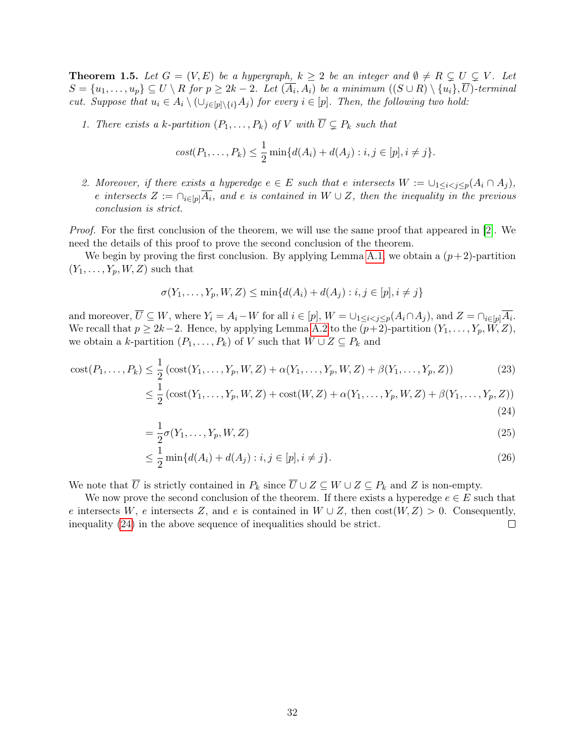**Theorem 1.5.** *Let $G = (V, E)$ be a hypergraph, $k \geq 2$ be an integer and $\emptyset \neq R \subsetneq U \subsetneq V$. Let $S = \{u_1, \ldots, u_p\} \subseteq U \setminus R$ for $p \geq 2k - 2$. Let $(\overline{A_i}, A_i)$ be a minimum $((S \cup R) \setminus \{u_i\}, \overline{U})$-terminal cut. Suppose that $u_i \in A_i \setminus (\cup_{j \in [p] \setminus \{i\}} A_j)$ for every $i \in [p]$. Then, the following two hold:*

1. *There exists a $k$-partition $(P_1, \ldots, P_k)$ of $V$ with $\overline{U} \subsetneq P_k$ such that*

$$cost(P_1, \ldots, P_k) \leq \frac{1}{2} \min\{d(A_i) + d(A_j) : i, j \in [p], i \neq j\}.$$

2. *Moreover, if there exists a hyperedge $e \in E$ such that $e$ intersects $W := \cup_{1 \leq i < j \leq p}(A_i \cap A_j)$, $e$ intersects $Z := \cap_{i \in [p]} \overline{A_i}$, and $e$ is contained in $W \cup Z$, then the inequality in the previous conclusion is strict.*

*Proof.* For the first conclusion of the theorem, we will use the same proof that appeared in [2]. We need the details of this proof to prove the second conclusion of the theorem.

We begin by proving the first conclusion. By applying Lemma A.1, we obtain a $(p+2)$-partition $(Y_1, \ldots, Y_p, W, Z)$ such that

$$\sigma(Y_1, \ldots, Y_p, W, Z) \leq \min\{d(A_i) + d(A_j) : i, j \in [p], i \neq j\}$$

and moreover, $\overline{U} \subseteq W$, where $Y_i = A_i - W$ for all $i \in [p]$, $W = \cup_{1 \leq i < j \leq p}(A_i \cap A_j)$, and $Z = \cap_{i \in [p]} \overline{A_i}$. We recall that $p \geq 2k - 2$. Hence, by applying Lemma A.2 to the $(p+2)$-partition $(Y_1, \ldots, Y_p, W, Z)$, we obtain a $k$-partition $(P_1, \ldots, P_k)$ of $V$ such that $W \cup Z \subseteq P_k$ and

$$\text{cost}(P_1, \ldots, P_k) \leq \frac{1}{2} \left(\text{cost}(Y_1, \ldots, Y_p, W, Z) + \alpha(Y_1, \ldots, Y_p, W, Z) + \beta(Y_1, \ldots, Y_p, Z)\right) \tag{23}$$

$$\leq \frac{1}{2} \left(\text{cost}(Y_1, \ldots, Y_p, W, Z) + \text{cost}(W, Z) + \alpha(Y_1, \ldots, Y_p, W, Z) + \beta(Y_1, \ldots, Y_p, Z)\right) \tag{24}$$

$$= \frac{1}{2} \sigma(Y_1, \ldots, Y_p, W, Z) \tag{25}$$

$$\leq \frac{1}{2} \min\{d(A_i) + d(A_j) : i, j \in [p], i \neq j\}. \tag{26}$$

We note that $\overline{U}$ is strictly contained in $P_k$ since $\overline{U} \cup Z \subseteq W \cup Z \subseteq P_k$ and $Z$ is non-empty.

We now prove the second conclusion of the theorem. If there exists a hyperedge $e \in E$ such that $e$ intersects $W$, $e$ intersects $Z$, and $e$ is contained in $W \cup Z$, then $\text{cost}(W, Z) > 0$. Consequently, inequality (24) in the above sequence of inequalities should be strict. $\square$